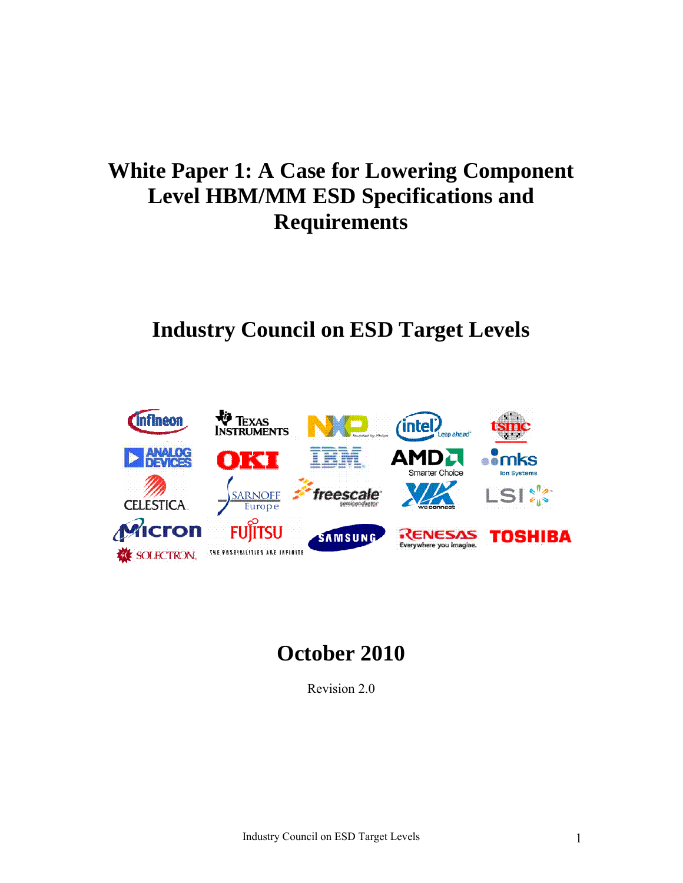# White Paper 1: A Case for Lowering Component Level HBM/MM ESD Specifications and Requirements

## Industry Council on ESD Target Levels

## October 2010

Revision 2.0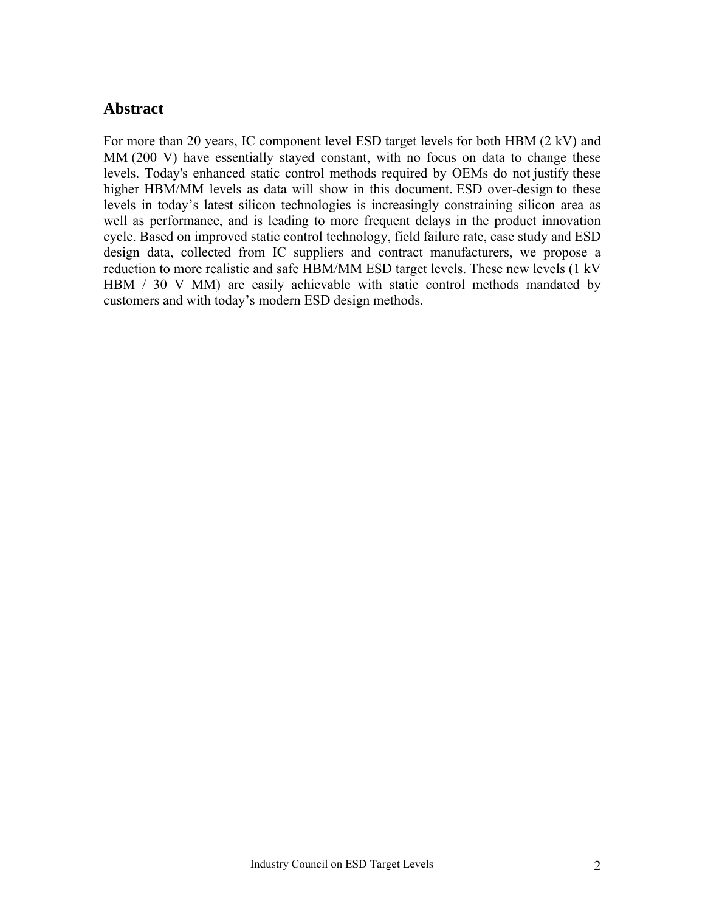## Abstract

For more than 20 years, IC component level ESD target levels for both HBM (2 kV) and MM (200 V) have essentially stayed constant, with no focus on data to change these levels. Today's enhanced static control methods required by OEMs do not justify these higher HBM/MM levels as data will show in this document. ESD over-design to these levels in today's latest silicon technologies is increasingly constraining silicon area as well as performance, and is leading to more frequent delays in the product innovation cycle. Based on improved static control technology, field failure rate, case study and ESD design data, collected from IC suppliers and contract manufacturers, we propose a reduction to more realistic and safe HBM/MM ESD target levels. These new levels (1 kV HBM / 30 V MM) are easily achievable with static control methods mandated by customers and with today's modern ESD design methods.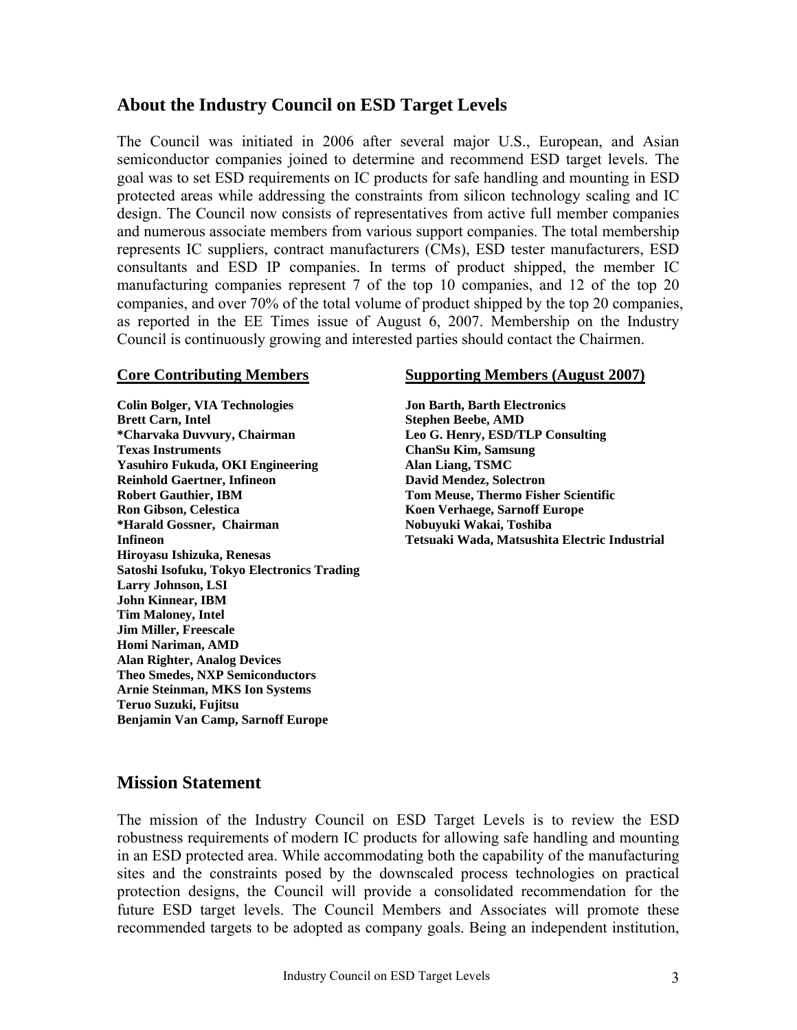## About the Industry Council on ESD Target Levels

The Council was initiated in 2006 after several major U.S., European, and Asian semiconductor companies joined to determine and recommend ESD target levels. The goal was to set ESD requirements on IC products for safe handling and mounting in ESD protected areas while addressing the constraints from silicon technology scaling and IC design. The Council now consists of representatives from active full member companies and numerous associate members from various support companies. The total membership represents IC suppliers, contract manufacturers (CMs), ESD tester manufacturers, ESD consultants and ESD IP companies. In terms of product shipped, the member IC manufacturing companies represent 7 of the top 10 companies, and 12 of the top 20 companies, and over 70% of the total volume of product shipped by the top 20 companies, as reported in the EE Times issue of August 6, 2007. Membership on the Industry Council is continuously growing and interested parties should contact the Chairmen.

**Core Contributing Members**

**Colin Bolger, VIA Technologies**
**Brett Carn, Intel**
**\*Charvaka Duvvury, Chairman**
**Texas Instruments**
**Yasuhiro Fukuda, OKI Engineering**
**Reinhold Gaertner, Infineon**
**Robert Gauthier, IBM**
**Ron Gibson, Celestica**
**\*Harald Gossner, Chairman**
**Infineon**
**Hiroyasu Ishizuka, Renesas**
**Satoshi Isofuku, Tokyo Electronics Trading**
**Larry Johnson, LSI**
**John Kinnear, IBM**
**Tim Maloney, Intel**
**Jim Miller, Freescale**
**Homi Nariman, AMD**
**Alan Righter, Analog Devices**
**Theo Smedes, NXP Semiconductors**
**Arnie Steinman, MKS Ion Systems**
**Teruo Suzuki, Fujitsu**
**Benjamin Van Camp, Sarnoff Europe**

**Supporting Members (August 2007)**

**Jon Barth, Barth Electronics**
**Stephen Beebe, AMD**
**Leo G. Henry, ESD/TLP Consulting**
**ChanSu Kim, Samsung**
**Alan Liang, TSMC**
**David Mendez, Solectron**
**Tom Meuse, Thermo Fisher Scientific**
**Koen Verhaege, Sarnoff Europe**
**Nobuyuki Wakai, Toshiba**
**Tetsuaki Wada, Matsushita Electric Industrial**

## Mission Statement

The mission of the Industry Council on ESD Target Levels is to review the ESD robustness requirements of modern IC products for allowing safe handling and mounting in an ESD protected area. While accommodating both the capability of the manufacturing sites and the constraints posed by the downscaled process technologies on practical protection designs, the Council will provide a consolidated recommendation for the future ESD target levels. The Council Members and Associates will promote these recommended targets to be adopted as company goals. Being an independent institution,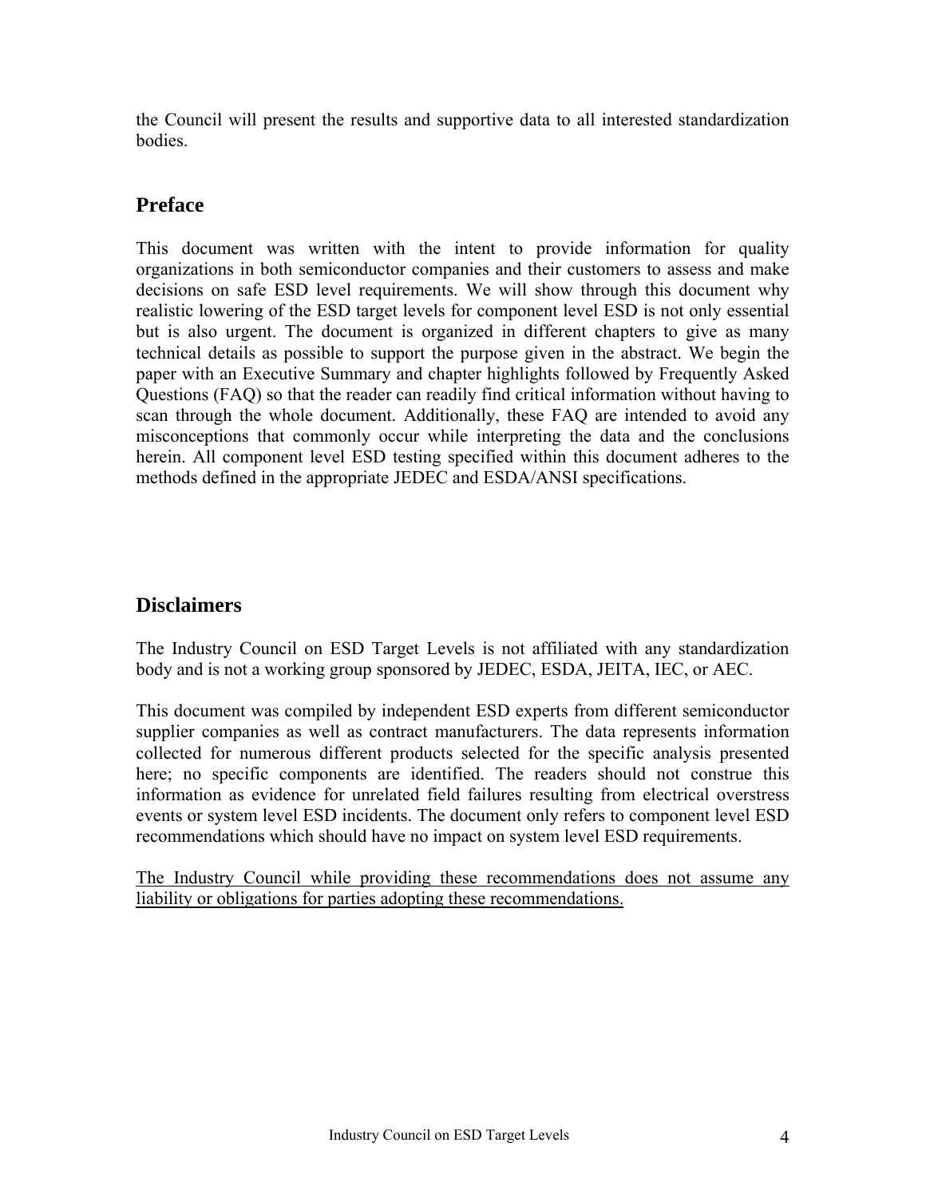the Council will present the results and supportive data to all interested standardization bodies.

## Preface

This document was written with the intent to provide information for quality organizations in both semiconductor companies and their customers to assess and make decisions on safe ESD level requirements. We will show through this document why realistic lowering of the ESD target levels for component level ESD is not only essential but is also urgent. The document is organized in different chapters to give as many technical details as possible to support the purpose given in the abstract. We begin the paper with an Executive Summary and chapter highlights followed by Frequently Asked Questions (FAQ) so that the reader can readily find critical information without having to scan through the whole document. Additionally, these FAQ are intended to avoid any misconceptions that commonly occur while interpreting the data and the conclusions herein. All component level ESD testing specified within this document adheres to the methods defined in the appropriate JEDEC and ESDA/ANSI specifications.

## Disclaimers

The Industry Council on ESD Target Levels is not affiliated with any standardization body and is not a working group sponsored by JEDEC, ESDA, JEITA, IEC, or AEC.

This document was compiled by independent ESD experts from different semiconductor supplier companies as well as contract manufacturers. The data represents information collected for numerous different products selected for the specific analysis presented here; no specific components are identified. The readers should not construe this information as evidence for unrelated field failures resulting from electrical overstress events or system level ESD incidents. The document only refers to component level ESD recommendations which should have no impact on system level ESD requirements.

<u>The Industry Council while providing these recommendations does not assume any liability or obligations for parties adopting these recommendations.</u>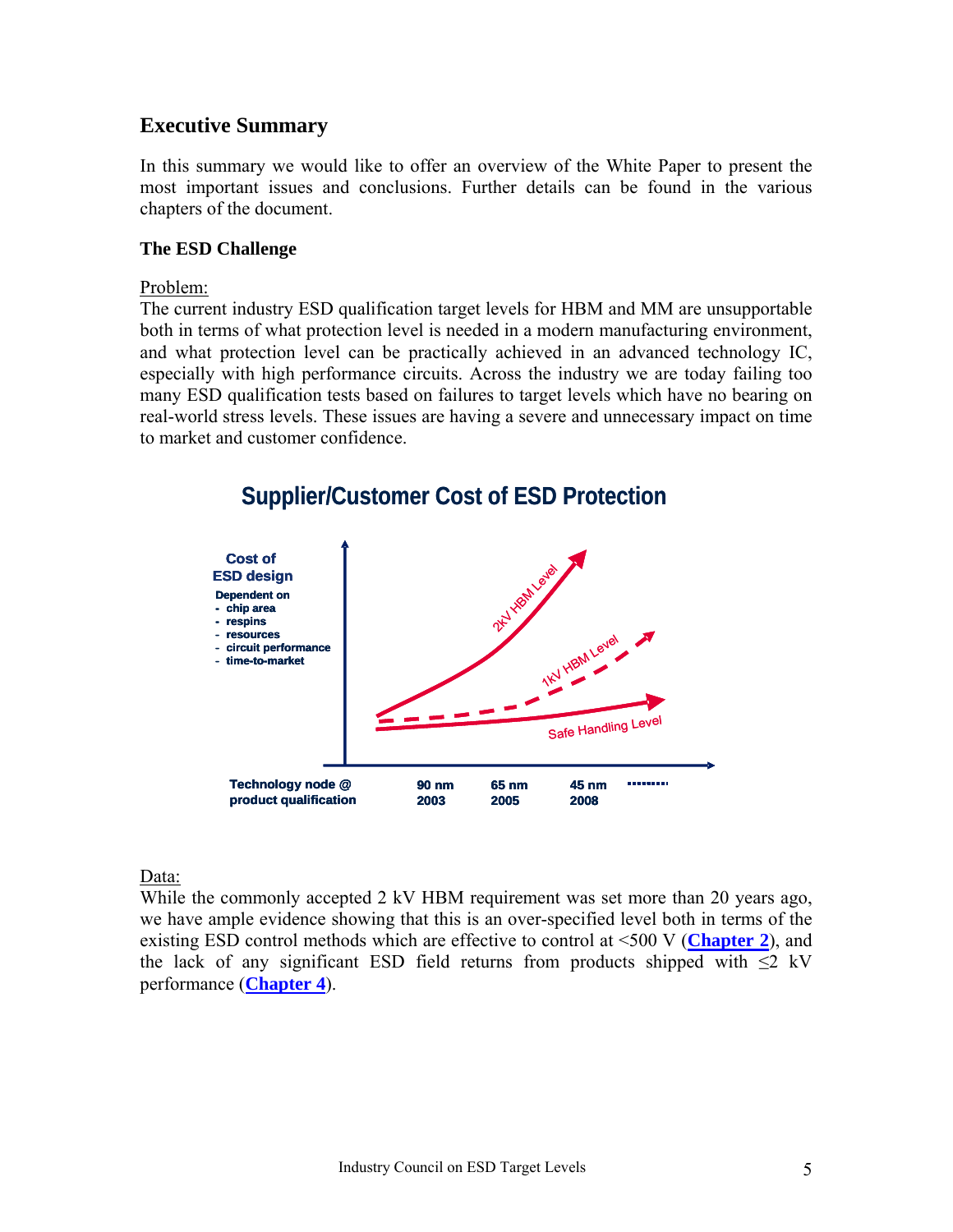## Executive Summary

In this summary we would like to offer an overview of the White Paper to present the most important issues and conclusions. Further details can be found in the various chapters of the document.

### The ESD Challenge

Problem:

The current industry ESD qualification target levels for HBM and MM are unsupportable both in terms of what protection level is needed in a modern manufacturing environment, and what protection level can be practically achieved in an advanced technology IC, especially with high performance circuits. Across the industry we are today failing too many ESD qualification tests based on failures to target levels which have no bearing on real-world stress levels. These issues are having a severe and unnecessary impact on time to market and customer confidence.

**Supplier/Customer Cost of ESD Protection**

Cost of ESD design

Dependent on
- chip area
- respins
- resources
- circuit performance
- time-to-market

2kV HBM Level

1kV HBM Level

Safe Handling Level

| Technology node @ product qualification | 90 nm | 65 nm | 45 nm | ........ |
|---|---|---|---|---|
| | 2003 | 2005 | 2008 | |

Data:

While the commonly accepted 2 kV HBM requirement was set more than 20 years ago, we have ample evidence showing that this is an over-specified level both in terms of the existing ESD control methods which are effective to control at <500 V (**Chapter 2**), and the lack of any significant ESD field returns from products shipped with ≤2 kV performance (**Chapter 4**).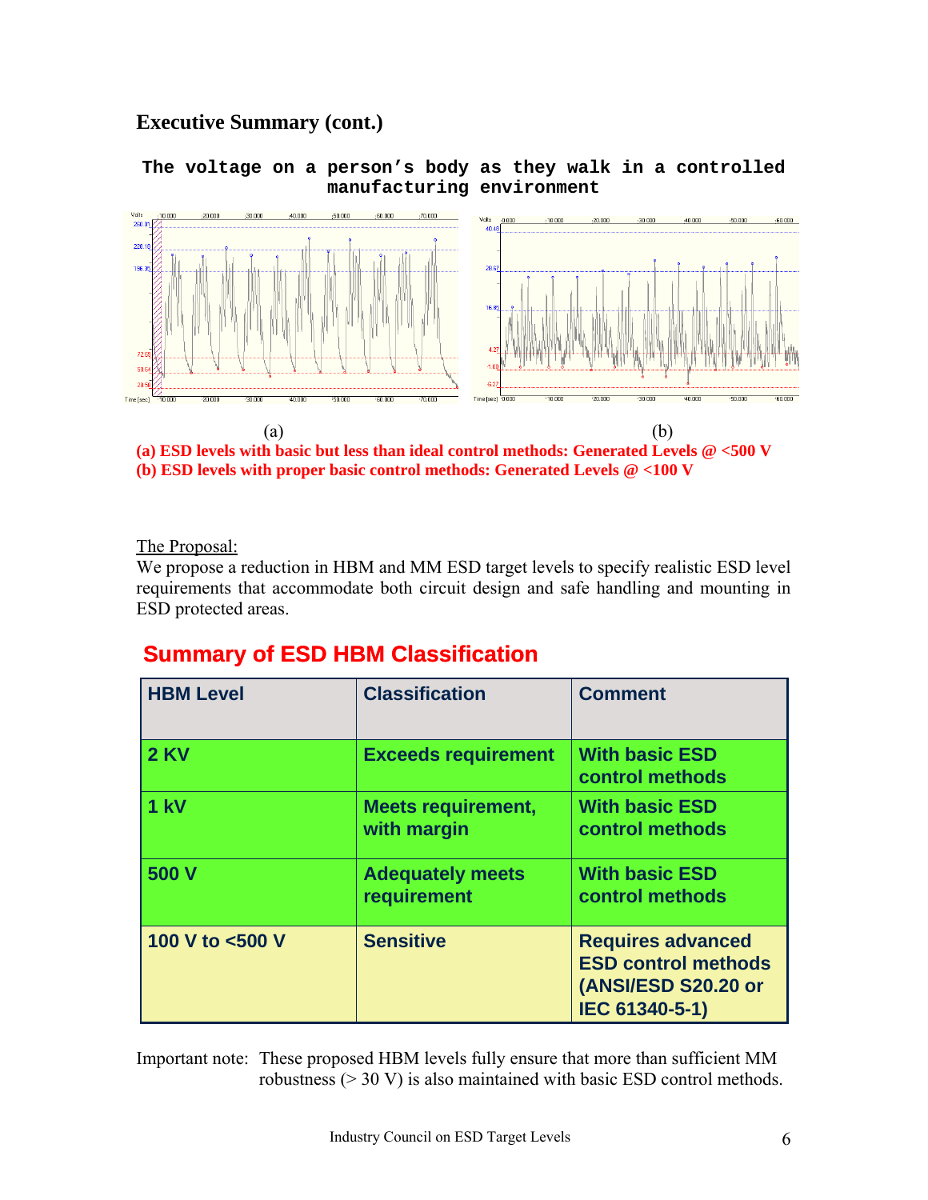## Executive Summary (cont.)

**The voltage on a person's body as they walk in a controlled manufacturing environment**

(a) (b)

**(a) ESD levels with basic but less than ideal control methods: Generated Levels @ <500 V**
**(b) ESD levels with proper basic control methods: Generated Levels @ <100 V**

The Proposal:

We propose a reduction in HBM and MM ESD target levels to specify realistic ESD level requirements that accommodate both circuit design and safe handling and mounting in ESD protected areas.

## Summary of ESD HBM Classification

| HBM Level | Classification | Comment |
|---|---|---|
| 2 KV | Exceeds requirement | With basic ESD control methods |
| 1 kV | Meets requirement, with margin | With basic ESD control methods |
| 500 V | Adequately meets requirement | With basic ESD control methods |
| 100 V to <500 V | Sensitive | Requires advanced ESD control methods (ANSI/ESD S20.20 or IEC 61340-5-1) |

Important note: These proposed HBM levels fully ensure that more than sufficient MM robustness (> 30 V) is also maintained with basic ESD control methods.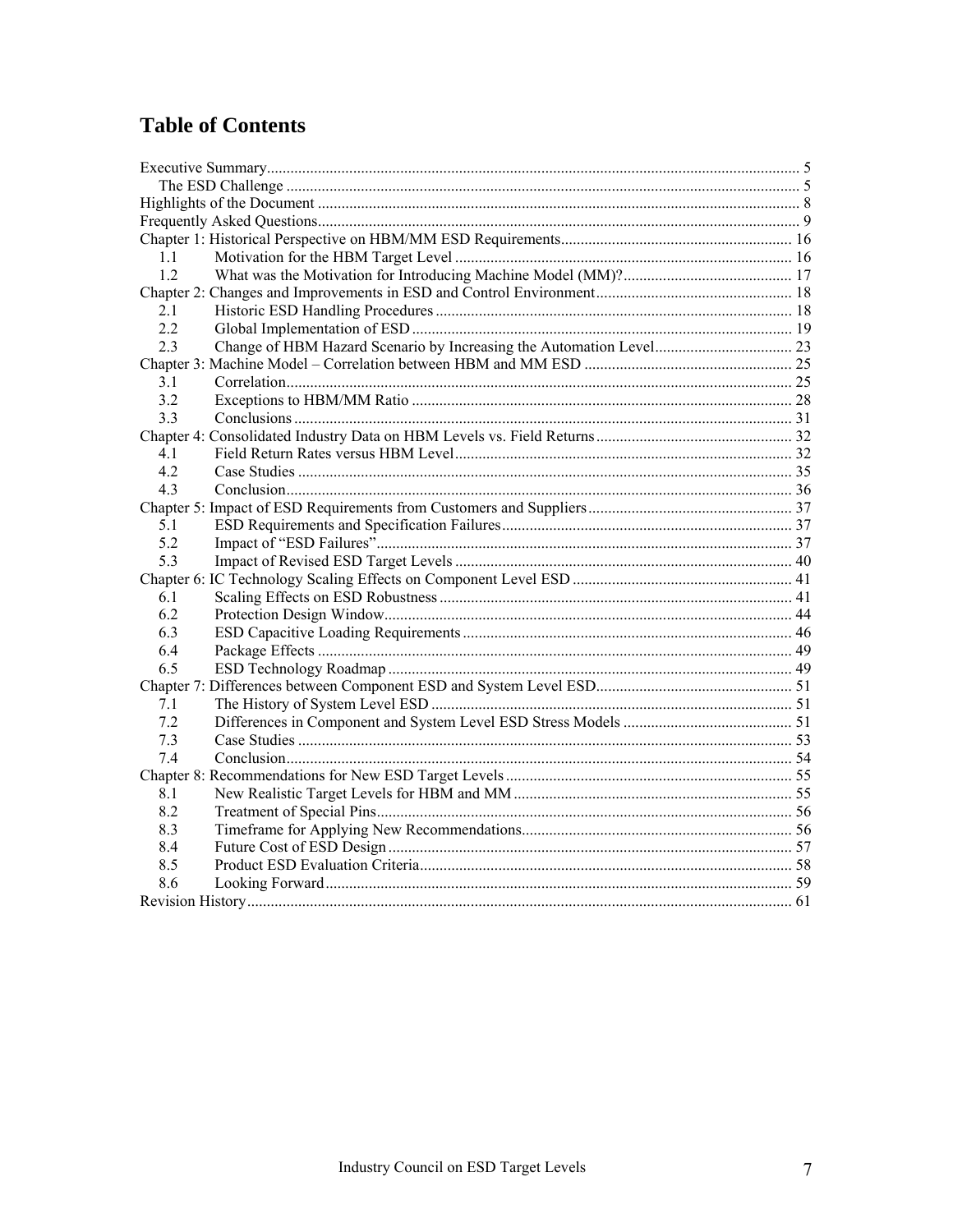# Table of Contents

Executive Summary ..... 5
- The ESD Challenge ..... 5

Highlights of the Document ..... 8

Frequently Asked Questions ..... 9

Chapter 1: Historical Perspective on HBM/MM ESD Requirements ..... 16
- 1.1 Motivation for the HBM Target Level ..... 16
- 1.2 What was the Motivation for Introducing Machine Model (MM)? ..... 17

Chapter 2: Changes and Improvements in ESD and Control Environment ..... 18
- 2.1 Historic ESD Handling Procedures ..... 18
- 2.2 Global Implementation of ESD ..... 19
- 2.3 Change of HBM Hazard Scenario by Increasing the Automation Level ..... 23

Chapter 3: Machine Model – Correlation between HBM and MM ESD ..... 25
- 3.1 Correlation ..... 25
- 3.2 Exceptions to HBM/MM Ratio ..... 28
- 3.3 Conclusions ..... 31

Chapter 4: Consolidated Industry Data on HBM Levels vs. Field Returns ..... 32
- 4.1 Field Return Rates versus HBM Level ..... 32
- 4.2 Case Studies ..... 35
- 4.3 Conclusion ..... 36

Chapter 5: Impact of ESD Requirements from Customers and Suppliers ..... 37
- 5.1 ESD Requirements and Specification Failures ..... 37
- 5.2 Impact of "ESD Failures" ..... 37
- 5.3 Impact of Revised ESD Target Levels ..... 40

Chapter 6: IC Technology Scaling Effects on Component Level ESD ..... 41
- 6.1 Scaling Effects on ESD Robustness ..... 41
- 6.2 Protection Design Window ..... 44
- 6.3 ESD Capacitive Loading Requirements ..... 46
- 6.4 Package Effects ..... 49
- 6.5 ESD Technology Roadmap ..... 49

Chapter 7: Differences between Component ESD and System Level ESD ..... 51
- 7.1 The History of System Level ESD ..... 51
- 7.2 Differences in Component and System Level ESD Stress Models ..... 51
- 7.3 Case Studies ..... 53
- 7.4 Conclusion ..... 54

Chapter 8: Recommendations for New ESD Target Levels ..... 55
- 8.1 New Realistic Target Levels for HBM and MM ..... 55
- 8.2 Treatment of Special Pins ..... 56
- 8.3 Timeframe for Applying New Recommendations ..... 56
- 8.4 Future Cost of ESD Design ..... 57
- 8.5 Product ESD Evaluation Criteria ..... 58
- 8.6 Looking Forward ..... 59

Revision History ..... 61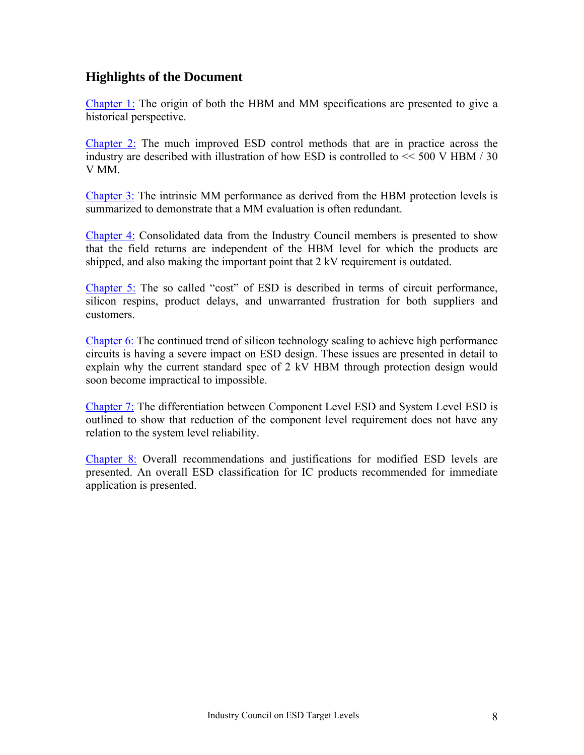## Highlights of the Document

Chapter 1: The origin of both the HBM and MM specifications are presented to give a historical perspective.

Chapter 2: The much improved ESD control methods that are in practice across the industry are described with illustration of how ESD is controlled to << 500 V HBM / 30 V MM.

Chapter 3: The intrinsic MM performance as derived from the HBM protection levels is summarized to demonstrate that a MM evaluation is often redundant.

Chapter 4: Consolidated data from the Industry Council members is presented to show that the field returns are independent of the HBM level for which the products are shipped, and also making the important point that 2 kV requirement is outdated.

Chapter 5: The so called "cost" of ESD is described in terms of circuit performance, silicon respins, product delays, and unwarranted frustration for both suppliers and customers.

Chapter 6: The continued trend of silicon technology scaling to achieve high performance circuits is having a severe impact on ESD design. These issues are presented in detail to explain why the current standard spec of 2 kV HBM through protection design would soon become impractical to impossible.

Chapter 7: The differentiation between Component Level ESD and System Level ESD is outlined to show that reduction of the component level requirement does not have any relation to the system level reliability.

Chapter 8: Overall recommendations and justifications for modified ESD levels are presented. An overall ESD classification for IC products recommended for immediate application is presented.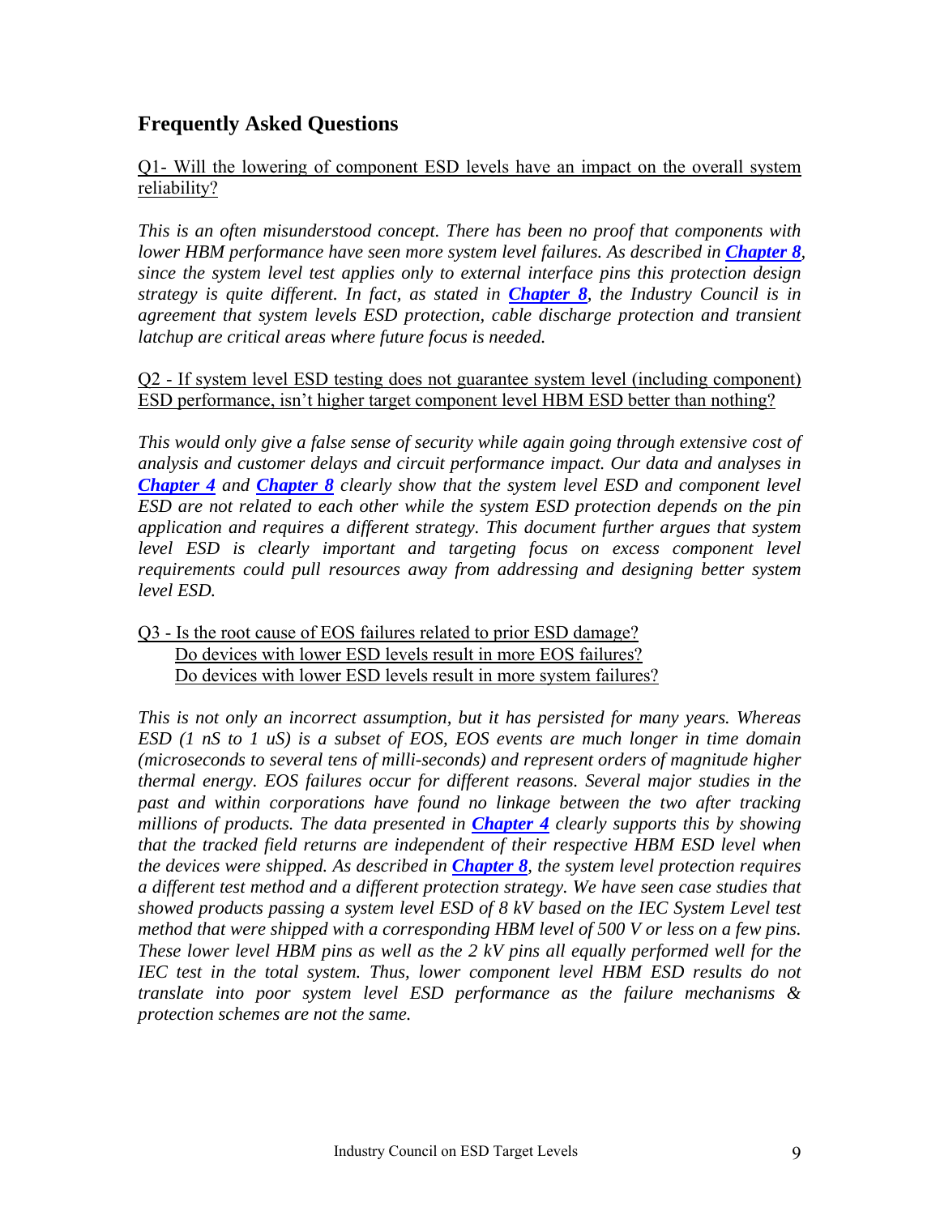## Frequently Asked Questions

Q1- Will the lowering of component ESD levels have an impact on the overall system reliability?

*This is an often misunderstood concept. There has been no proof that components with lower HBM performance have seen more system level failures. As described in **Chapter 8**, since the system level test applies only to external interface pins this protection design strategy is quite different. In fact, as stated in **Chapter 8**, the Industry Council is in agreement that system levels ESD protection, cable discharge protection and transient latchup are critical areas where future focus is needed.*

Q2 - If system level ESD testing does not guarantee system level (including component) ESD performance, isn't higher target component level HBM ESD better than nothing?

*This would only give a false sense of security while again going through extensive cost of analysis and customer delays and circuit performance impact. Our data and analyses in **Chapter 4** and **Chapter 8** clearly show that the system level ESD and component level ESD are not related to each other while the system ESD protection depends on the pin application and requires a different strategy. This document further argues that system level ESD is clearly important and targeting focus on excess component level requirements could pull resources away from addressing and designing better system level ESD.*

Q3 - Is the root cause of EOS failures related to prior ESD damage?
Do devices with lower ESD levels result in more EOS failures?
Do devices with lower ESD levels result in more system failures?

*This is not only an incorrect assumption, but it has persisted for many years. Whereas ESD (1 nS to 1 uS) is a subset of EOS, EOS events are much longer in time domain (microseconds to several tens of milli-seconds) and represent orders of magnitude higher thermal energy. EOS failures occur for different reasons. Several major studies in the past and within corporations have found no linkage between the two after tracking millions of products. The data presented in **Chapter 4** clearly supports this by showing that the tracked field returns are independent of their respective HBM ESD level when the devices were shipped. As described in **Chapter 8**, the system level protection requires a different test method and a different protection strategy. We have seen case studies that showed products passing a system level ESD of 8 kV based on the IEC System Level test method that were shipped with a corresponding HBM level of 500 V or less on a few pins. These lower level HBM pins as well as the 2 kV pins all equally performed well for the IEC test in the total system. Thus, lower component level HBM ESD results do not translate into poor system level ESD performance as the failure mechanisms & protection schemes are not the same.*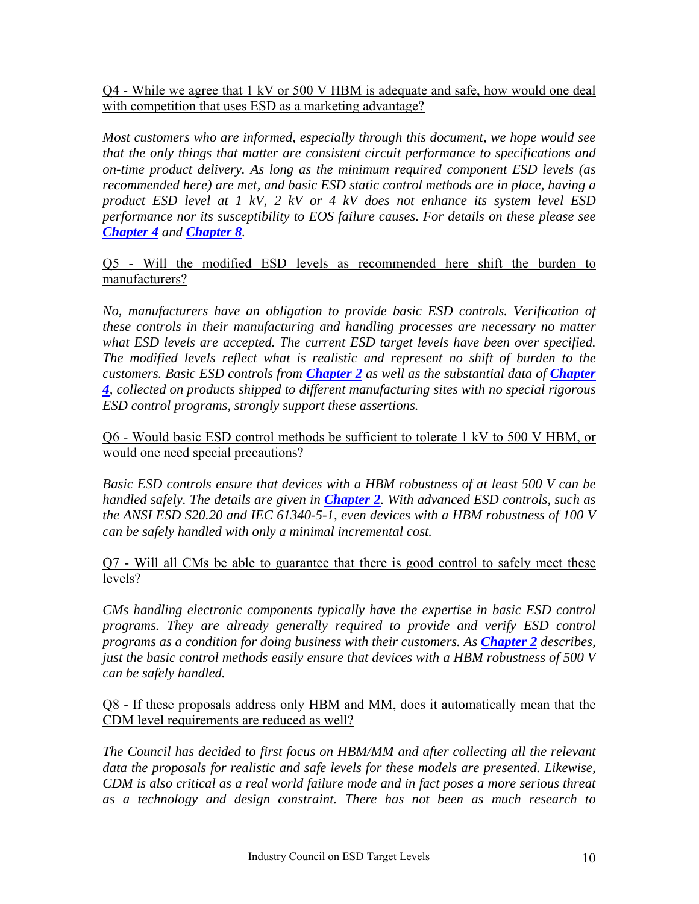Q4 - While we agree that 1 kV or 500 V HBM is adequate and safe, how would one deal with competition that uses ESD as a marketing advantage?

*Most customers who are informed, especially through this document, we hope would see that the only things that matter are consistent circuit performance to specifications and on-time product delivery. As long as the minimum required component ESD levels (as recommended here) are met, and basic ESD static control methods are in place, having a product ESD level at 1 kV, 2 kV or 4 kV does not enhance its system level ESD performance nor its susceptibility to EOS failure causes. For details on these please see* ***Chapter 4*** *and* ***Chapter 8****.*

Q5 - Will the modified ESD levels as recommended here shift the burden to manufacturers?

*No, manufacturers have an obligation to provide basic ESD controls. Verification of these controls in their manufacturing and handling processes are necessary no matter what ESD levels are accepted. The current ESD target levels have been over specified. The modified levels reflect what is realistic and represent no shift of burden to the customers. Basic ESD controls from* ***Chapter 2*** *as well as the substantial data of* ***Chapter 4****, collected on products shipped to different manufacturing sites with no special rigorous ESD control programs, strongly support these assertions.*

Q6 - Would basic ESD control methods be sufficient to tolerate 1 kV to 500 V HBM, or would one need special precautions?

*Basic ESD controls ensure that devices with a HBM robustness of at least 500 V can be handled safely. The details are given in* ***Chapter 2****. With advanced ESD controls, such as the ANSI ESD S20.20 and IEC 61340-5-1, even devices with a HBM robustness of 100 V can be safely handled with only a minimal incremental cost.*

Q7 - Will all CMs be able to guarantee that there is good control to safely meet these levels?

*CMs handling electronic components typically have the expertise in basic ESD control programs. They are already generally required to provide and verify ESD control programs as a condition for doing business with their customers. As* ***Chapter 2*** *describes, just the basic control methods easily ensure that devices with a HBM robustness of 500 V can be safely handled.*

Q8 - If these proposals address only HBM and MM, does it automatically mean that the CDM level requirements are reduced as well?

*The Council has decided to first focus on HBM/MM and after collecting all the relevant data the proposals for realistic and safe levels for these models are presented. Likewise, CDM is also critical as a real world failure mode and in fact poses a more serious threat as a technology and design constraint. There has not been as much research to*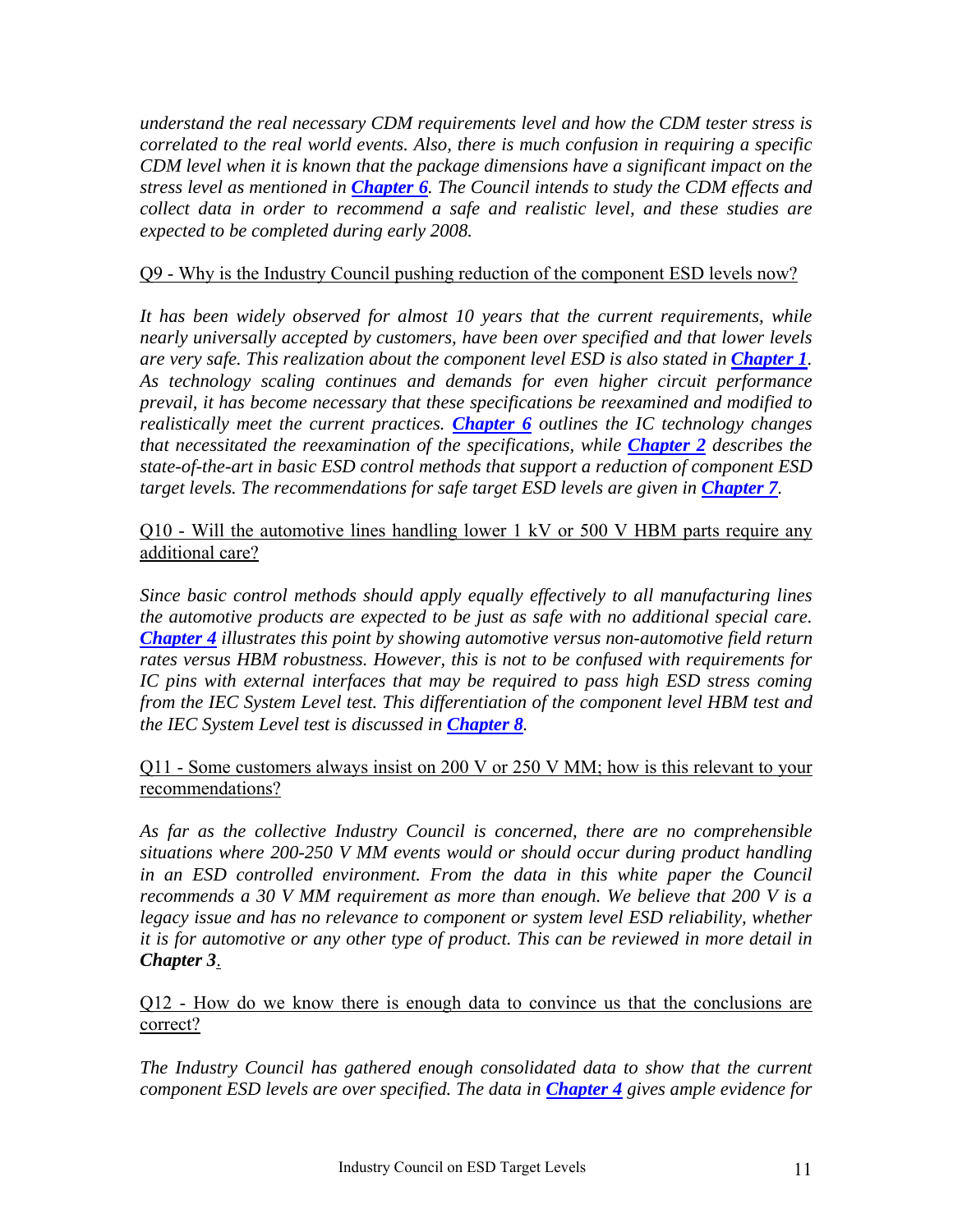*understand the real necessary CDM requirements level and how the CDM tester stress is correlated to the real world events. Also, there is much confusion in requiring a specific CDM level when it is known that the package dimensions have a significant impact on the stress level as mentioned in **Chapter 6**. The Council intends to study the CDM effects and collect data in order to recommend a safe and realistic level, and these studies are expected to be completed during early 2008.*

Q9 - Why is the Industry Council pushing reduction of the component ESD levels now?

*It has been widely observed for almost 10 years that the current requirements, while nearly universally accepted by customers, have been over specified and that lower levels are very safe. This realization about the component level ESD is also stated in **Chapter 1**. As technology scaling continues and demands for even higher circuit performance prevail, it has become necessary that these specifications be reexamined and modified to realistically meet the current practices. **Chapter 6** outlines the IC technology changes that necessitated the reexamination of the specifications, while **Chapter 2** describes the state-of-the-art in basic ESD control methods that support a reduction of component ESD target levels. The recommendations for safe target ESD levels are given in **Chapter 7**.*

Q10 - Will the automotive lines handling lower 1 kV or 500 V HBM parts require any additional care?

*Since basic control methods should apply equally effectively to all manufacturing lines the automotive products are expected to be just as safe with no additional special care. **Chapter 4** illustrates this point by showing automotive versus non-automotive field return rates versus HBM robustness. However, this is not to be confused with requirements for IC pins with external interfaces that may be required to pass high ESD stress coming from the IEC System Level test. This differentiation of the component level HBM test and the IEC System Level test is discussed in **Chapter 8**.*

Q11 - Some customers always insist on 200 V or 250 V MM; how is this relevant to your recommendations?

*As far as the collective Industry Council is concerned, there are no comprehensible situations where 200-250 V MM events would or should occur during product handling in an ESD controlled environment. From the data in this white paper the Council recommends a 30 V MM requirement as more than enough. We believe that 200 V is a legacy issue and has no relevance to component or system level ESD reliability, whether it is for automotive or any other type of product. This can be reviewed in more detail in **Chapter 3**.*

Q12 - How do we know there is enough data to convince us that the conclusions are correct?

*The Industry Council has gathered enough consolidated data to show that the current component ESD levels are over specified. The data in **Chapter 4** gives ample evidence for*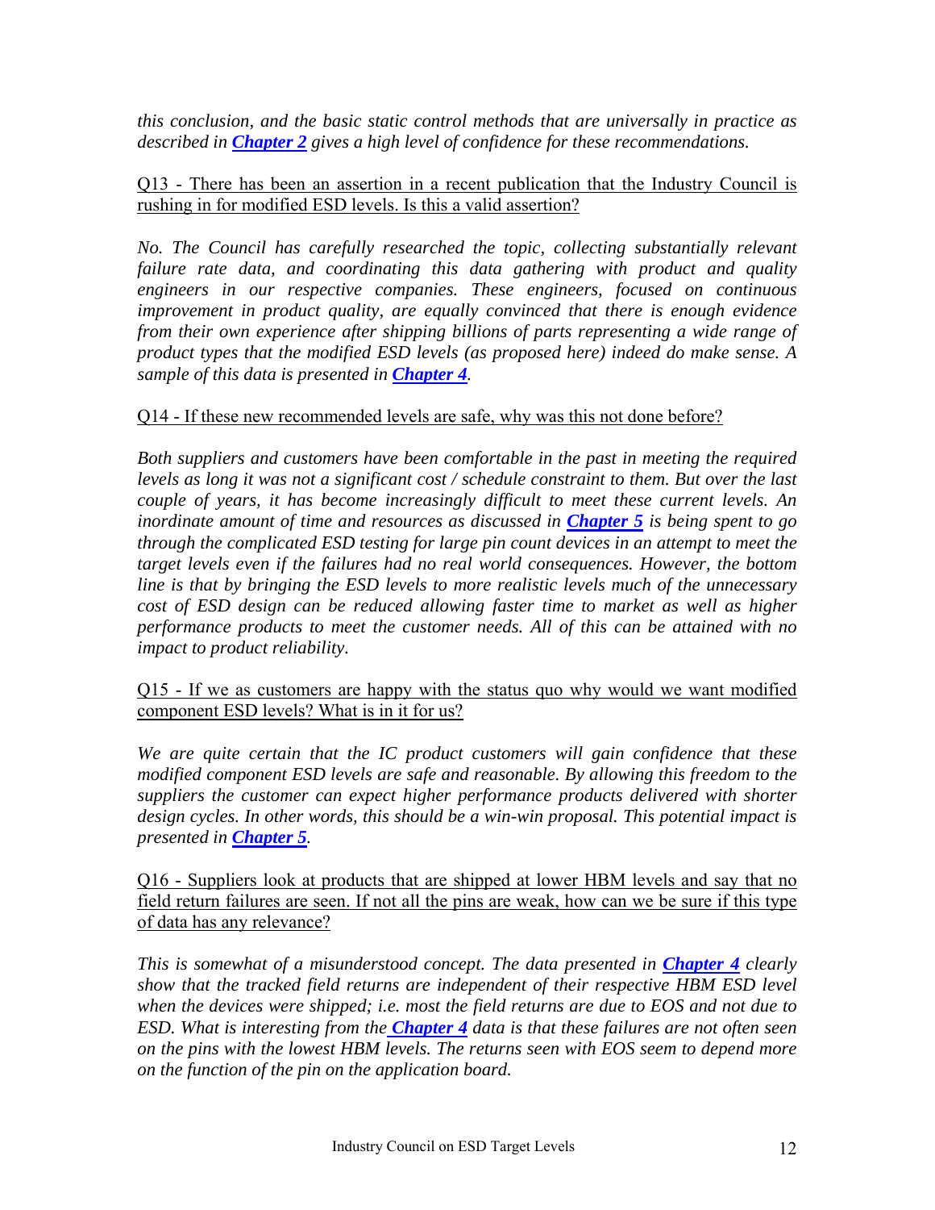*this conclusion, and the basic static control methods that are universally in practice as described in **Chapter 2** gives a high level of confidence for these recommendations.*

Q13 - There has been an assertion in a recent publication that the Industry Council is rushing in for modified ESD levels. Is this a valid assertion?

*No. The Council has carefully researched the topic, collecting substantially relevant failure rate data, and coordinating this data gathering with product and quality engineers in our respective companies. These engineers, focused on continuous improvement in product quality, are equally convinced that there is enough evidence from their own experience after shipping billions of parts representing a wide range of product types that the modified ESD levels (as proposed here) indeed do make sense. A sample of this data is presented in **Chapter 4**.*

Q14 - If these new recommended levels are safe, why was this not done before?

*Both suppliers and customers have been comfortable in the past in meeting the required levels as long it was not a significant cost / schedule constraint to them. But over the last couple of years, it has become increasingly difficult to meet these current levels. An inordinate amount of time and resources as discussed in **Chapter 5** is being spent to go through the complicated ESD testing for large pin count devices in an attempt to meet the target levels even if the failures had no real world consequences. However, the bottom line is that by bringing the ESD levels to more realistic levels much of the unnecessary cost of ESD design can be reduced allowing faster time to market as well as higher performance products to meet the customer needs. All of this can be attained with no impact to product reliability.*

Q15 - If we as customers are happy with the status quo why would we want modified component ESD levels? What is in it for us?

*We are quite certain that the IC product customers will gain confidence that these modified component ESD levels are safe and reasonable. By allowing this freedom to the suppliers the customer can expect higher performance products delivered with shorter design cycles. In other words, this should be a win-win proposal. This potential impact is presented in **Chapter 5**.*

Q16 - Suppliers look at products that are shipped at lower HBM levels and say that no field return failures are seen. If not all the pins are weak, how can we be sure if this type of data has any relevance?

*This is somewhat of a misunderstood concept. The data presented in **Chapter 4** clearly show that the tracked field returns are independent of their respective HBM ESD level when the devices were shipped; i.e. most the field returns are due to EOS and not due to ESD. What is interesting from the **Chapter 4** data is that these failures are not often seen on the pins with the lowest HBM levels. The returns seen with EOS seem to depend more on the function of the pin on the application board.*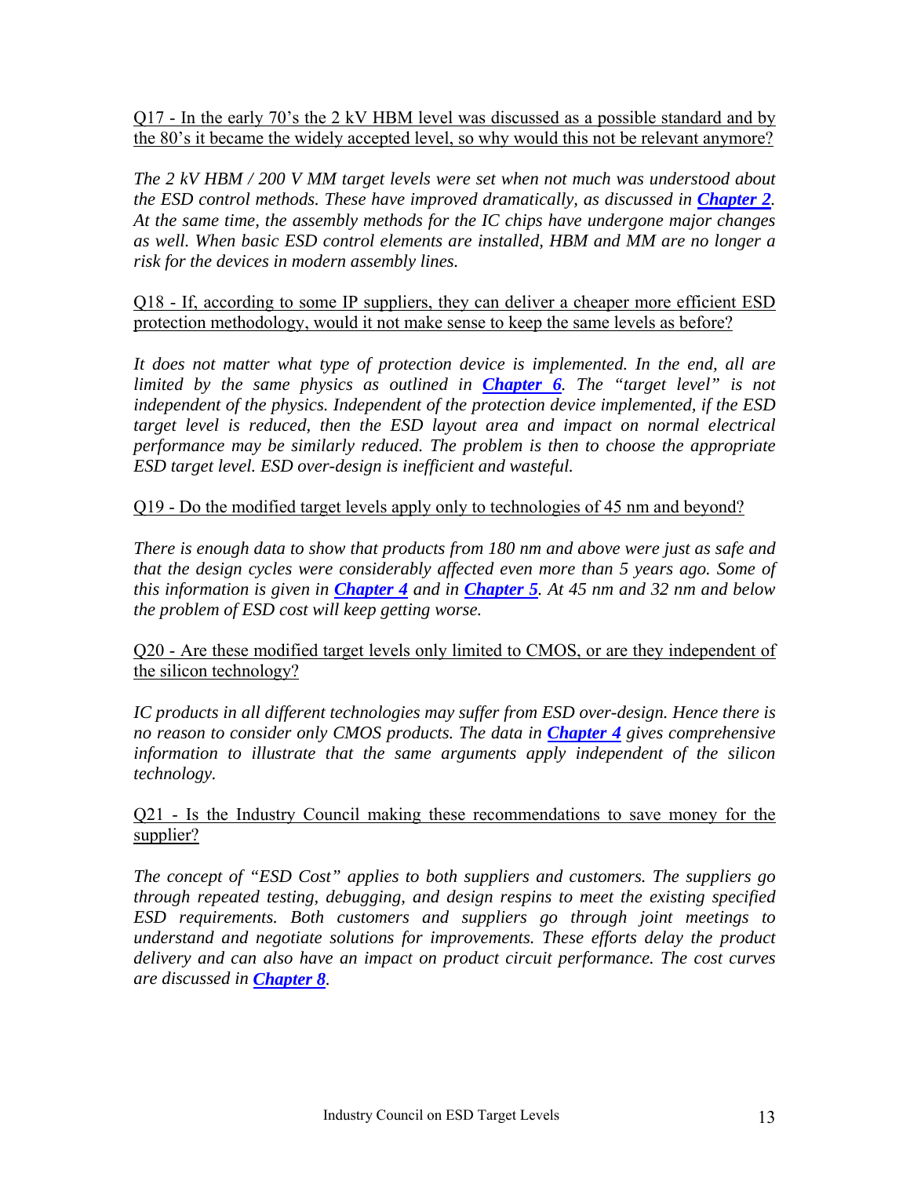Q17 - In the early 70's the 2 kV HBM level was discussed as a possible standard and by the 80's it became the widely accepted level, so why would this not be relevant anymore?

*The 2 kV HBM / 200 V MM target levels were set when not much was understood about the ESD control methods. These have improved dramatically, as discussed in **Chapter 2**. At the same time, the assembly methods for the IC chips have undergone major changes as well. When basic ESD control elements are installed, HBM and MM are no longer a risk for the devices in modern assembly lines.*

Q18 - If, according to some IP suppliers, they can deliver a cheaper more efficient ESD protection methodology, would it not make sense to keep the same levels as before?

*It does not matter what type of protection device is implemented. In the end, all are limited by the same physics as outlined in **Chapter 6**. The "target level" is not independent of the physics. Independent of the protection device implemented, if the ESD target level is reduced, then the ESD layout area and impact on normal electrical performance may be similarly reduced. The problem is then to choose the appropriate ESD target level. ESD over-design is inefficient and wasteful.*

Q19 - Do the modified target levels apply only to technologies of 45 nm and beyond?

*There is enough data to show that products from 180 nm and above were just as safe and that the design cycles were considerably affected even more than 5 years ago. Some of this information is given in **Chapter 4** and in **Chapter 5**. At 45 nm and 32 nm and below the problem of ESD cost will keep getting worse.*

Q20 - Are these modified target levels only limited to CMOS, or are they independent of the silicon technology?

*IC products in all different technologies may suffer from ESD over-design. Hence there is no reason to consider only CMOS products. The data in **Chapter 4** gives comprehensive information to illustrate that the same arguments apply independent of the silicon technology.*

Q21 - Is the Industry Council making these recommendations to save money for the supplier?

*The concept of "ESD Cost" applies to both suppliers and customers. The suppliers go through repeated testing, debugging, and design respins to meet the existing specified ESD requirements. Both customers and suppliers go through joint meetings to understand and negotiate solutions for improvements. These efforts delay the product delivery and can also have an impact on product circuit performance. The cost curves are discussed in **Chapter 8**.*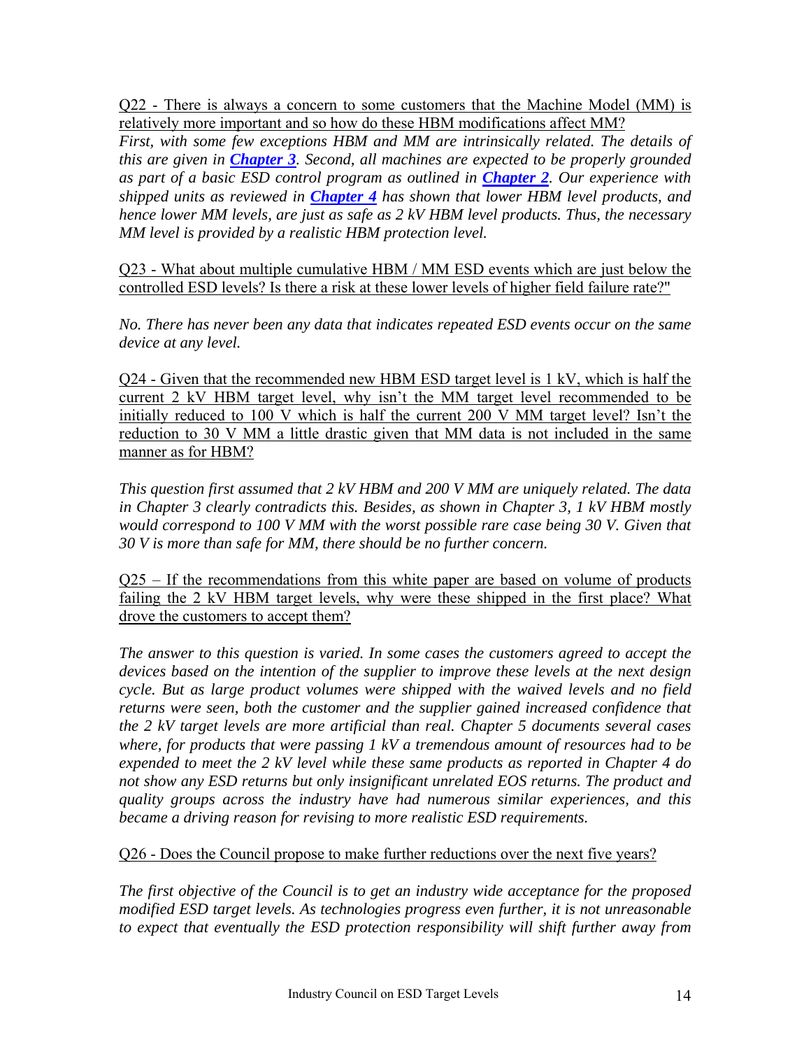Q22 - There is always a concern to some customers that the Machine Model (MM) is relatively more important and so how do these HBM modifications affect MM?

*First, with some few exceptions HBM and MM are intrinsically related. The details of this are given in* ***Chapter 3****. Second, all machines are expected to be properly grounded as part of a basic ESD control program as outlined in* ***Chapter 2****. Our experience with shipped units as reviewed in* ***Chapter 4*** *has shown that lower HBM level products, and hence lower MM levels, are just as safe as 2 kV HBM level products. Thus, the necessary MM level is provided by a realistic HBM protection level.*

Q23 - What about multiple cumulative HBM / MM ESD events which are just below the controlled ESD levels? Is there a risk at these lower levels of higher field failure rate?"

*No. There has never been any data that indicates repeated ESD events occur on the same device at any level.*

Q24 - Given that the recommended new HBM ESD target level is 1 kV, which is half the current 2 kV HBM target level, why isn't the MM target level recommended to be initially reduced to 100 V which is half the current 200 V MM target level? Isn't the reduction to 30 V MM a little drastic given that MM data is not included in the same manner as for HBM?

*This question first assumed that 2 kV HBM and 200 V MM are uniquely related. The data in Chapter 3 clearly contradicts this. Besides, as shown in Chapter 3, 1 kV HBM mostly would correspond to 100 V MM with the worst possible rare case being 30 V. Given that 30 V is more than safe for MM, there should be no further concern.*

Q25 – If the recommendations from this white paper are based on volume of products failing the 2 kV HBM target levels, why were these shipped in the first place? What drove the customers to accept them?

*The answer to this question is varied. In some cases the customers agreed to accept the devices based on the intention of the supplier to improve these levels at the next design cycle. But as large product volumes were shipped with the waived levels and no field returns were seen, both the customer and the supplier gained increased confidence that the 2 kV target levels are more artificial than real. Chapter 5 documents several cases where, for products that were passing 1 kV a tremendous amount of resources had to be expended to meet the 2 kV level while these same products as reported in Chapter 4 do not show any ESD returns but only insignificant unrelated EOS returns. The product and quality groups across the industry have had numerous similar experiences, and this became a driving reason for revising to more realistic ESD requirements.*

Q26 - Does the Council propose to make further reductions over the next five years?

*The first objective of the Council is to get an industry wide acceptance for the proposed modified ESD target levels. As technologies progress even further, it is not unreasonable to expect that eventually the ESD protection responsibility will shift further away from*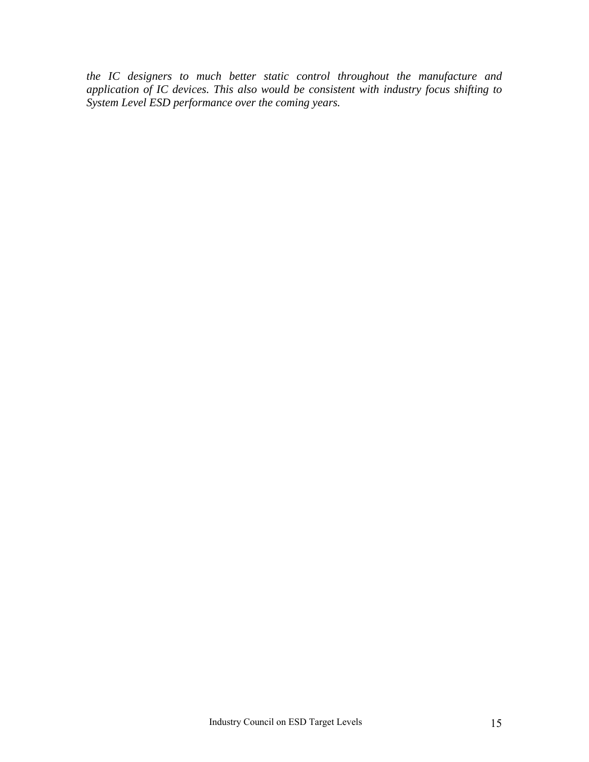*the IC designers to much better static control throughout the manufacture and application of IC devices. This also would be consistent with industry focus shifting to System Level ESD performance over the coming years.*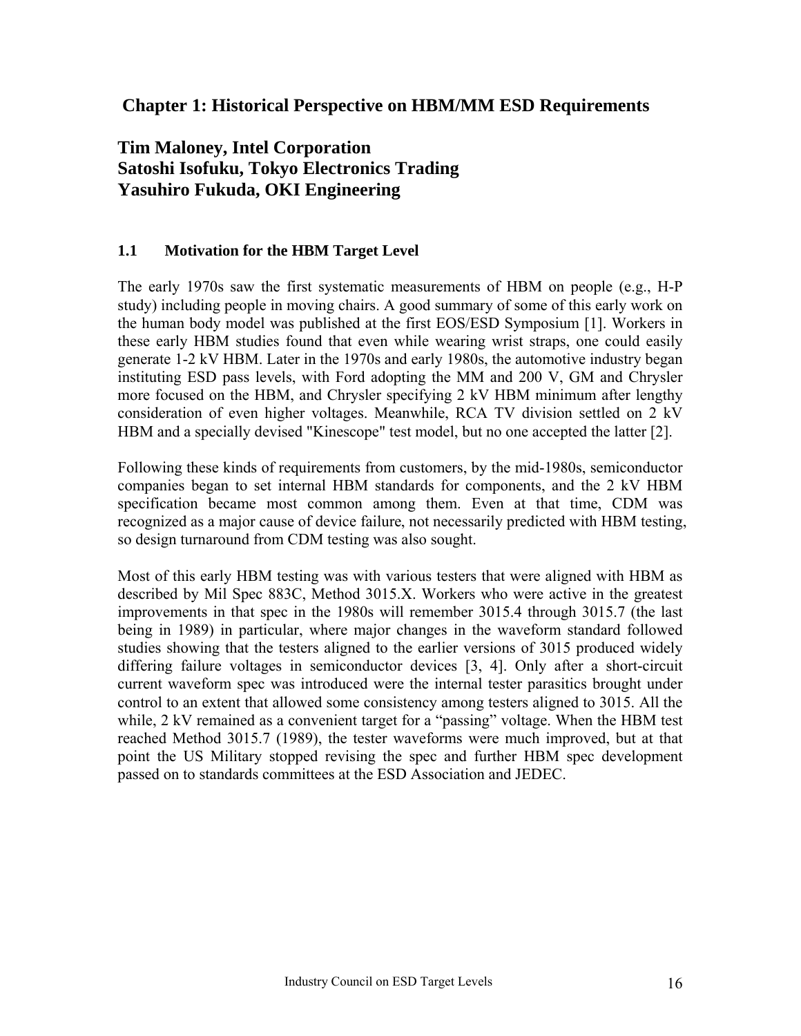# Chapter 1: Historical Perspective on HBM/MM ESD Requirements

## Tim Maloney, Intel Corporation
## Satoshi Isofuku, Tokyo Electronics Trading
## Yasuhiro Fukuda, OKI Engineering

### 1.1 Motivation for the HBM Target Level

The early 1970s saw the first systematic measurements of HBM on people (e.g., H-P study) including people in moving chairs. A good summary of some of this early work on the human body model was published at the first EOS/ESD Symposium [1]. Workers in these early HBM studies found that even while wearing wrist straps, one could easily generate 1-2 kV HBM. Later in the 1970s and early 1980s, the automotive industry began instituting ESD pass levels, with Ford adopting the MM and 200 V, GM and Chrysler more focused on the HBM, and Chrysler specifying 2 kV HBM minimum after lengthy consideration of even higher voltages. Meanwhile, RCA TV division settled on 2 kV HBM and a specially devised "Kinescope" test model, but no one accepted the latter [2].

Following these kinds of requirements from customers, by the mid-1980s, semiconductor companies began to set internal HBM standards for components, and the 2 kV HBM specification became most common among them. Even at that time, CDM was recognized as a major cause of device failure, not necessarily predicted with HBM testing, so design turnaround from CDM testing was also sought.

Most of this early HBM testing was with various testers that were aligned with HBM as described by Mil Spec 883C, Method 3015.X. Workers who were active in the greatest improvements in that spec in the 1980s will remember 3015.4 through 3015.7 (the last being in 1989) in particular, where major changes in the waveform standard followed studies showing that the testers aligned to the earlier versions of 3015 produced widely differing failure voltages in semiconductor devices [3, 4]. Only after a short-circuit current waveform spec was introduced were the internal tester parasitics brought under control to an extent that allowed some consistency among testers aligned to 3015. All the while, 2 kV remained as a convenient target for a "passing" voltage. When the HBM test reached Method 3015.7 (1989), the tester waveforms were much improved, but at that point the US Military stopped revising the spec and further HBM spec development passed on to standards committees at the ESD Association and JEDEC.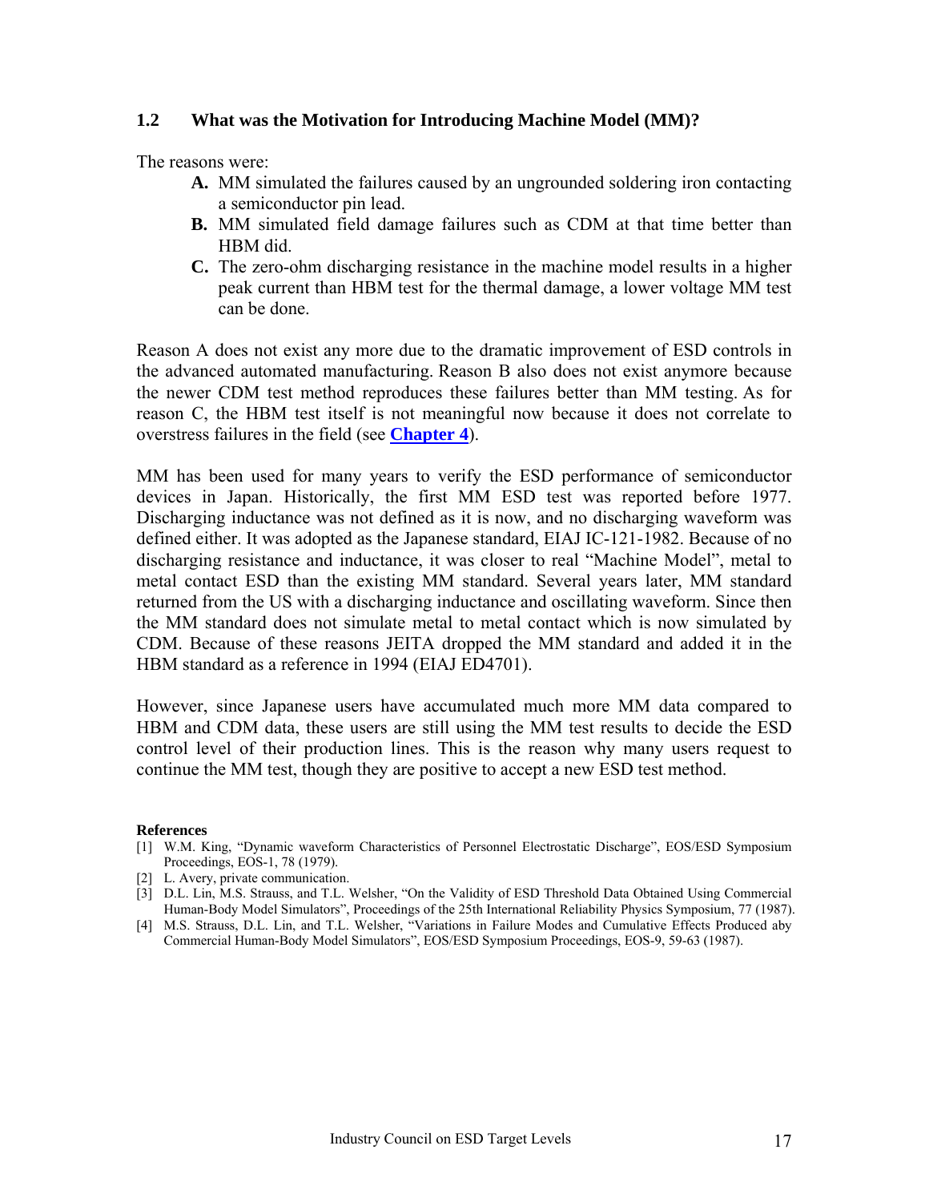## 1.2 What was the Motivation for Introducing Machine Model (MM)?

The reasons were:

- **A.** MM simulated the failures caused by an ungrounded soldering iron contacting a semiconductor pin lead.
- **B.** MM simulated field damage failures such as CDM at that time better than HBM did.
- **C.** The zero-ohm discharging resistance in the machine model results in a higher peak current than HBM test for the thermal damage, a lower voltage MM test can be done.

Reason A does not exist any more due to the dramatic improvement of ESD controls in the advanced automated manufacturing. Reason B also does not exist anymore because the newer CDM test method reproduces these failures better than MM testing. As for reason C, the HBM test itself is not meaningful now because it does not correlate to overstress failures in the field (see **Chapter 4**).

MM has been used for many years to verify the ESD performance of semiconductor devices in Japan. Historically, the first MM ESD test was reported before 1977. Discharging inductance was not defined as it is now, and no discharging waveform was defined either. It was adopted as the Japanese standard, EIAJ IC-121-1982. Because of no discharging resistance and inductance, it was closer to real "Machine Model", metal to metal contact ESD than the existing MM standard. Several years later, MM standard returned from the US with a discharging inductance and oscillating waveform. Since then the MM standard does not simulate metal to metal contact which is now simulated by CDM. Because of these reasons JEITA dropped the MM standard and added it in the HBM standard as a reference in 1994 (EIAJ ED4701).

However, since Japanese users have accumulated much more MM data compared to HBM and CDM data, these users are still using the MM test results to decide the ESD control level of their production lines. This is the reason why many users request to continue the MM test, though they are positive to accept a new ESD test method.

**References**

[1] W.M. King, "Dynamic waveform Characteristics of Personnel Electrostatic Discharge", EOS/ESD Symposium Proceedings, EOS-1, 78 (1979).

[2] L. Avery, private communication.

[3] D.L. Lin, M.S. Strauss, and T.L. Welsher, "On the Validity of ESD Threshold Data Obtained Using Commercial Human-Body Model Simulators", Proceedings of the 25th International Reliability Physics Symposium, 77 (1987).

[4] M.S. Strauss, D.L. Lin, and T.L. Welsher, "Variations in Failure Modes and Cumulative Effects Produced aby Commercial Human-Body Model Simulators", EOS/ESD Symposium Proceedings, EOS-9, 59-63 (1987).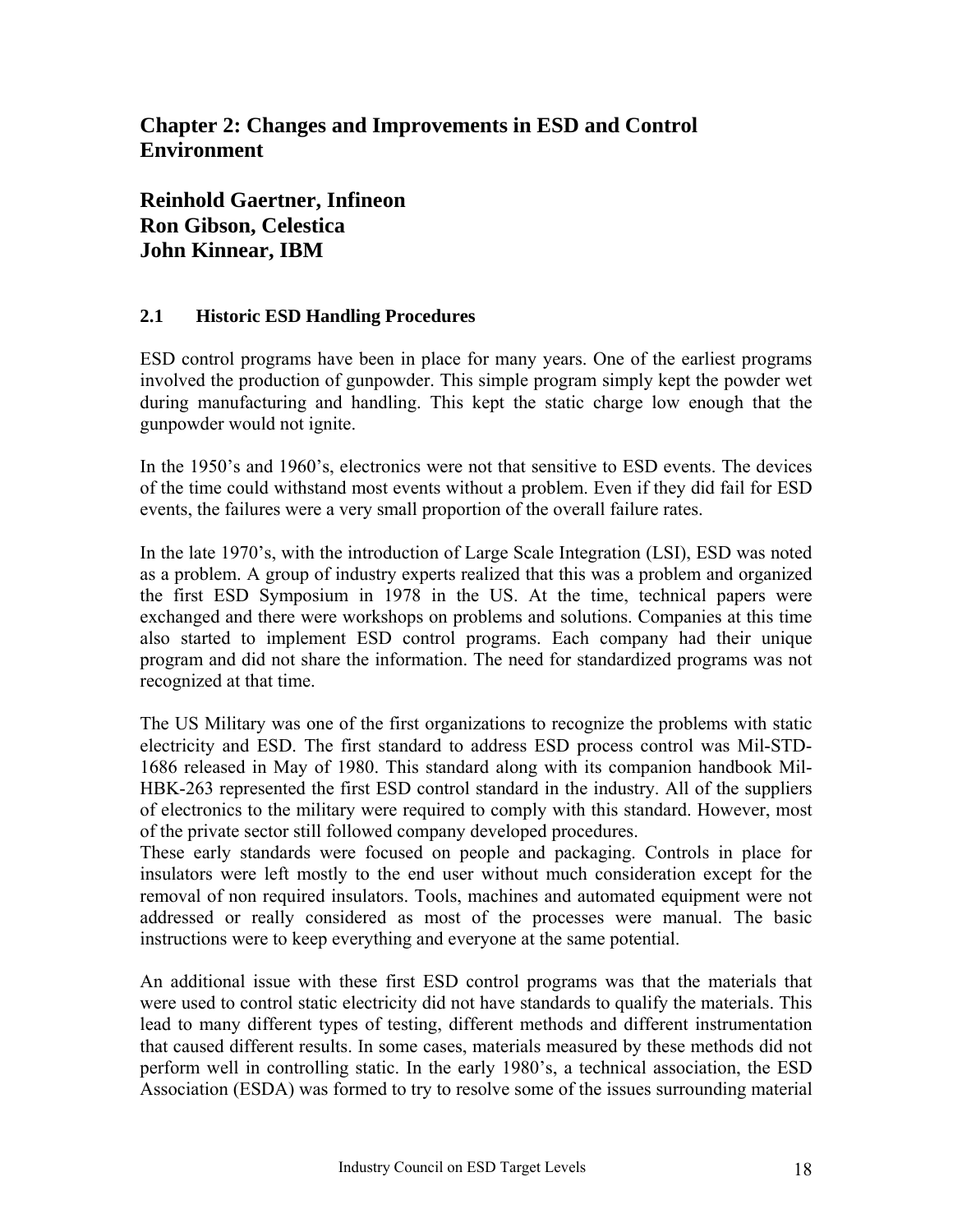# Chapter 2: Changes and Improvements in ESD and Control Environment

## Reinhold Gaertner, Infineon
## Ron Gibson, Celestica
## John Kinnear, IBM

### 2.1 Historic ESD Handling Procedures

ESD control programs have been in place for many years. One of the earliest programs involved the production of gunpowder. This simple program simply kept the powder wet during manufacturing and handling. This kept the static charge low enough that the gunpowder would not ignite.

In the 1950's and 1960's, electronics were not that sensitive to ESD events. The devices of the time could withstand most events without a problem. Even if they did fail for ESD events, the failures were a very small proportion of the overall failure rates.

In the late 1970's, with the introduction of Large Scale Integration (LSI), ESD was noted as a problem. A group of industry experts realized that this was a problem and organized the first ESD Symposium in 1978 in the US. At the time, technical papers were exchanged and there were workshops on problems and solutions. Companies at this time also started to implement ESD control programs. Each company had their unique program and did not share the information. The need for standardized programs was not recognized at that time.

The US Military was one of the first organizations to recognize the problems with static electricity and ESD. The first standard to address ESD process control was Mil-STD-1686 released in May of 1980. This standard along with its companion handbook Mil-HBK-263 represented the first ESD control standard in the industry. All of the suppliers of electronics to the military were required to comply with this standard. However, most of the private sector still followed company developed procedures.

These early standards were focused on people and packaging. Controls in place for insulators were left mostly to the end user without much consideration except for the removal of non required insulators. Tools, machines and automated equipment were not addressed or really considered as most of the processes were manual. The basic instructions were to keep everything and everyone at the same potential.

An additional issue with these first ESD control programs was that the materials that were used to control static electricity did not have standards to qualify the materials. This lead to many different types of testing, different methods and different instrumentation that caused different results. In some cases, materials measured by these methods did not perform well in controlling static. In the early 1980's, a technical association, the ESD Association (ESDA) was formed to try to resolve some of the issues surrounding material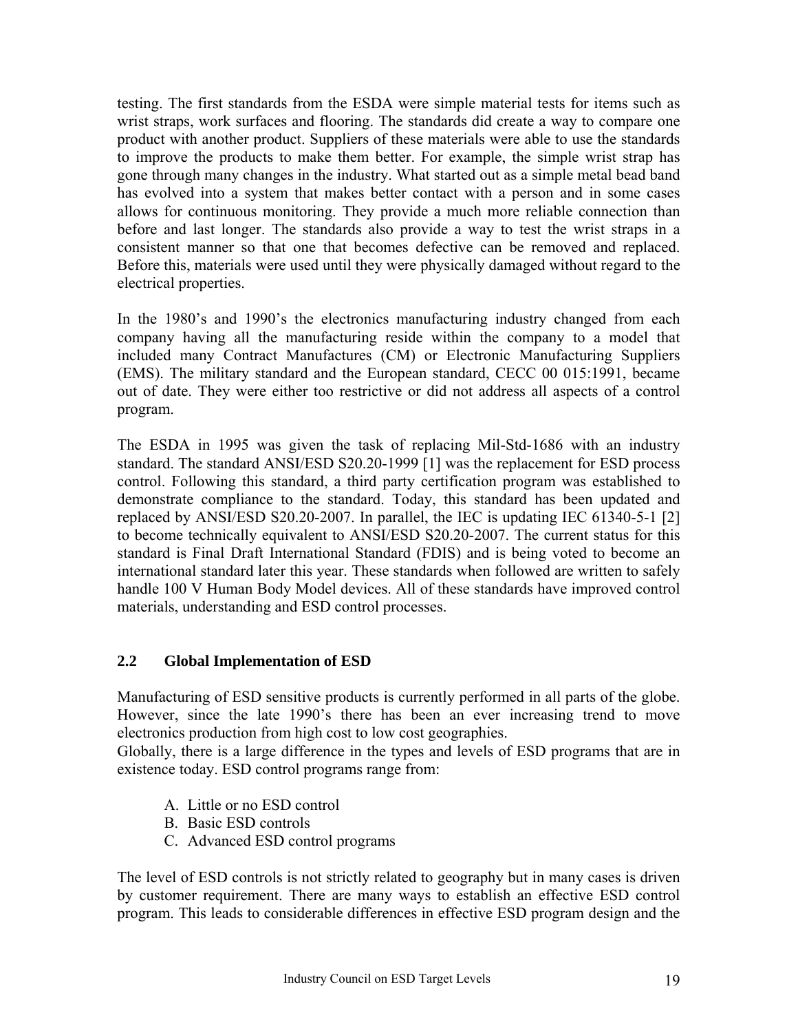testing. The first standards from the ESDA were simple material tests for items such as wrist straps, work surfaces and flooring. The standards did create a way to compare one product with another product. Suppliers of these materials were able to use the standards to improve the products to make them better. For example, the simple wrist strap has gone through many changes in the industry. What started out as a simple metal bead band has evolved into a system that makes better contact with a person and in some cases allows for continuous monitoring. They provide a much more reliable connection than before and last longer. The standards also provide a way to test the wrist straps in a consistent manner so that one that becomes defective can be removed and replaced. Before this, materials were used until they were physically damaged without regard to the electrical properties.

In the 1980's and 1990's the electronics manufacturing industry changed from each company having all the manufacturing reside within the company to a model that included many Contract Manufactures (CM) or Electronic Manufacturing Suppliers (EMS). The military standard and the European standard, CECC 00 015:1991, became out of date. They were either too restrictive or did not address all aspects of a control program.

The ESDA in 1995 was given the task of replacing Mil-Std-1686 with an industry standard. The standard ANSI/ESD S20.20-1999 [1] was the replacement for ESD process control. Following this standard, a third party certification program was established to demonstrate compliance to the standard. Today, this standard has been updated and replaced by ANSI/ESD S20.20-2007. In parallel, the IEC is updating IEC 61340-5-1 [2] to become technically equivalent to ANSI/ESD S20.20-2007. The current status for this standard is Final Draft International Standard (FDIS) and is being voted to become an international standard later this year. These standards when followed are written to safely handle 100 V Human Body Model devices. All of these standards have improved control materials, understanding and ESD control processes.

### 2.2 Global Implementation of ESD

Manufacturing of ESD sensitive products is currently performed in all parts of the globe. However, since the late 1990's there has been an ever increasing trend to move electronics production from high cost to low cost geographies.

Globally, there is a large difference in the types and levels of ESD programs that are in existence today. ESD control programs range from:

A. Little or no ESD control
B. Basic ESD controls
C. Advanced ESD control programs

The level of ESD controls is not strictly related to geography but in many cases is driven by customer requirement. There are many ways to establish an effective ESD control program. This leads to considerable differences in effective ESD program design and the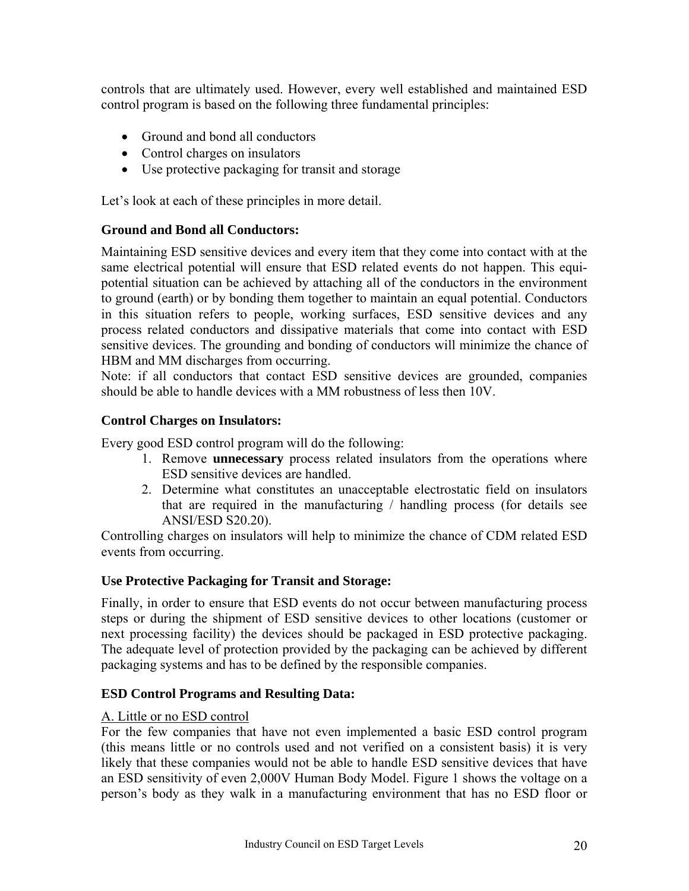controls that are ultimately used. However, every well established and maintained ESD control program is based on the following three fundamental principles:

- Ground and bond all conductors
- Control charges on insulators
- Use protective packaging for transit and storage

Let's look at each of these principles in more detail.

### Ground and Bond all Conductors:

Maintaining ESD sensitive devices and every item that they come into contact with at the same electrical potential will ensure that ESD related events do not happen. This equi-potential situation can be achieved by attaching all of the conductors in the environment to ground (earth) or by bonding them together to maintain an equal potential. Conductors in this situation refers to people, working surfaces, ESD sensitive devices and any process related conductors and dissipative materials that come into contact with ESD sensitive devices. The grounding and bonding of conductors will minimize the chance of HBM and MM discharges from occurring.
Note: if all conductors that contact ESD sensitive devices are grounded, companies should be able to handle devices with a MM robustness of less then 10V.

### Control Charges on Insulators:

Every good ESD control program will do the following:

1. Remove **unnecessary** process related insulators from the operations where ESD sensitive devices are handled.
2. Determine what constitutes an unacceptable electrostatic field on insulators that are required in the manufacturing / handling process (for details see ANSI/ESD S20.20).

Controlling charges on insulators will help to minimize the chance of CDM related ESD events from occurring.

### Use Protective Packaging for Transit and Storage:

Finally, in order to ensure that ESD events do not occur between manufacturing process steps or during the shipment of ESD sensitive devices to other locations (customer or next processing facility) the devices should be packaged in ESD protective packaging. The adequate level of protection provided by the packaging can be achieved by different packaging systems and has to be defined by the responsible companies.

### ESD Control Programs and Resulting Data:

<u>A. Little or no ESD control</u>

For the few companies that have not even implemented a basic ESD control program (this means little or no controls used and not verified on a consistent basis) it is very likely that these companies would not be able to handle ESD sensitive devices that have an ESD sensitivity of even 2,000V Human Body Model. Figure 1 shows the voltage on a person's body as they walk in a manufacturing environment that has no ESD floor or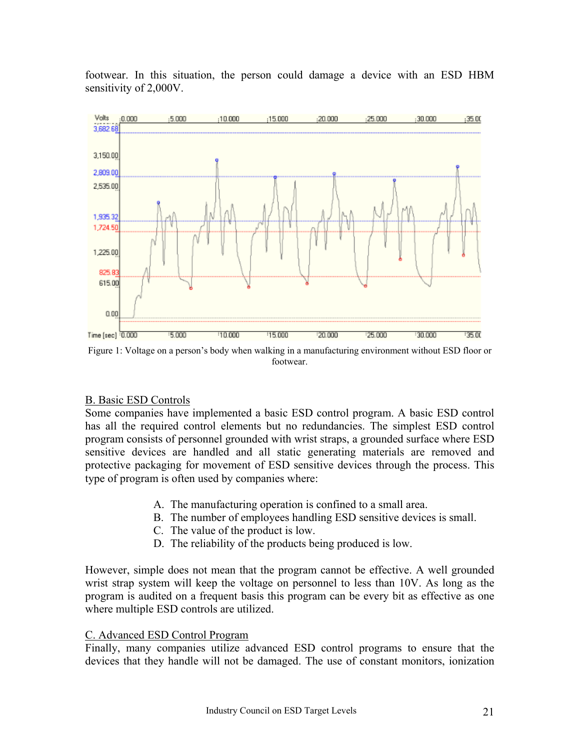footwear. In this situation, the person could damage a device with an ESD HBM sensitivity of 2,000V.

Figure 1: Voltage on a person's body when walking in a manufacturing environment without ESD floor or footwear.

B. Basic ESD Controls

Some companies have implemented a basic ESD control program. A basic ESD control has all the required control elements but no redundancies. The simplest ESD control program consists of personnel grounded with wrist straps, a grounded surface where ESD sensitive devices are handled and all static generating materials are removed and protective packaging for movement of ESD sensitive devices through the process. This type of program is often used by companies where:

A. The manufacturing operation is confined to a small area.
B. The number of employees handling ESD sensitive devices is small.
C. The value of the product is low.
D. The reliability of the products being produced is low.

However, simple does not mean that the program cannot be effective. A well grounded wrist strap system will keep the voltage on personnel to less than 10V. As long as the program is audited on a frequent basis this program can be every bit as effective as one where multiple ESD controls are utilized.

C. Advanced ESD Control Program

Finally, many companies utilize advanced ESD control programs to ensure that the devices that they handle will not be damaged. The use of constant monitors, ionization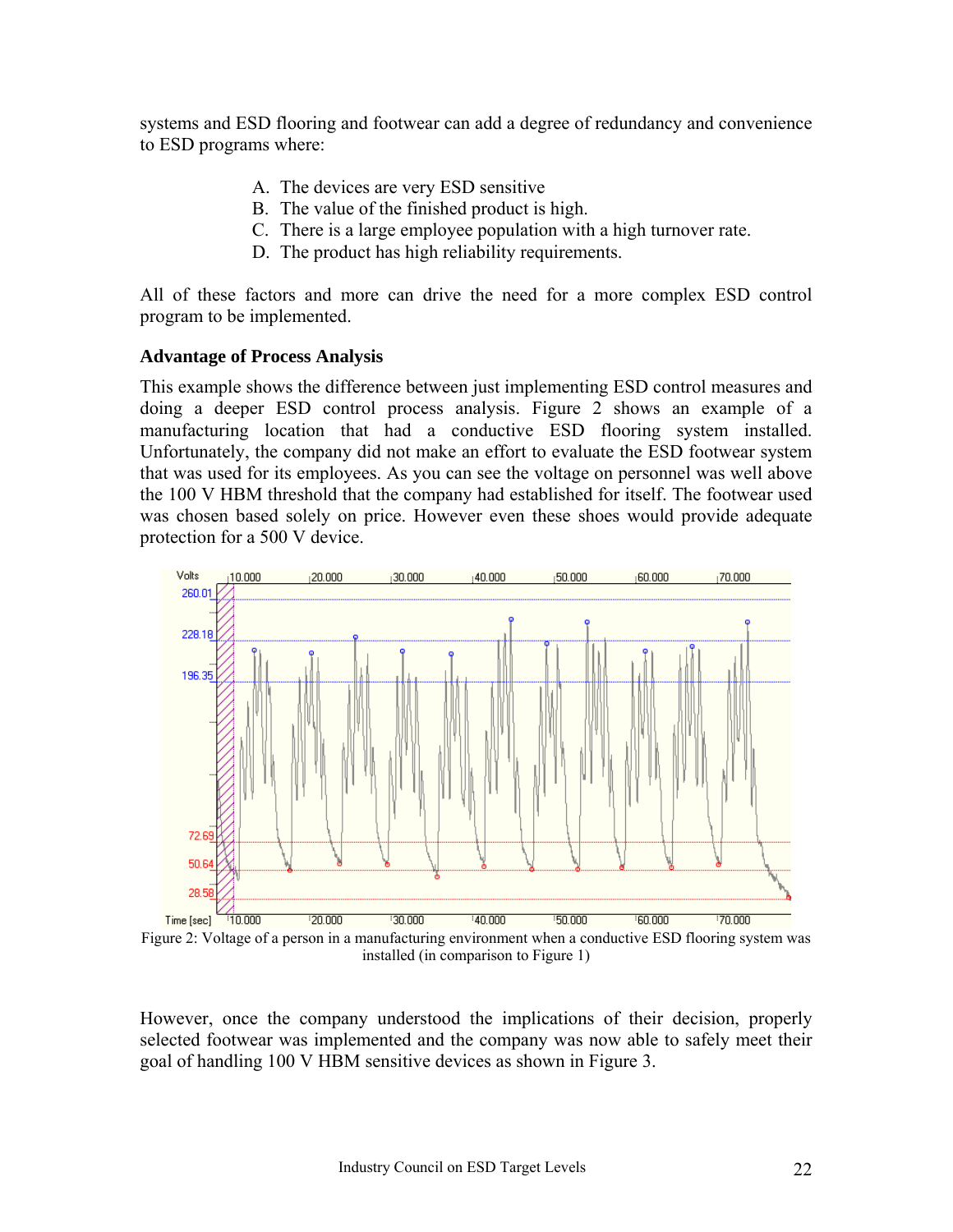systems and ESD flooring and footwear can add a degree of redundancy and convenience to ESD programs where:

A. The devices are very ESD sensitive
B. The value of the finished product is high.
C. There is a large employee population with a high turnover rate.
D. The product has high reliability requirements.

All of these factors and more can drive the need for a more complex ESD control program to be implemented.

**Advantage of Process Analysis**

This example shows the difference between just implementing ESD control measures and doing a deeper ESD control process analysis. Figure 2 shows an example of a manufacturing location that had a conductive ESD flooring system installed. Unfortunately, the company did not make an effort to evaluate the ESD footwear system that was used for its employees. As you can see the voltage on personnel was well above the 100 V HBM threshold that the company had established for itself. The footwear used was chosen based solely on price. However even these shoes would provide adequate protection for a 500 V device.

Figure 2: Voltage of a person in a manufacturing environment when a conductive ESD flooring system was installed (in comparison to Figure 1)

However, once the company understood the implications of their decision, properly selected footwear was implemented and the company was now able to safely meet their goal of handling 100 V HBM sensitive devices as shown in Figure 3.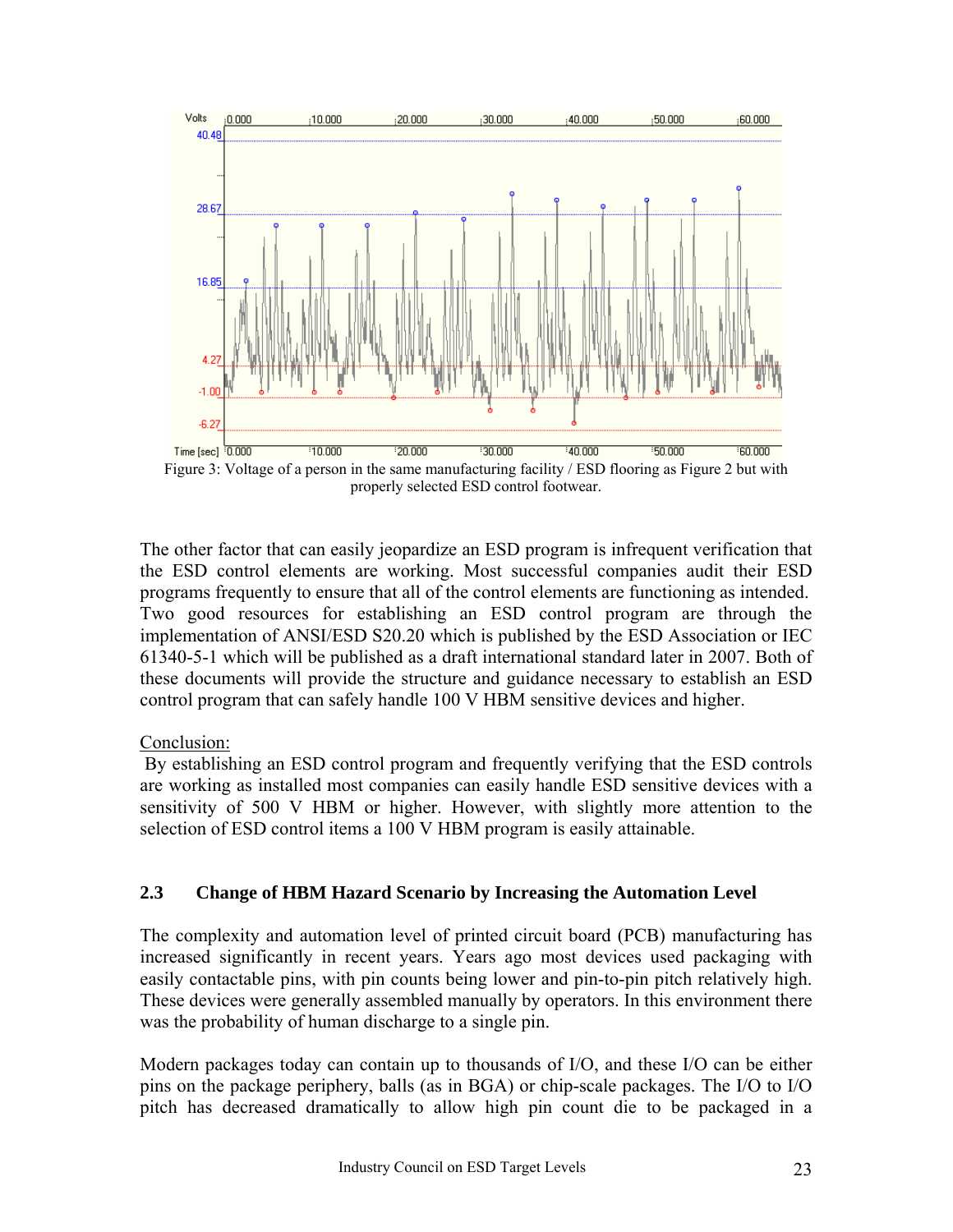Figure 3: Voltage of a person in the same manufacturing facility / ESD flooring as Figure 2 but with properly selected ESD control footwear.

The other factor that can easily jeopardize an ESD program is infrequent verification that the ESD control elements are working. Most successful companies audit their ESD programs frequently to ensure that all of the control elements are functioning as intended. Two good resources for establishing an ESD control program are through the implementation of ANSI/ESD S20.20 which is published by the ESD Association or IEC 61340-5-1 which will be published as a draft international standard later in 2007. Both of these documents will provide the structure and guidance necessary to establish an ESD control program that can safely handle 100 V HBM sensitive devices and higher.

Conclusion:

By establishing an ESD control program and frequently verifying that the ESD controls are working as installed most companies can easily handle ESD sensitive devices with a sensitivity of 500 V HBM or higher. However, with slightly more attention to the selection of ESD control items a 100 V HBM program is easily attainable.

### 2.3 Change of HBM Hazard Scenario by Increasing the Automation Level

The complexity and automation level of printed circuit board (PCB) manufacturing has increased significantly in recent years. Years ago most devices used packaging with easily contactable pins, with pin counts being lower and pin-to-pin pitch relatively high. These devices were generally assembled manually by operators. In this environment there was the probability of human discharge to a single pin.

Modern packages today can contain up to thousands of I/O, and these I/O can be either pins on the package periphery, balls (as in BGA) or chip-scale packages. The I/O to I/O pitch has decreased dramatically to allow high pin count die to be packaged in a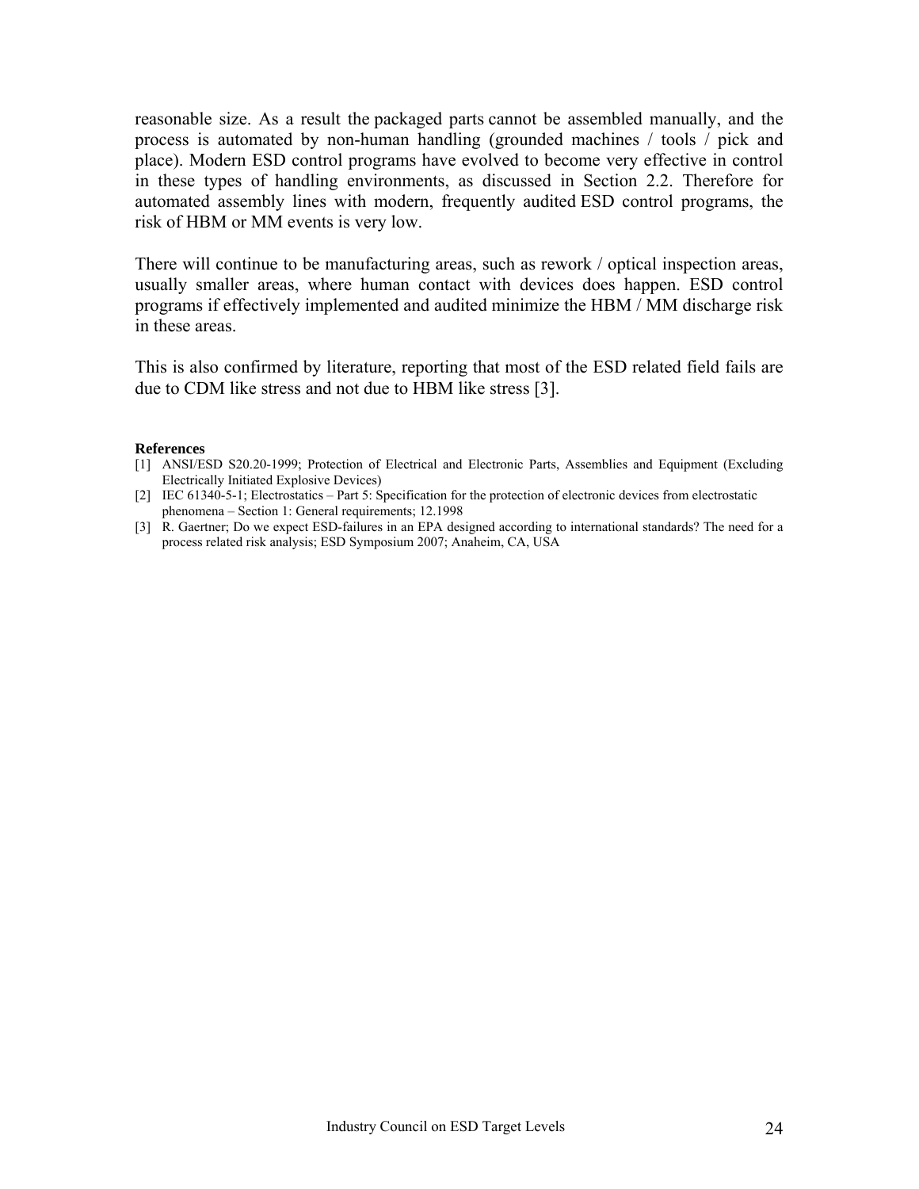reasonable size. As a result the packaged parts cannot be assembled manually, and the process is automated by non-human handling (grounded machines / tools / pick and place). Modern ESD control programs have evolved to become very effective in control in these types of handling environments, as discussed in Section 2.2. Therefore for automated assembly lines with modern, frequently audited ESD control programs, the risk of HBM or MM events is very low.

There will continue to be manufacturing areas, such as rework / optical inspection areas, usually smaller areas, where human contact with devices does happen. ESD control programs if effectively implemented and audited minimize the HBM / MM discharge risk in these areas.

This is also confirmed by literature, reporting that most of the ESD related field fails are due to CDM like stress and not due to HBM like stress [3].

**References**

[1] ANSI/ESD S20.20-1999; Protection of Electrical and Electronic Parts, Assemblies and Equipment (Excluding Electrically Initiated Explosive Devices)

[2] IEC 61340-5-1; Electrostatics – Part 5: Specification for the protection of electronic devices from electrostatic phenomena – Section 1: General requirements; 12.1998

[3] R. Gaertner; Do we expect ESD-failures in an EPA designed according to international standards? The need for a process related risk analysis; ESD Symposium 2007; Anaheim, CA, USA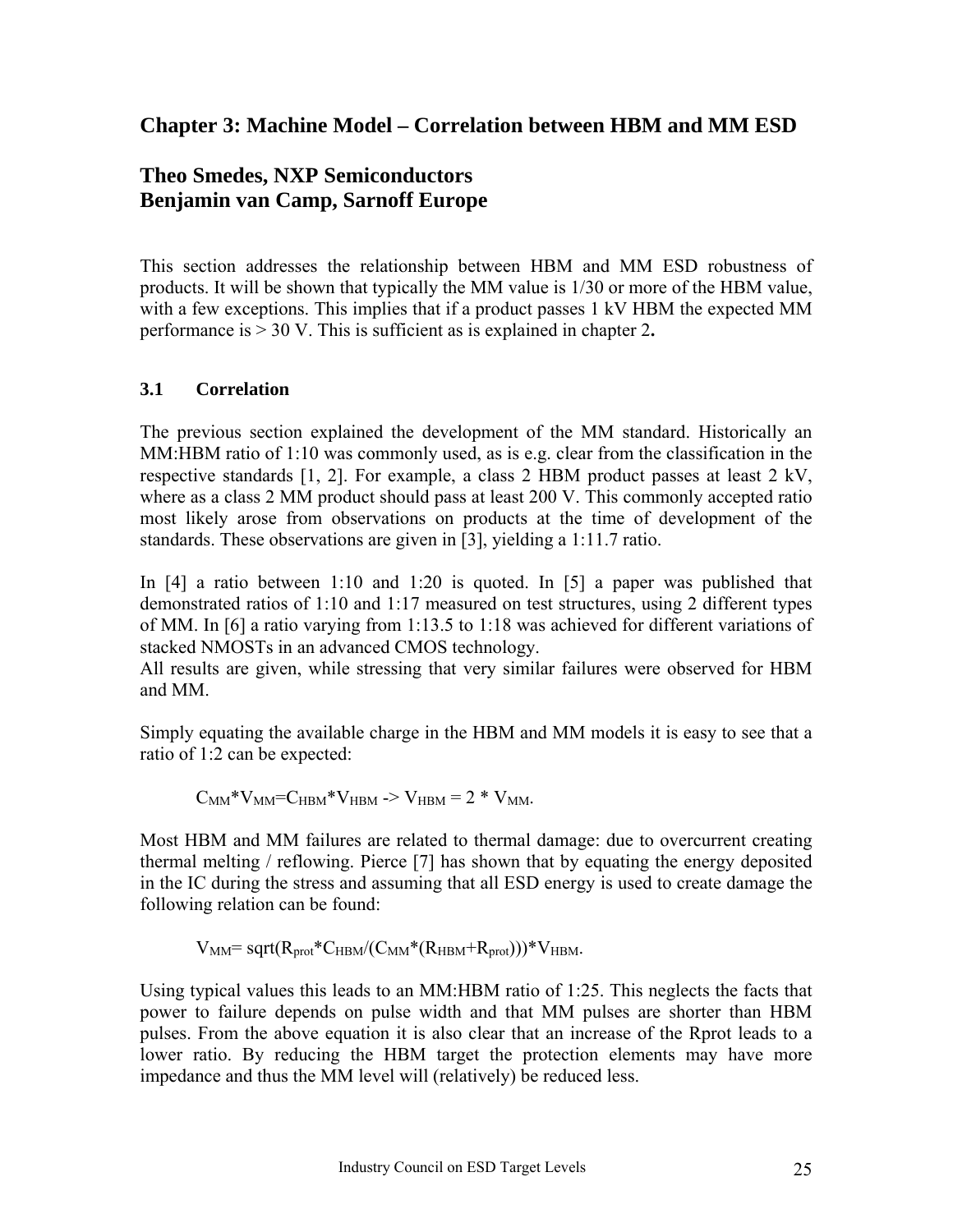## Chapter 3: Machine Model – Correlation between HBM and MM ESD

### Theo Smedes, NXP Semiconductors
### Benjamin van Camp, Sarnoff Europe

This section addresses the relationship between HBM and MM ESD robustness of products. It will be shown that typically the MM value is 1/30 or more of the HBM value, with a few exceptions. This implies that if a product passes 1 kV HBM the expected MM performance is > 30 V. This is sufficient as is explained in chapter 2**.**

### 3.1 Correlation

The previous section explained the development of the MM standard. Historically an MM:HBM ratio of 1:10 was commonly used, as is e.g. clear from the classification in the respective standards [1, 2]. For example, a class 2 HBM product passes at least 2 kV, where as a class 2 MM product should pass at least 200 V. This commonly accepted ratio most likely arose from observations on products at the time of development of the standards. These observations are given in [3], yielding a 1:11.7 ratio.

In [4] a ratio between 1:10 and 1:20 is quoted. In [5] a paper was published that demonstrated ratios of 1:10 and 1:17 measured on test structures, using 2 different types of MM. In [6] a ratio varying from 1:13.5 to 1:18 was achieved for different variations of stacked NMOSTs in an advanced CMOS technology.
All results are given, while stressing that very similar failures were observed for HBM and MM.

Simply equating the available charge in the HBM and MM models it is easy to see that a ratio of 1:2 can be expected:

$$C_{MM}*V_{MM}=C_{HBM}*V_{HBM} \rightarrow V_{HBM} = 2 * V_{MM}.$$

Most HBM and MM failures are related to thermal damage: due to overcurrent creating thermal melting / reflowing. Pierce [7] has shown that by equating the energy deposited in the IC during the stress and assuming that all ESD energy is used to create damage the following relation can be found:

$$V_{MM}= \text{sqrt}(R_{prot}*C_{HBM}/(C_{MM}*(R_{HBM}+R_{prot})))*V_{HBM}.$$

Using typical values this leads to an MM:HBM ratio of 1:25. This neglects the facts that power to failure depends on pulse width and that MM pulses are shorter than HBM pulses. From the above equation it is also clear that an increase of the Rprot leads to a lower ratio. By reducing the HBM target the protection elements may have more impedance and thus the MM level will (relatively) be reduced less.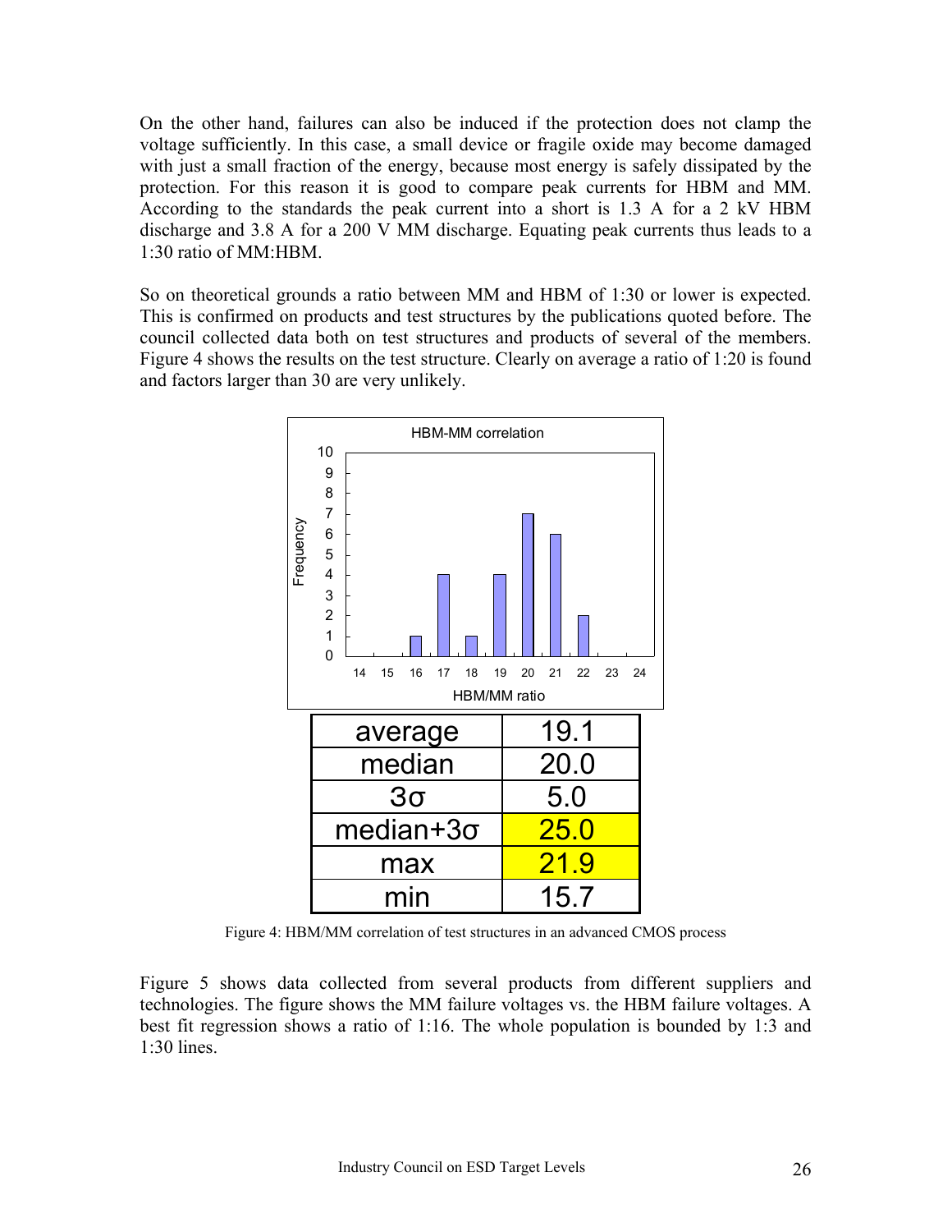On the other hand, failures can also be induced if the protection does not clamp the voltage sufficiently. In this case, a small device or fragile oxide may become damaged with just a small fraction of the energy, because most energy is safely dissipated by the protection. For this reason it is good to compare peak currents for HBM and MM. According to the standards the peak current into a short is 1.3 A for a 2 kV HBM discharge and 3.8 A for a 200 V MM discharge. Equating peak currents thus leads to a 1:30 ratio of MM:HBM.

So on theoretical grounds a ratio between MM and HBM of 1:30 or lower is expected. This is confirmed on products and test structures by the publications quoted before. The council collected data both on test structures and products of several of the members. Figure 4 shows the results on the test structure. Clearly on average a ratio of 1:20 is found and factors larger than 30 are very unlikely.

| | |
|---|---|
| average | 19.1 |
| median | 20.0 |
| 3σ | 5.0 |
| median+3σ | 25.0 |
| max | 21.9 |
| min | 15.7 |

Figure 4: HBM/MM correlation of test structures in an advanced CMOS process

Figure 5 shows data collected from several products from different suppliers and technologies. The figure shows the MM failure voltages vs. the HBM failure voltages. A best fit regression shows a ratio of 1:16. The whole population is bounded by 1:3 and 1:30 lines.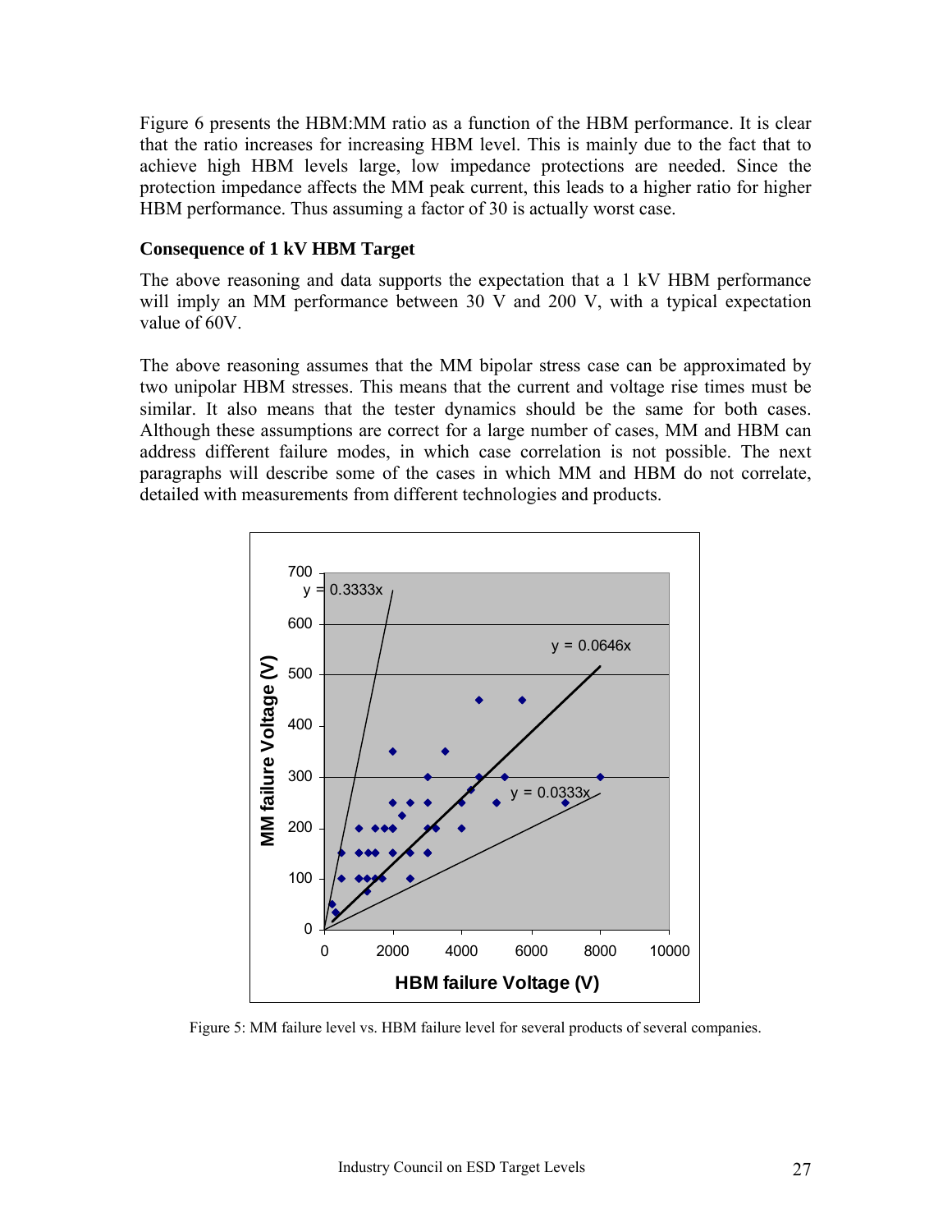Figure 6 presents the HBM:MM ratio as a function of the HBM performance. It is clear that the ratio increases for increasing HBM level. This is mainly due to the fact that to achieve high HBM levels large, low impedance protections are needed. Since the protection impedance affects the MM peak current, this leads to a higher ratio for higher HBM performance. Thus assuming a factor of 30 is actually worst case.

### Consequence of 1 kV HBM Target

The above reasoning and data supports the expectation that a 1 kV HBM performance will imply an MM performance between 30 V and 200 V, with a typical expectation value of 60V.

The above reasoning assumes that the MM bipolar stress case can be approximated by two unipolar HBM stresses. This means that the current and voltage rise times must be similar. It also means that the tester dynamics should be the same for both cases. Although these assumptions are correct for a large number of cases, MM and HBM can address different failure modes, in which case correlation is not possible. The next paragraphs will describe some of the cases in which MM and HBM do not correlate, detailed with measurements from different technologies and products.

Figure 5: MM failure level vs. HBM failure level for several products of several companies.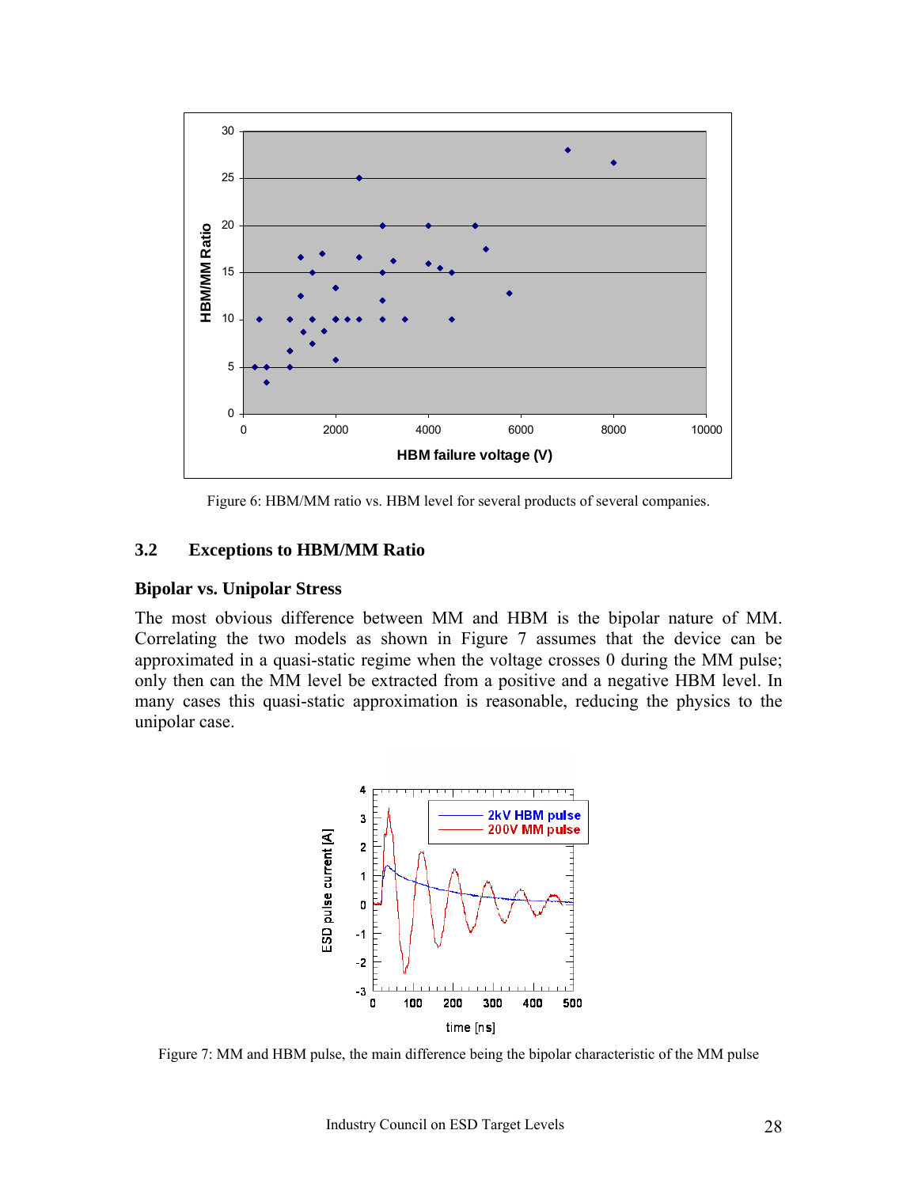Figure 6: HBM/MM ratio vs. HBM level for several products of several companies.

## 3.2 Exceptions to HBM/MM Ratio

### Bipolar vs. Unipolar Stress

The most obvious difference between MM and HBM is the bipolar nature of MM. Correlating the two models as shown in Figure 7 assumes that the device can be approximated in a quasi-static regime when the voltage crosses 0 during the MM pulse; only then can the MM level be extracted from a positive and a negative HBM level. In many cases this quasi-static approximation is reasonable, reducing the physics to the unipolar case.

Figure 7: MM and HBM pulse, the main difference being the bipolar characteristic of the MM pulse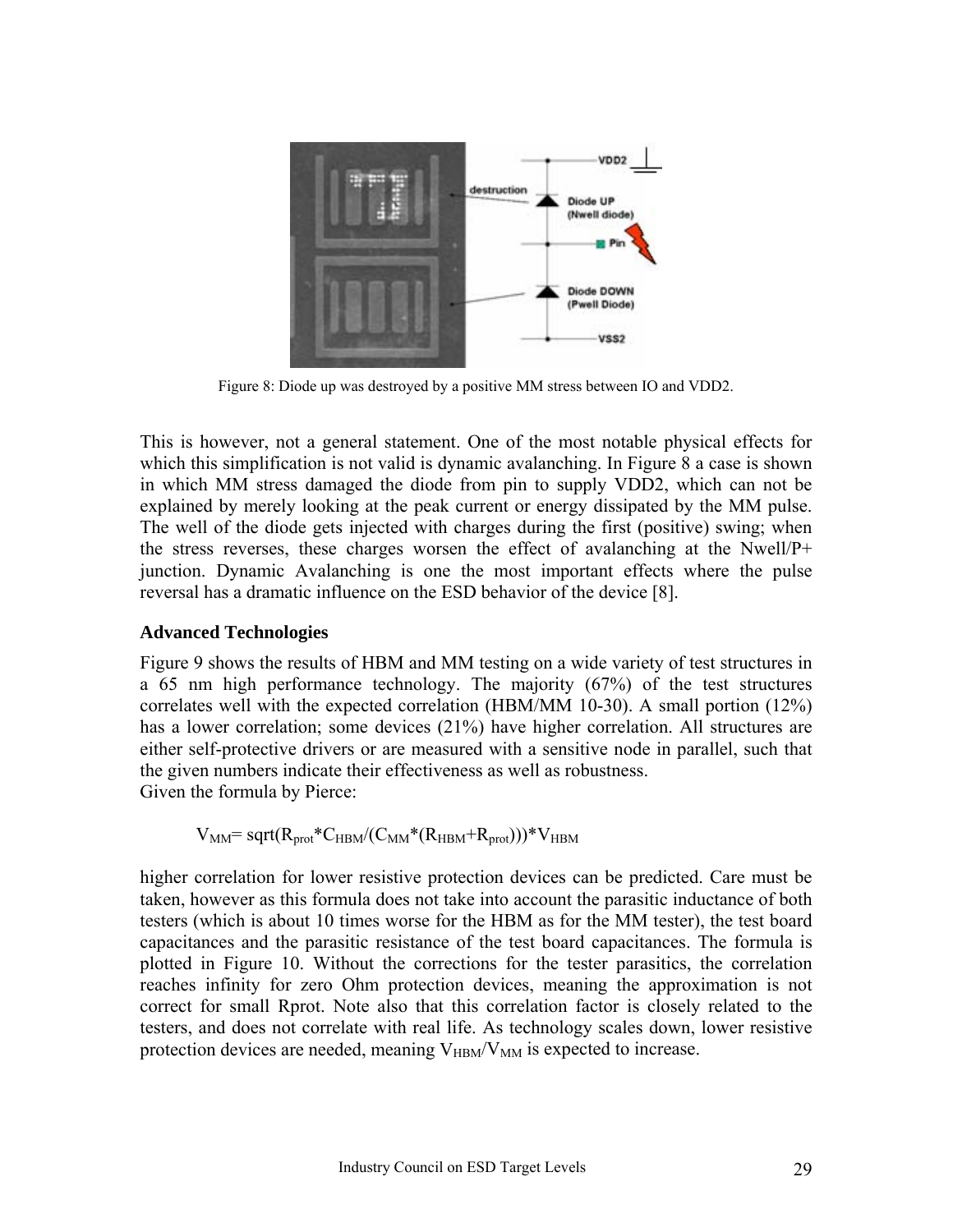Figure 8: Diode up was destroyed by a positive MM stress between IO and VDD2.

This is however, not a general statement. One of the most notable physical effects for which this simplification is not valid is dynamic avalanching. In Figure 8 a case is shown in which MM stress damaged the diode from pin to supply VDD2, which can not be explained by merely looking at the peak current or energy dissipated by the MM pulse. The well of the diode gets injected with charges during the first (positive) swing; when the stress reverses, these charges worsen the effect of avalanching at the Nwell/P+ junction. Dynamic Avalanching is one the most important effects where the pulse reversal has a dramatic influence on the ESD behavior of the device [8].

**Advanced Technologies**

Figure 9 shows the results of HBM and MM testing on a wide variety of test structures in a 65 nm high performance technology. The majority (67%) of the test structures correlates well with the expected correlation (HBM/MM 10-30). A small portion (12%) has a lower correlation; some devices (21%) have higher correlation. All structures are either self-protective drivers or are measured with a sensitive node in parallel, such that the given numbers indicate their effectiveness as well as robustness.
Given the formula by Pierce:

$$V_{MM}= \text{sqrt}(R_{prot}*C_{HBM}/(C_{MM}*(R_{HBM}+R_{prot})))*V_{HBM}$$

higher correlation for lower resistive protection devices can be predicted. Care must be taken, however as this formula does not take into account the parasitic inductance of both testers (which is about 10 times worse for the HBM as for the MM tester), the test board capacitances and the parasitic resistance of the test board capacitances. The formula is plotted in Figure 10. Without the corrections for the tester parasitics, the correlation reaches infinity for zero Ohm protection devices, meaning the approximation is not correct for small Rprot. Note also that this correlation factor is closely related to the testers, and does not correlate with real life. As technology scales down, lower resistive protection devices are needed, meaning $V_{HBM}/V_{MM}$ is expected to increase.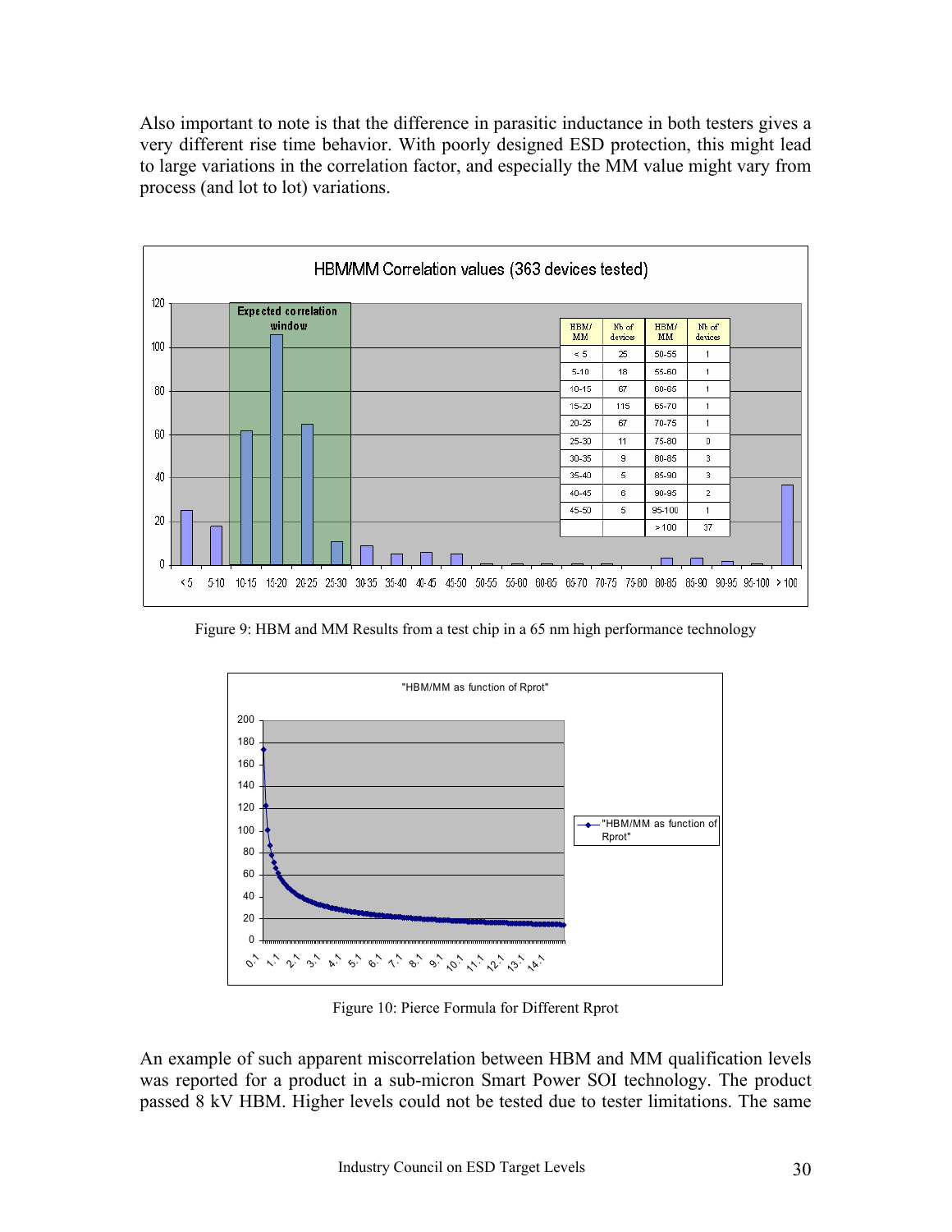Also important to note is that the difference in parasitic inductance in both testers gives a very different rise time behavior. With poorly designed ESD protection, this might lead to large variations in the correlation factor, and especially the MM value might vary from process (and lot to lot) variations.

| HBM/MM | Nb of devices | HBM/MM | Nb of devices |
|---|---|---|---|
| < 5 | 25 | 50-55 | 1 |
| 5-10 | 18 | 55-60 | 1 |
| 10-15 | 67 | 60-65 | 1 |
| 15-20 | 115 | 65-70 | 1 |
| 20-25 | 67 | 70-75 | 1 |
| 25-30 | 11 | 75-80 | 0 |
| 30-35 | 9 | 80-85 | 3 |
| 35-40 | 5 | 85-90 | 3 |
| 40-45 | 6 | 90-95 | 2 |
| 45-50 | 5 | 95-100 | 1 |
| | | > 100 | 37 |

Figure 9: HBM and MM Results from a test chip in a 65 nm high performance technology

Figure 10: Pierce Formula for Different Rprot

An example of such apparent miscorrelation between HBM and MM qualification levels was reported for a product in a sub-micron Smart Power SOI technology. The product passed 8 kV HBM. Higher levels could not be tested due to tester limitations. The same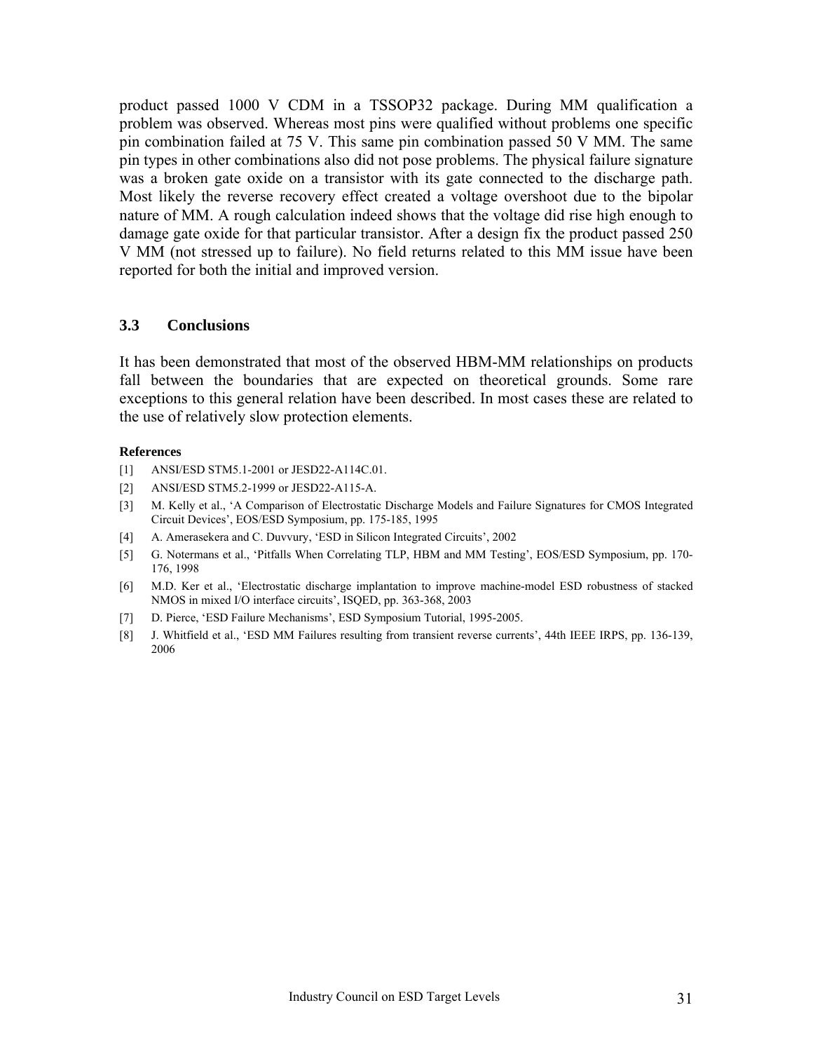product passed 1000 V CDM in a TSSOP32 package. During MM qualification a problem was observed. Whereas most pins were qualified without problems one specific pin combination failed at 75 V. This same pin combination passed 50 V MM. The same pin types in other combinations also did not pose problems. The physical failure signature was a broken gate oxide on a transistor with its gate connected to the discharge path. Most likely the reverse recovery effect created a voltage overshoot due to the bipolar nature of MM. A rough calculation indeed shows that the voltage did rise high enough to damage gate oxide for that particular transistor. After a design fix the product passed 250 V MM (not stressed up to failure). No field returns related to this MM issue have been reported for both the initial and improved version.

### 3.3 Conclusions

It has been demonstrated that most of the observed HBM-MM relationships on products fall between the boundaries that are expected on theoretical grounds. Some rare exceptions to this general relation have been described. In most cases these are related to the use of relatively slow protection elements.

**References**

[1] ANSI/ESD STM5.1-2001 or JESD22-A114C.01.

[2] ANSI/ESD STM5.2-1999 or JESD22-A115-A.

[3] M. Kelly et al., 'A Comparison of Electrostatic Discharge Models and Failure Signatures for CMOS Integrated Circuit Devices', EOS/ESD Symposium, pp. 175-185, 1995

[4] A. Amerasekera and C. Duvvury, 'ESD in Silicon Integrated Circuits', 2002

[5] G. Notermans et al., 'Pitfalls When Correlating TLP, HBM and MM Testing', EOS/ESD Symposium, pp. 170-176, 1998

[6] M.D. Ker et al., 'Electrostatic discharge implantation to improve machine-model ESD robustness of stacked NMOS in mixed I/O interface circuits', ISQED, pp. 363-368, 2003

[7] D. Pierce, 'ESD Failure Mechanisms', ESD Symposium Tutorial, 1995-2005.

[8] J. Whitfield et al., 'ESD MM Failures resulting from transient reverse currents', 44th IEEE IRPS, pp. 136-139, 2006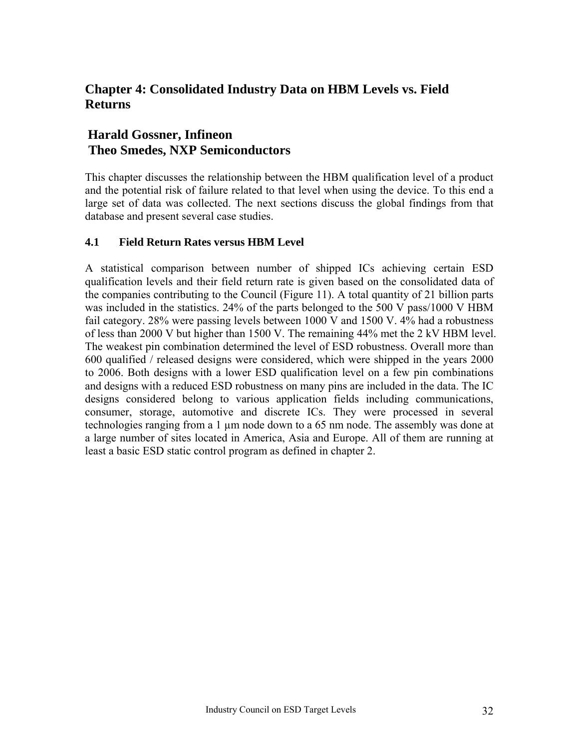# Chapter 4: Consolidated Industry Data on HBM Levels vs. Field Returns

## Harald Gossner, Infineon
## Theo Smedes, NXP Semiconductors

This chapter discusses the relationship between the HBM qualification level of a product and the potential risk of failure related to that level when using the device. To this end a large set of data was collected. The next sections discuss the global findings from that database and present several case studies.

### 4.1 Field Return Rates versus HBM Level

A statistical comparison between number of shipped ICs achieving certain ESD qualification levels and their field return rate is given based on the consolidated data of the companies contributing to the Council (Figure 11). A total quantity of 21 billion parts was included in the statistics. 24% of the parts belonged to the 500 V pass/1000 V HBM fail category. 28% were passing levels between 1000 V and 1500 V. 4% had a robustness of less than 2000 V but higher than 1500 V. The remaining 44% met the 2 kV HBM level. The weakest pin combination determined the level of ESD robustness. Overall more than 600 qualified / released designs were considered, which were shipped in the years 2000 to 2006. Both designs with a lower ESD qualification level on a few pin combinations and designs with a reduced ESD robustness on many pins are included in the data. The IC designs considered belong to various application fields including communications, consumer, storage, automotive and discrete ICs. They were processed in several technologies ranging from a 1 µm node down to a 65 nm node. The assembly was done at a large number of sites located in America, Asia and Europe. All of them are running at least a basic ESD static control program as defined in chapter 2.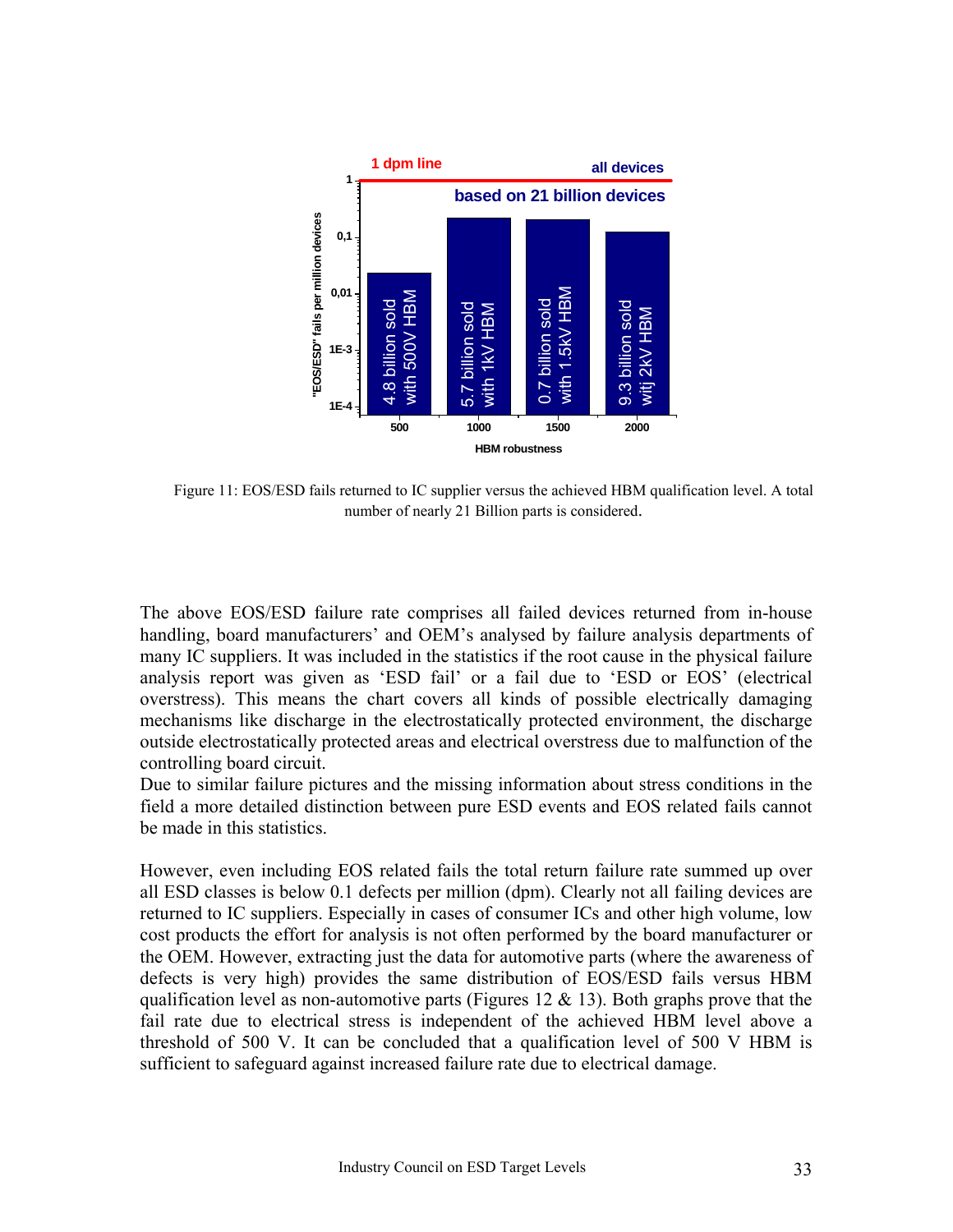Figure 11: EOS/ESD fails returned to IC supplier versus the achieved HBM qualification level. A total number of nearly 21 Billion parts is considered.

The above EOS/ESD failure rate comprises all failed devices returned from in-house handling, board manufacturers' and OEM's analysed by failure analysis departments of many IC suppliers. It was included in the statistics if the root cause in the physical failure analysis report was given as 'ESD fail' or a fail due to 'ESD or EOS' (electrical overstress). This means the chart covers all kinds of possible electrically damaging mechanisms like discharge in the electrostatically protected environment, the discharge outside electrostatically protected areas and electrical overstress due to malfunction of the controlling board circuit.

Due to similar failure pictures and the missing information about stress conditions in the field a more detailed distinction between pure ESD events and EOS related fails cannot be made in this statistics.

However, even including EOS related fails the total return failure rate summed up over all ESD classes is below 0.1 defects per million (dpm). Clearly not all failing devices are returned to IC suppliers. Especially in cases of consumer ICs and other high volume, low cost products the effort for analysis is not often performed by the board manufacturer or the OEM. However, extracting just the data for automotive parts (where the awareness of defects is very high) provides the same distribution of EOS/ESD fails versus HBM qualification level as non-automotive parts (Figures 12 & 13). Both graphs prove that the fail rate due to electrical stress is independent of the achieved HBM level above a threshold of 500 V. It can be concluded that a qualification level of 500 V HBM is sufficient to safeguard against increased failure rate due to electrical damage.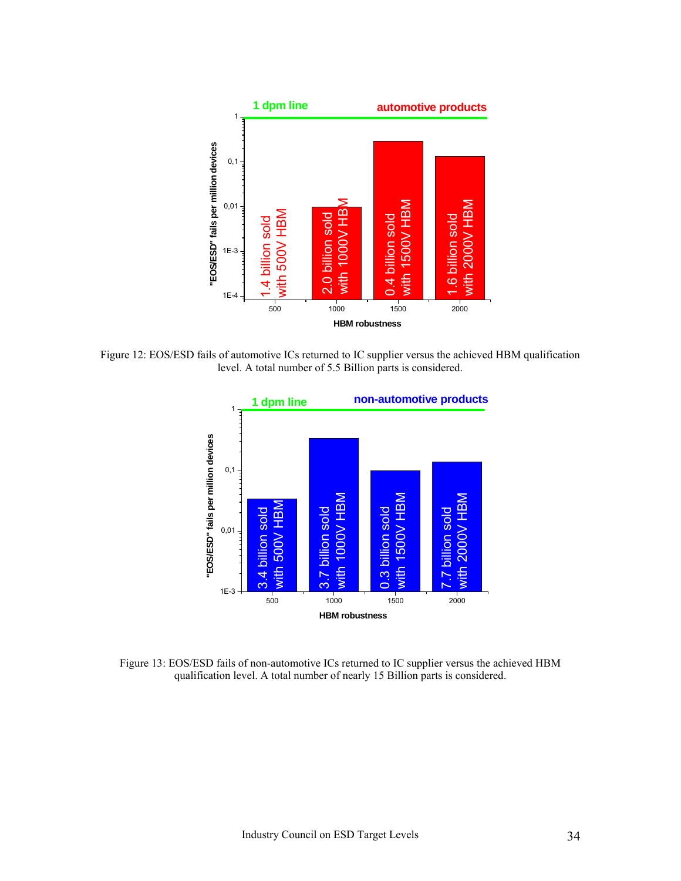Figure 12: EOS/ESD fails of automotive ICs returned to IC supplier versus the achieved HBM qualification level. A total number of 5.5 Billion parts is considered.

Figure 13: EOS/ESD fails of non-automotive ICs returned to IC supplier versus the achieved HBM qualification level. A total number of nearly 15 Billion parts is considered.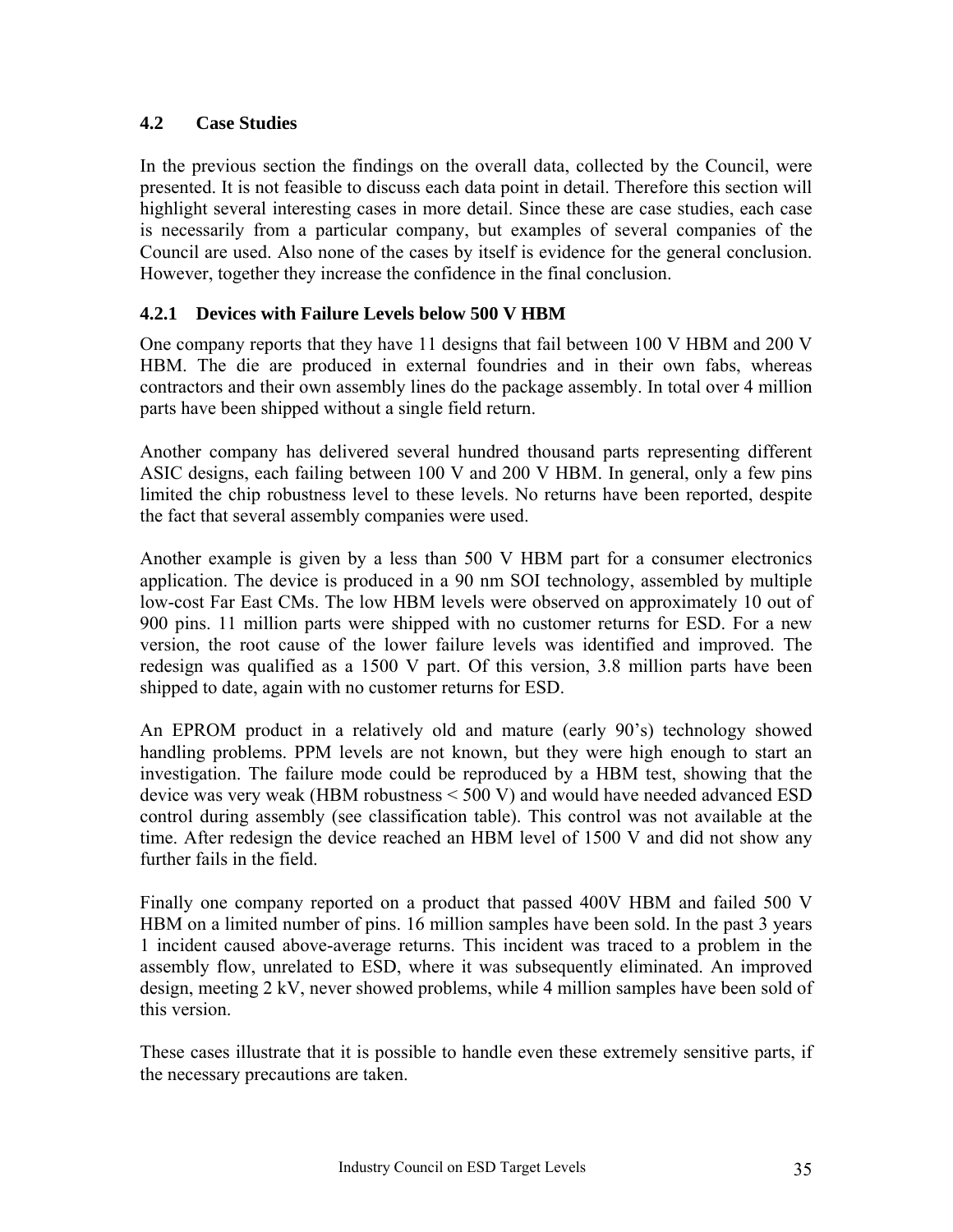## 4.2 Case Studies

In the previous section the findings on the overall data, collected by the Council, were presented. It is not feasible to discuss each data point in detail. Therefore this section will highlight several interesting cases in more detail. Since these are case studies, each case is necessarily from a particular company, but examples of several companies of the Council are used. Also none of the cases by itself is evidence for the general conclusion. However, together they increase the confidence in the final conclusion.

### 4.2.1 Devices with Failure Levels below 500 V HBM

One company reports that they have 11 designs that fail between 100 V HBM and 200 V HBM. The die are produced in external foundries and in their own fabs, whereas contractors and their own assembly lines do the package assembly. In total over 4 million parts have been shipped without a single field return.

Another company has delivered several hundred thousand parts representing different ASIC designs, each failing between 100 V and 200 V HBM. In general, only a few pins limited the chip robustness level to these levels. No returns have been reported, despite the fact that several assembly companies were used.

Another example is given by a less than 500 V HBM part for a consumer electronics application. The device is produced in a 90 nm SOI technology, assembled by multiple low-cost Far East CMs. The low HBM levels were observed on approximately 10 out of 900 pins. 11 million parts were shipped with no customer returns for ESD. For a new version, the root cause of the lower failure levels was identified and improved. The redesign was qualified as a 1500 V part. Of this version, 3.8 million parts have been shipped to date, again with no customer returns for ESD.

An EPROM product in a relatively old and mature (early 90's) technology showed handling problems. PPM levels are not known, but they were high enough to start an investigation. The failure mode could be reproduced by a HBM test, showing that the device was very weak (HBM robustness < 500 V) and would have needed advanced ESD control during assembly (see classification table). This control was not available at the time. After redesign the device reached an HBM level of 1500 V and did not show any further fails in the field.

Finally one company reported on a product that passed 400V HBM and failed 500 V HBM on a limited number of pins. 16 million samples have been sold. In the past 3 years 1 incident caused above-average returns. This incident was traced to a problem in the assembly flow, unrelated to ESD, where it was subsequently eliminated. An improved design, meeting 2 kV, never showed problems, while 4 million samples have been sold of this version.

These cases illustrate that it is possible to handle even these extremely sensitive parts, if the necessary precautions are taken.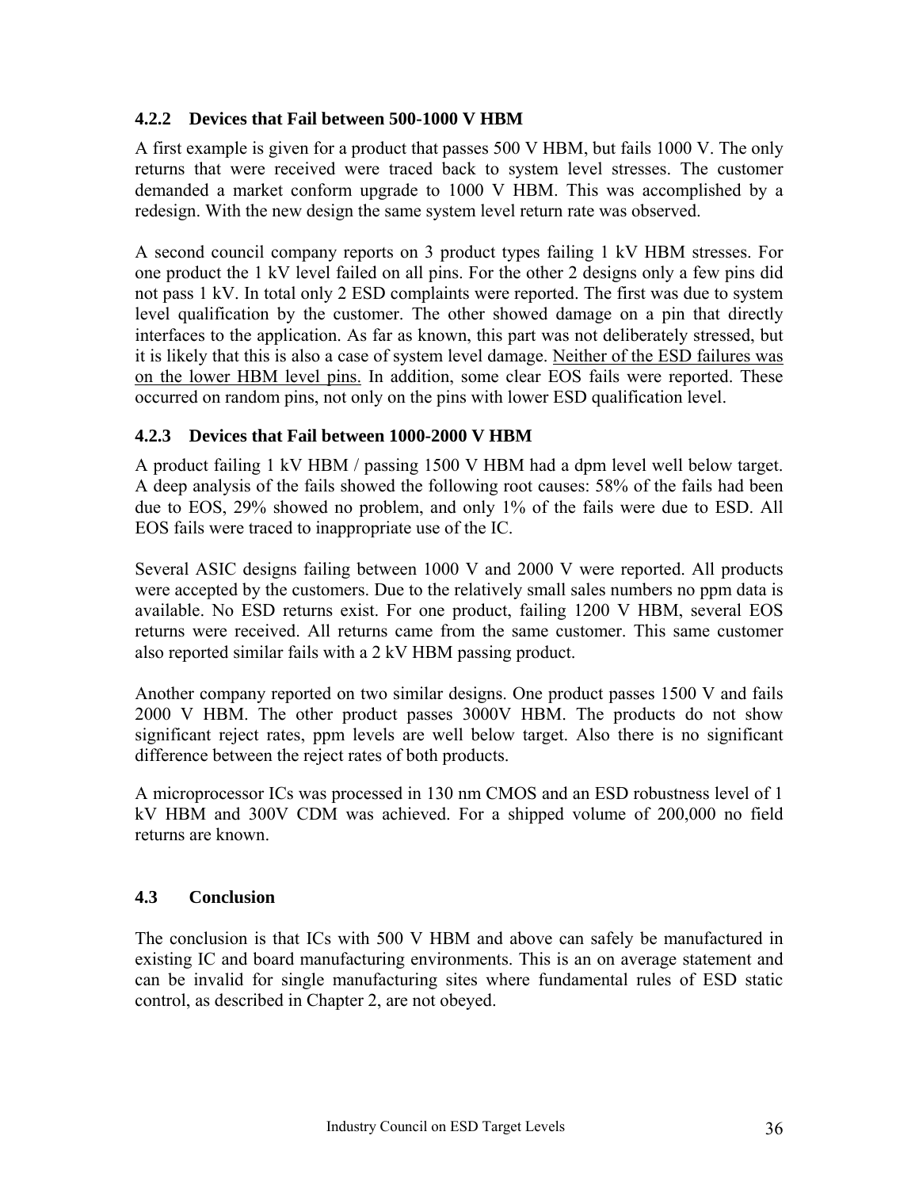### 4.2.2 Devices that Fail between 500-1000 V HBM

A first example is given for a product that passes 500 V HBM, but fails 1000 V. The only returns that were received were traced back to system level stresses. The customer demanded a market conform upgrade to 1000 V HBM. This was accomplished by a redesign. With the new design the same system level return rate was observed.

A second council company reports on 3 product types failing 1 kV HBM stresses. For one product the 1 kV level failed on all pins. For the other 2 designs only a few pins did not pass 1 kV. In total only 2 ESD complaints were reported. The first was due to system level qualification by the customer. The other showed damage on a pin that directly interfaces to the application. As far as known, this part was not deliberately stressed, but it is likely that this is also a case of system level damage. <u>Neither of the ESD failures was on the lower HBM level pins.</u> In addition, some clear EOS fails were reported. These occurred on random pins, not only on the pins with lower ESD qualification level.

### 4.2.3 Devices that Fail between 1000-2000 V HBM

A product failing 1 kV HBM / passing 1500 V HBM had a dpm level well below target. A deep analysis of the fails showed the following root causes: 58% of the fails had been due to EOS, 29% showed no problem, and only 1% of the fails were due to ESD. All EOS fails were traced to inappropriate use of the IC.

Several ASIC designs failing between 1000 V and 2000 V were reported. All products were accepted by the customers. Due to the relatively small sales numbers no ppm data is available. No ESD returns exist. For one product, failing 1200 V HBM, several EOS returns were received. All returns came from the same customer. This same customer also reported similar fails with a 2 kV HBM passing product.

Another company reported on two similar designs. One product passes 1500 V and fails 2000 V HBM. The other product passes 3000V HBM. The products do not show significant reject rates, ppm levels are well below target. Also there is no significant difference between the reject rates of both products.

A microprocessor ICs was processed in 130 nm CMOS and an ESD robustness level of 1 kV HBM and 300V CDM was achieved. For a shipped volume of 200,000 no field returns are known.

## 4.3 Conclusion

The conclusion is that ICs with 500 V HBM and above can safely be manufactured in existing IC and board manufacturing environments. This is an on average statement and can be invalid for single manufacturing sites where fundamental rules of ESD static control, as described in Chapter 2, are not obeyed.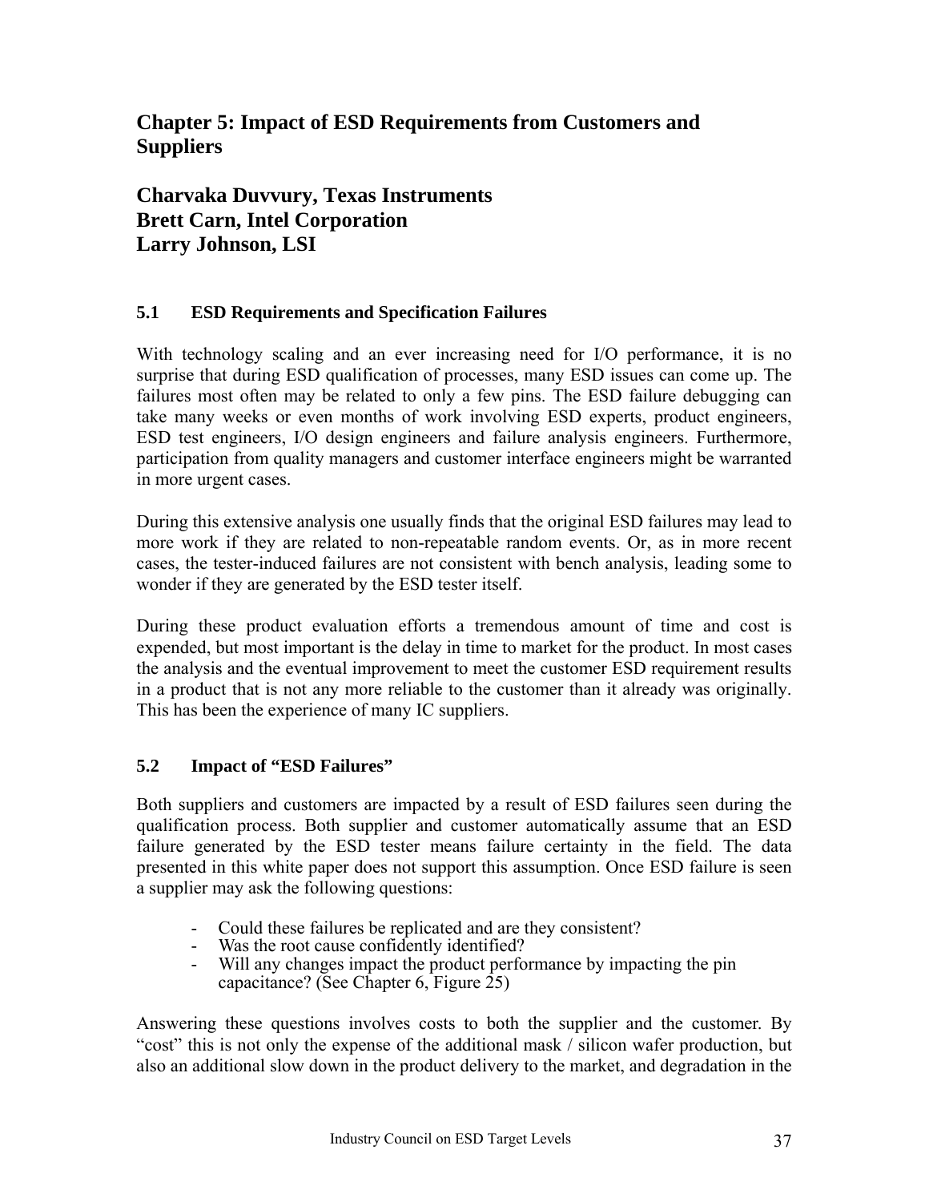# Chapter 5: Impact of ESD Requirements from Customers and Suppliers

**Charvaka Duvvury, Texas Instruments**
**Brett Carn, Intel Corporation**
**Larry Johnson, LSI**

## 5.1 ESD Requirements and Specification Failures

With technology scaling and an ever increasing need for I/O performance, it is no surprise that during ESD qualification of processes, many ESD issues can come up. The failures most often may be related to only a few pins. The ESD failure debugging can take many weeks or even months of work involving ESD experts, product engineers, ESD test engineers, I/O design engineers and failure analysis engineers. Furthermore, participation from quality managers and customer interface engineers might be warranted in more urgent cases.

During this extensive analysis one usually finds that the original ESD failures may lead to more work if they are related to non-repeatable random events. Or, as in more recent cases, the tester-induced failures are not consistent with bench analysis, leading some to wonder if they are generated by the ESD tester itself.

During these product evaluation efforts a tremendous amount of time and cost is expended, but most important is the delay in time to market for the product. In most cases the analysis and the eventual improvement to meet the customer ESD requirement results in a product that is not any more reliable to the customer than it already was originally. This has been the experience of many IC suppliers.

## 5.2 Impact of "ESD Failures"

Both suppliers and customers are impacted by a result of ESD failures seen during the qualification process. Both supplier and customer automatically assume that an ESD failure generated by the ESD tester means failure certainty in the field. The data presented in this white paper does not support this assumption. Once ESD failure is seen a supplier may ask the following questions:

- Could these failures be replicated and are they consistent?
- Was the root cause confidently identified?
- Will any changes impact the product performance by impacting the pin capacitance? (See Chapter 6, Figure 25)

Answering these questions involves costs to both the supplier and the customer. By "cost" this is not only the expense of the additional mask / silicon wafer production, but also an additional slow down in the product delivery to the market, and degradation in the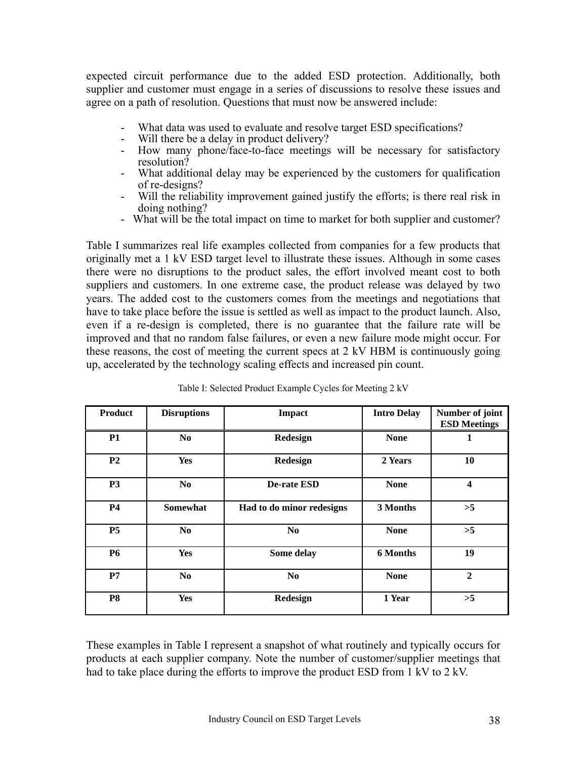expected circuit performance due to the added ESD protection. Additionally, both supplier and customer must engage in a series of discussions to resolve these issues and agree on a path of resolution. Questions that must now be answered include:

- What data was used to evaluate and resolve target ESD specifications?
- Will there be a delay in product delivery?
- How many phone/face-to-face meetings will be necessary for satisfactory resolution?
- What additional delay may be experienced by the customers for qualification of re-designs?
- Will the reliability improvement gained justify the efforts; is there real risk in doing nothing?
- What will be the total impact on time to market for both supplier and customer?

Table I summarizes real life examples collected from companies for a few products that originally met a 1 kV ESD target level to illustrate these issues. Although in some cases there were no disruptions to the product sales, the effort involved meant cost to both suppliers and customers. In one extreme case, the product release was delayed by two years. The added cost to the customers comes from the meetings and negotiations that have to take place before the issue is settled as well as impact to the product launch. Also, even if a re-design is completed, there is no guarantee that the failure rate will be improved and that no random false failures, or even a new failure mode might occur. For these reasons, the cost of meeting the current specs at 2 kV HBM is continuously going up, accelerated by the technology scaling effects and increased pin count.

Table I: Selected Product Example Cycles for Meeting 2 kV

| Product | Disruptions | Impact | Intro Delay | Number of joint ESD Meetings |
|---|---|---|---|---|
| **P1** | **No** | **Redesign** | **None** | **1** |
| **P2** | **Yes** | **Redesign** | **2 Years** | **10** |
| **P3** | **No** | **De-rate ESD** | **None** | **4** |
| **P4** | **Somewhat** | **Had to do minor redesigns** | **3 Months** | **>5** |
| **P5** | **No** | **No** | **None** | **>5** |
| **P6** | **Yes** | **Some delay** | **6 Months** | **19** |
| **P7** | **No** | **No** | **None** | **2** |
| **P8** | **Yes** | **Redesign** | **1 Year** | **>5** |

These examples in Table I represent a snapshot of what routinely and typically occurs for products at each supplier company. Note the number of customer/supplier meetings that had to take place during the efforts to improve the product ESD from 1 kV to 2 kV.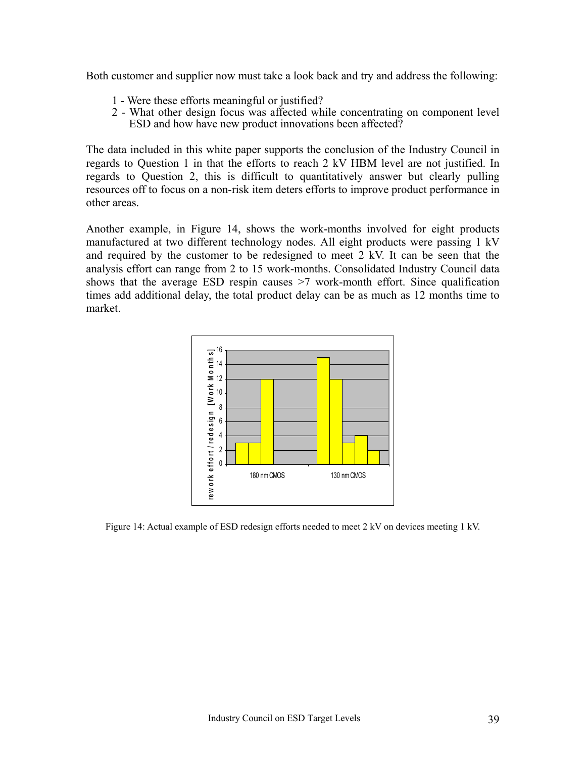Both customer and supplier now must take a look back and try and address the following:

1 - Were these efforts meaningful or justified?
2 - What other design focus was affected while concentrating on component level ESD and how have new product innovations been affected?

The data included in this white paper supports the conclusion of the Industry Council in regards to Question 1 in that the efforts to reach 2 kV HBM level are not justified. In regards to Question 2, this is difficult to quantitatively answer but clearly pulling resources off to focus on a non-risk item deters efforts to improve product performance in other areas.

Another example, in Figure 14, shows the work-months involved for eight products manufactured at two different technology nodes. All eight products were passing 1 kV and required by the customer to be redesigned to meet 2 kV. It can be seen that the analysis effort can range from 2 to 15 work-months. Consolidated Industry Council data shows that the average ESD respin causes >7 work-month effort. Since qualification times add additional delay, the total product delay can be as much as 12 months time to market.

Figure 14: Actual example of ESD redesign efforts needed to meet 2 kV on devices meeting 1 kV.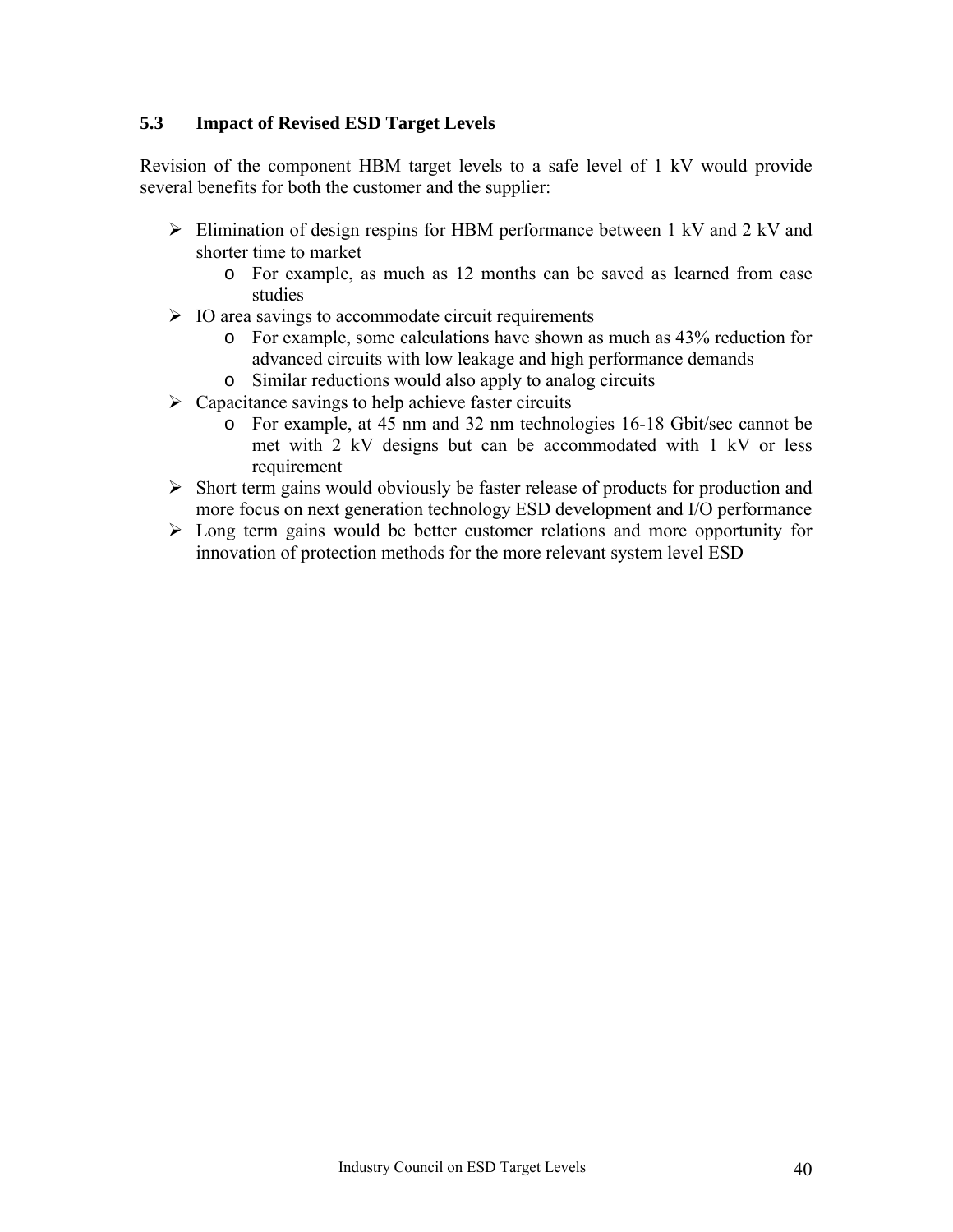## 5.3 Impact of Revised ESD Target Levels

Revision of the component HBM target levels to a safe level of 1 kV would provide several benefits for both the customer and the supplier:

- Elimination of design respins for HBM performance between 1 kV and 2 kV and shorter time to market
  - For example, as much as 12 months can be saved as learned from case studies
- IO area savings to accommodate circuit requirements
  - For example, some calculations have shown as much as 43% reduction for advanced circuits with low leakage and high performance demands
  - Similar reductions would also apply to analog circuits
- Capacitance savings to help achieve faster circuits
  - For example, at 45 nm and 32 nm technologies 16-18 Gbit/sec cannot be met with 2 kV designs but can be accommodated with 1 kV or less requirement
- Short term gains would obviously be faster release of products for production and more focus on next generation technology ESD development and I/O performance
- Long term gains would be better customer relations and more opportunity for innovation of protection methods for the more relevant system level ESD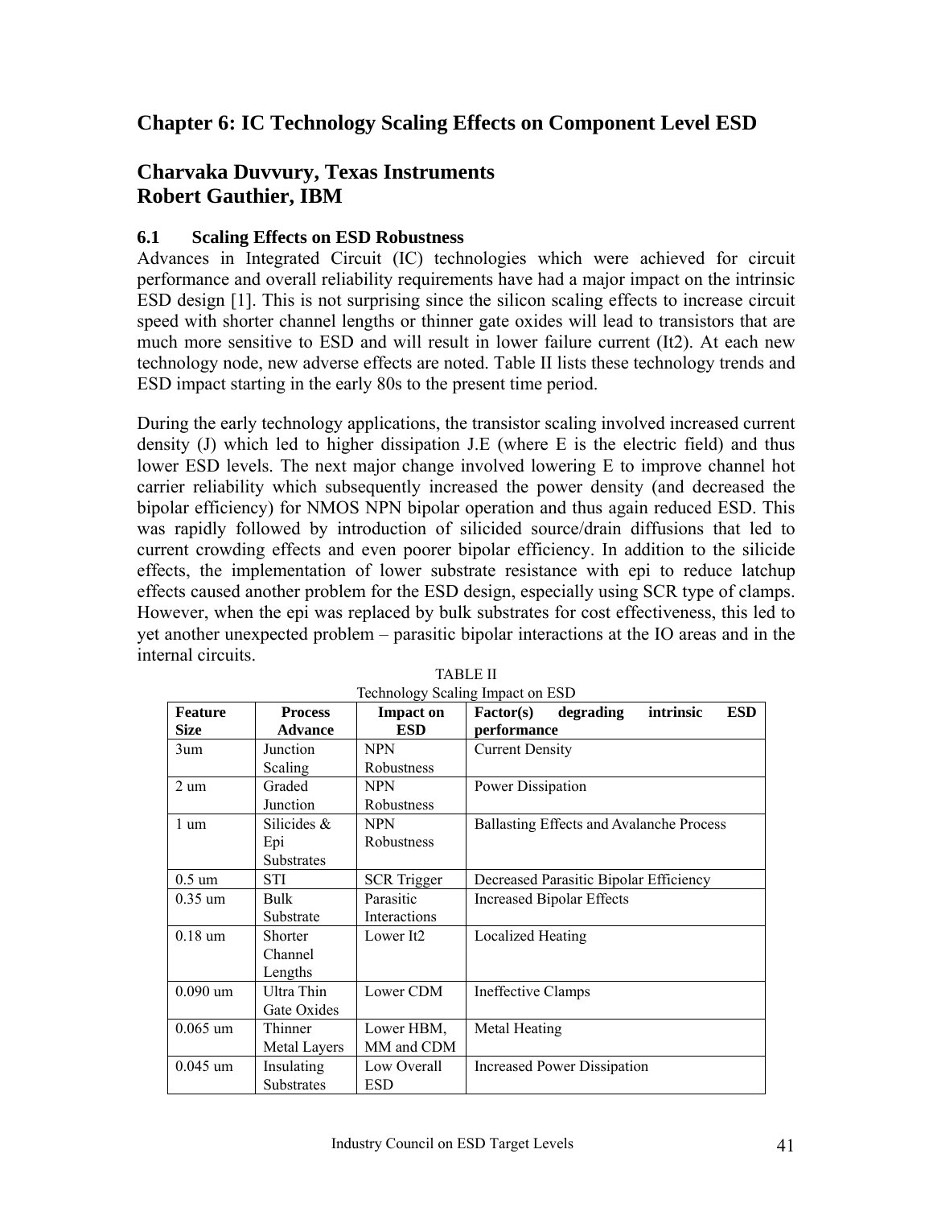# Chapter 6: IC Technology Scaling Effects on Component Level ESD

## Charvaka Duvvury, Texas Instruments
## Robert Gauthier, IBM

### 6.1 Scaling Effects on ESD Robustness

Advances in Integrated Circuit (IC) technologies which were achieved for circuit performance and overall reliability requirements have had a major impact on the intrinsic ESD design [1]. This is not surprising since the silicon scaling effects to increase circuit speed with shorter channel lengths or thinner gate oxides will lead to transistors that are much more sensitive to ESD and will result in lower failure current (It2). At each new technology node, new adverse effects are noted. Table II lists these technology trends and ESD impact starting in the early 80s to the present time period.

During the early technology applications, the transistor scaling involved increased current density (J) which led to higher dissipation J.E (where E is the electric field) and thus lower ESD levels. The next major change involved lowering E to improve channel hot carrier reliability which subsequently increased the power density (and decreased the bipolar efficiency) for NMOS NPN bipolar operation and thus again reduced ESD. This was rapidly followed by introduction of silicided source/drain diffusions that led to current crowding effects and even poorer bipolar efficiency. In addition to the silicide effects, the implementation of lower substrate resistance with epi to reduce latchup effects caused another problem for the ESD design, especially using SCR type of clamps. However, when the epi was replaced by bulk substrates for cost effectiveness, this led to yet another unexpected problem – parasitic bipolar interactions at the IO areas and in the internal circuits.

TABLE II
Technology Scaling Impact on ESD

| Feature Size | Process Advance | Impact on ESD | Factor(s) degrading intrinsic ESD performance |
|---|---|---|---|
| 3um | Junction Scaling | NPN Robustness | Current Density |
| 2 um | Graded Junction | NPN Robustness | Power Dissipation |
| 1 um | Silicides & Epi Substrates | NPN Robustness | Ballasting Effects and Avalanche Process |
| 0.5 um | STI | SCR Trigger | Decreased Parasitic Bipolar Efficiency |
| 0.35 um | Bulk Substrate | Parasitic Interactions | Increased Bipolar Effects |
| 0.18 um | Shorter Channel Lengths | Lower It2 | Localized Heating |
| 0.090 um | Ultra Thin Gate Oxides | Lower CDM | Ineffective Clamps |
| 0.065 um | Thinner Metal Layers | Lower HBM, MM and CDM | Metal Heating |
| 0.045 um | Insulating Substrates | Low Overall ESD | Increased Power Dissipation |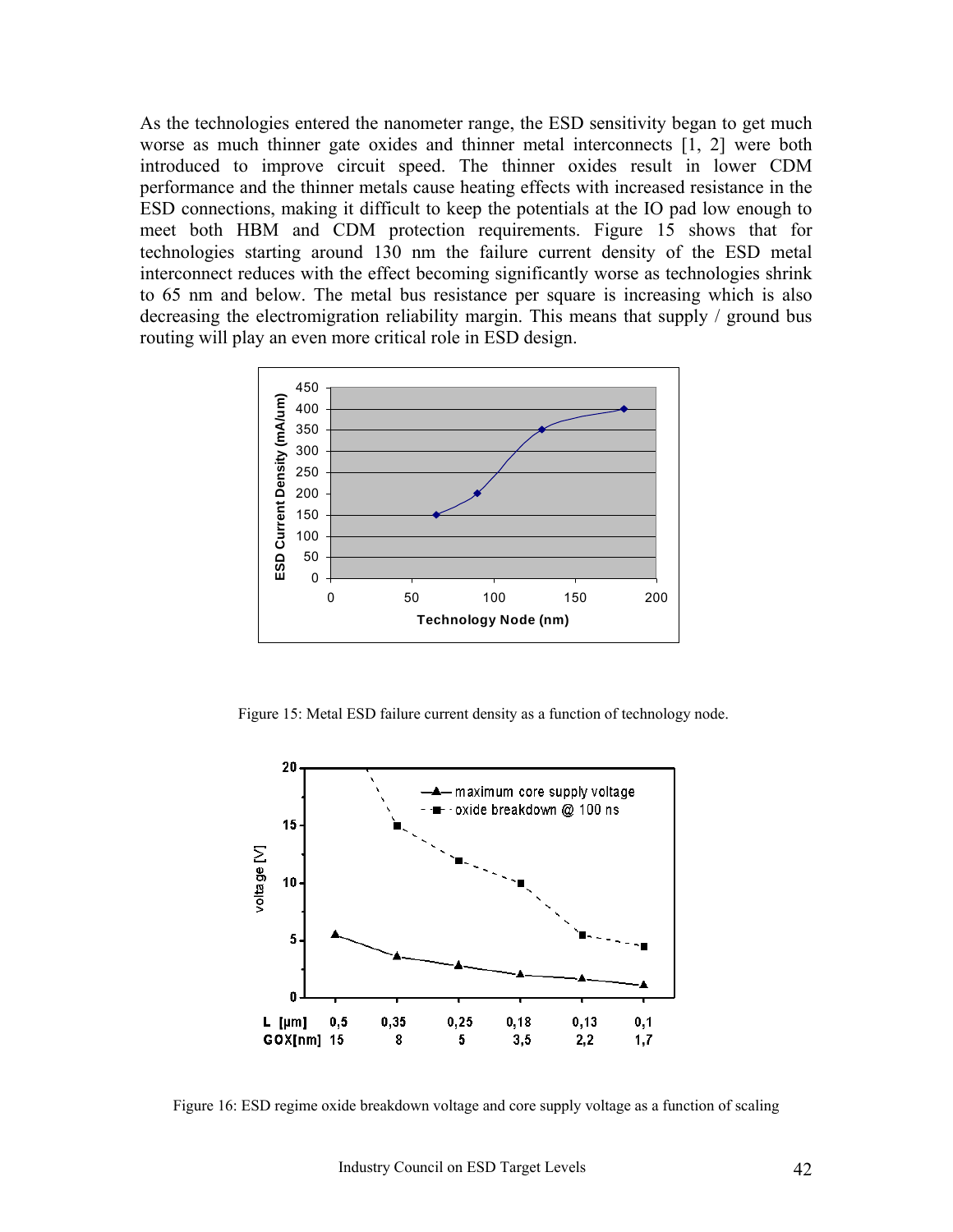As the technologies entered the nanometer range, the ESD sensitivity began to get much worse as much thinner gate oxides and thinner metal interconnects [1, 2] were both introduced to improve circuit speed. The thinner oxides result in lower CDM performance and the thinner metals cause heating effects with increased resistance in the ESD connections, making it difficult to keep the potentials at the IO pad low enough to meet both HBM and CDM protection requirements. Figure 15 shows that for technologies starting around 130 nm the failure current density of the ESD metal interconnect reduces with the effect becoming significantly worse as technologies shrink to 65 nm and below. The metal bus resistance per square is increasing which is also decreasing the electromigration reliability margin. This means that supply / ground bus routing will play an even more critical role in ESD design.

Figure 15: Metal ESD failure current density as a function of technology node.

Figure 16: ESD regime oxide breakdown voltage and core supply voltage as a function of scaling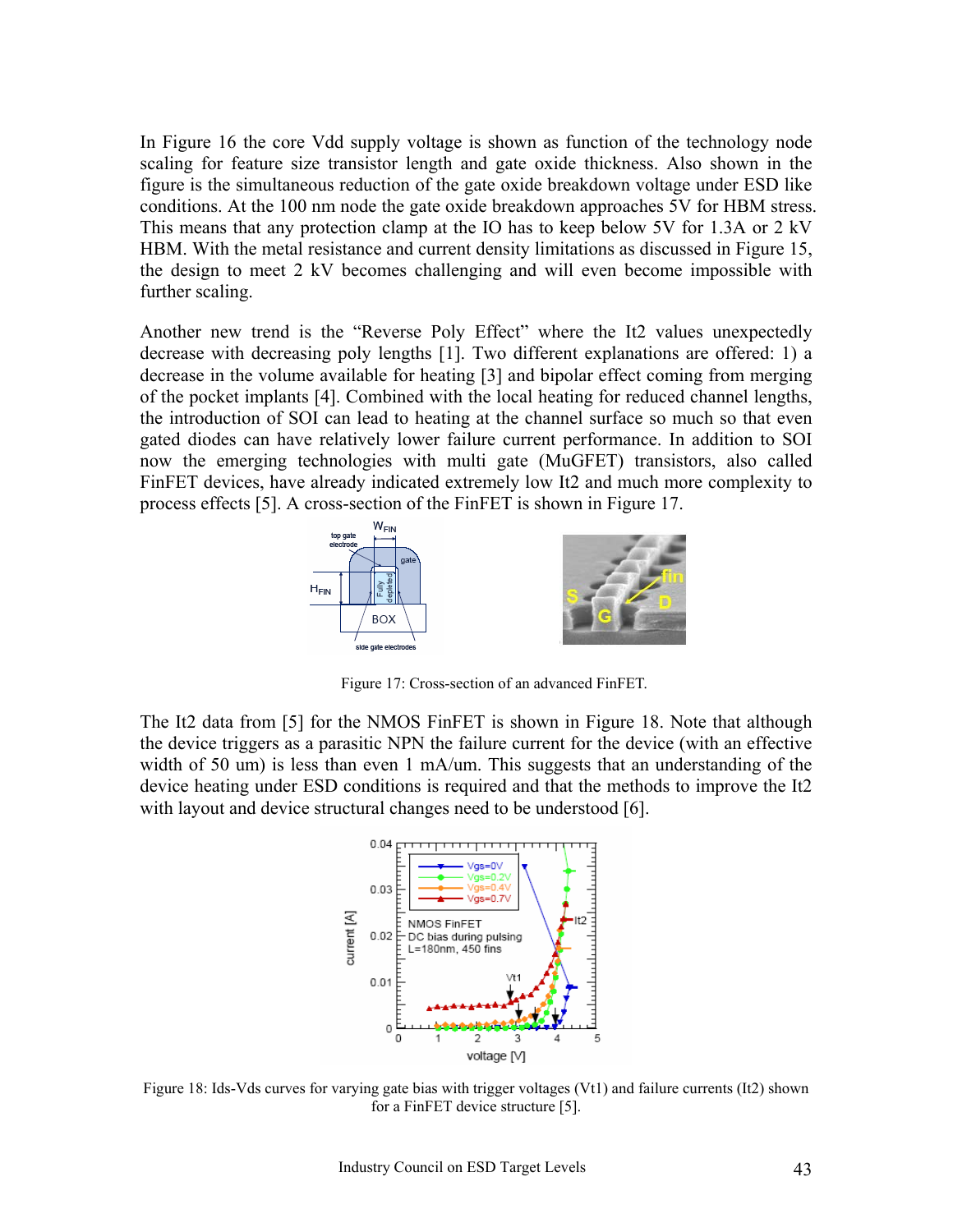In Figure 16 the core Vdd supply voltage is shown as function of the technology node scaling for feature size transistor length and gate oxide thickness. Also shown in the figure is the simultaneous reduction of the gate oxide breakdown voltage under ESD like conditions. At the 100 nm node the gate oxide breakdown approaches 5V for HBM stress. This means that any protection clamp at the IO has to keep below 5V for 1.3A or 2 kV HBM. With the metal resistance and current density limitations as discussed in Figure 15, the design to meet 2 kV becomes challenging and will even become impossible with further scaling.

Another new trend is the "Reverse Poly Effect" where the It2 values unexpectedly decrease with decreasing poly lengths [1]. Two different explanations are offered: 1) a decrease in the volume available for heating [3] and bipolar effect coming from merging of the pocket implants [4]. Combined with the local heating for reduced channel lengths, the introduction of SOI can lead to heating at the channel surface so much so that even gated diodes can have relatively lower failure current performance. In addition to SOI now the emerging technologies with multi gate (MuGFET) transistors, also called FinFET devices, have already indicated extremely low It2 and much more complexity to process effects [5]. A cross-section of the FinFET is shown in Figure 17.

Figure 17: Cross-section of an advanced FinFET.

The It2 data from [5] for the NMOS FinFET is shown in Figure 18. Note that although the device triggers as a parasitic NPN the failure current for the device (with an effective width of 50 um) is less than even 1 mA/um. This suggests that an understanding of the device heating under ESD conditions is required and that the methods to improve the It2 with layout and device structural changes need to be understood [6].

Figure 18: Ids-Vds curves for varying gate bias with trigger voltages (Vt1) and failure currents (It2) shown for a FinFET device structure [5].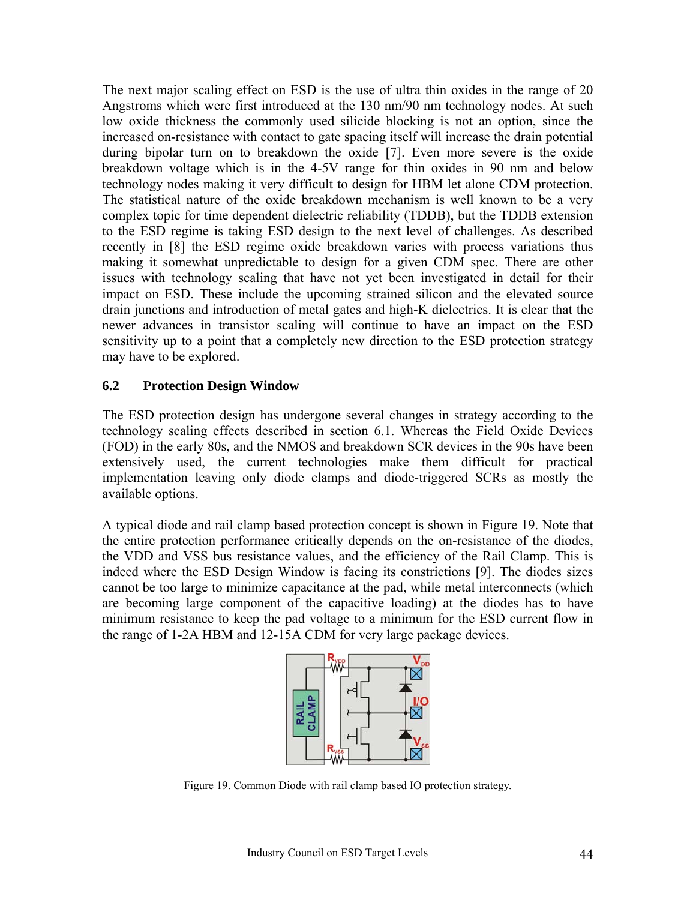The next major scaling effect on ESD is the use of ultra thin oxides in the range of 20 Angstroms which were first introduced at the 130 nm/90 nm technology nodes. At such low oxide thickness the commonly used silicide blocking is not an option, since the increased on-resistance with contact to gate spacing itself will increase the drain potential during bipolar turn on to breakdown the oxide [7]. Even more severe is the oxide breakdown voltage which is in the 4-5V range for thin oxides in 90 nm and below technology nodes making it very difficult to design for HBM let alone CDM protection. The statistical nature of the oxide breakdown mechanism is well known to be a very complex topic for time dependent dielectric reliability (TDDB), but the TDDB extension to the ESD regime is taking ESD design to the next level of challenges. As described recently in [8] the ESD regime oxide breakdown varies with process variations thus making it somewhat unpredictable to design for a given CDM spec. There are other issues with technology scaling that have not yet been investigated in detail for their impact on ESD. These include the upcoming strained silicon and the elevated source drain junctions and introduction of metal gates and high-K dielectrics. It is clear that the newer advances in transistor scaling will continue to have an impact on the ESD sensitivity up to a point that a completely new direction to the ESD protection strategy may have to be explored.

### 6.2 Protection Design Window

The ESD protection design has undergone several changes in strategy according to the technology scaling effects described in section 6.1. Whereas the Field Oxide Devices (FOD) in the early 80s, and the NMOS and breakdown SCR devices in the 90s have been extensively used, the current technologies make them difficult for practical implementation leaving only diode clamps and diode-triggered SCRs as mostly the available options.

A typical diode and rail clamp based protection concept is shown in Figure 19. Note that the entire protection performance critically depends on the on-resistance of the diodes, the VDD and VSS bus resistance values, and the efficiency of the Rail Clamp. This is indeed where the ESD Design Window is facing its constrictions [9]. The diodes sizes cannot be too large to minimize capacitance at the pad, while metal interconnects (which are becoming large component of the capacitive loading) at the diodes has to have minimum resistance to keep the pad voltage to a minimum for the ESD current flow in the range of 1-2A HBM and 12-15A CDM for very large package devices.

Figure 19. Common Diode with rail clamp based IO protection strategy.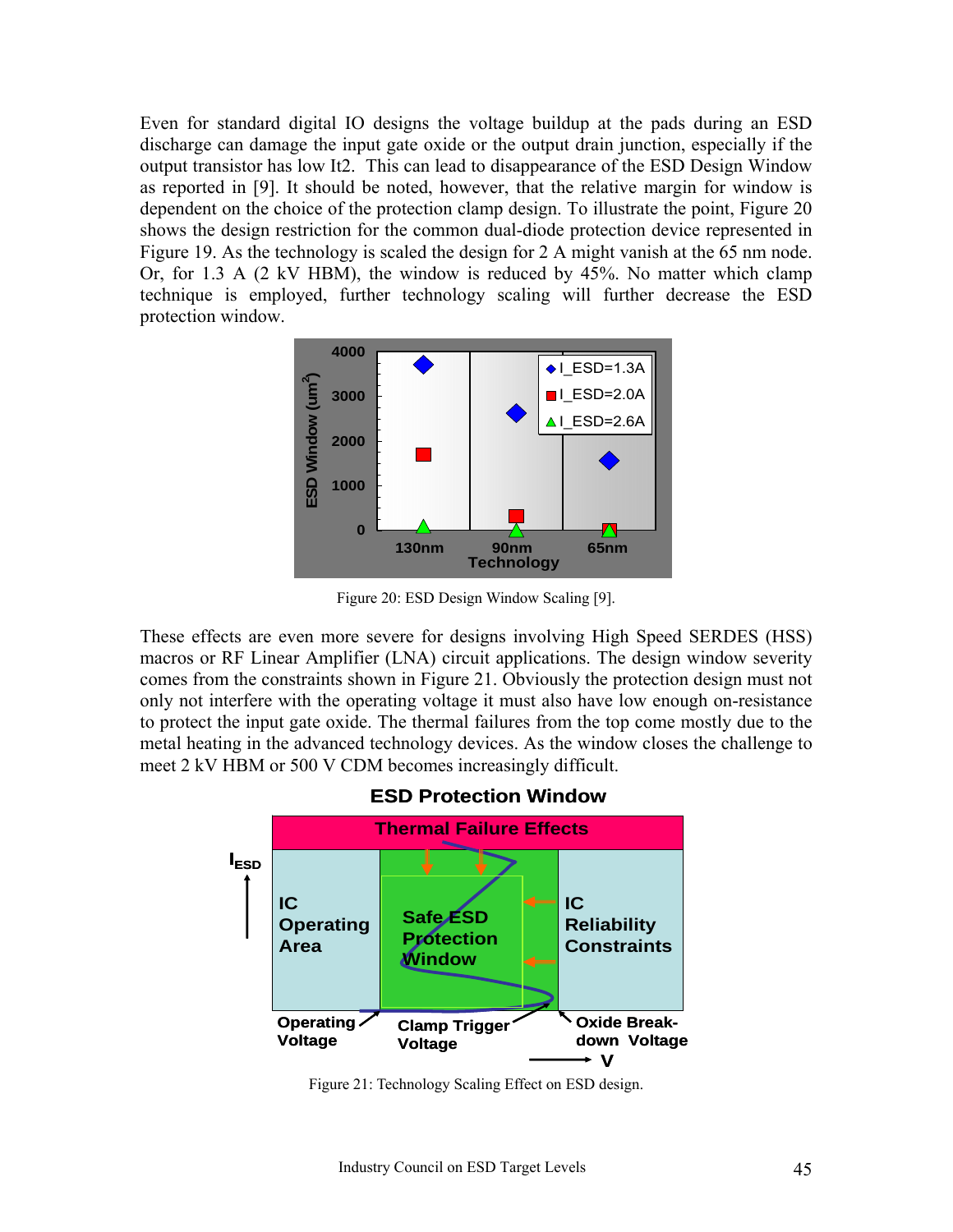Even for standard digital IO designs the voltage buildup at the pads during an ESD discharge can damage the input gate oxide or the output drain junction, especially if the output transistor has low It2. This can lead to disappearance of the ESD Design Window as reported in [9]. It should be noted, however, that the relative margin for window is dependent on the choice of the protection clamp design. To illustrate the point, Figure 20 shows the design restriction for the common dual-diode protection device represented in Figure 19. As the technology is scaled the design for 2 A might vanish at the 65 nm node. Or, for 1.3 A (2 kV HBM), the window is reduced by 45%. No matter which clamp technique is employed, further technology scaling will further decrease the ESD protection window.

Figure 20: ESD Design Window Scaling [9].

These effects are even more severe for designs involving High Speed SERDES (HSS) macros or RF Linear Amplifier (LNA) circuit applications. The design window severity comes from the constraints shown in Figure 21. Obviously the protection design must not only not interfere with the operating voltage it must also have low enough on-resistance to protect the input gate oxide. The thermal failures from the top come mostly due to the metal heating in the advanced technology devices. As the window closes the challenge to meet 2 kV HBM or 500 V CDM becomes increasingly difficult.

Figure 21: Technology Scaling Effect on ESD design.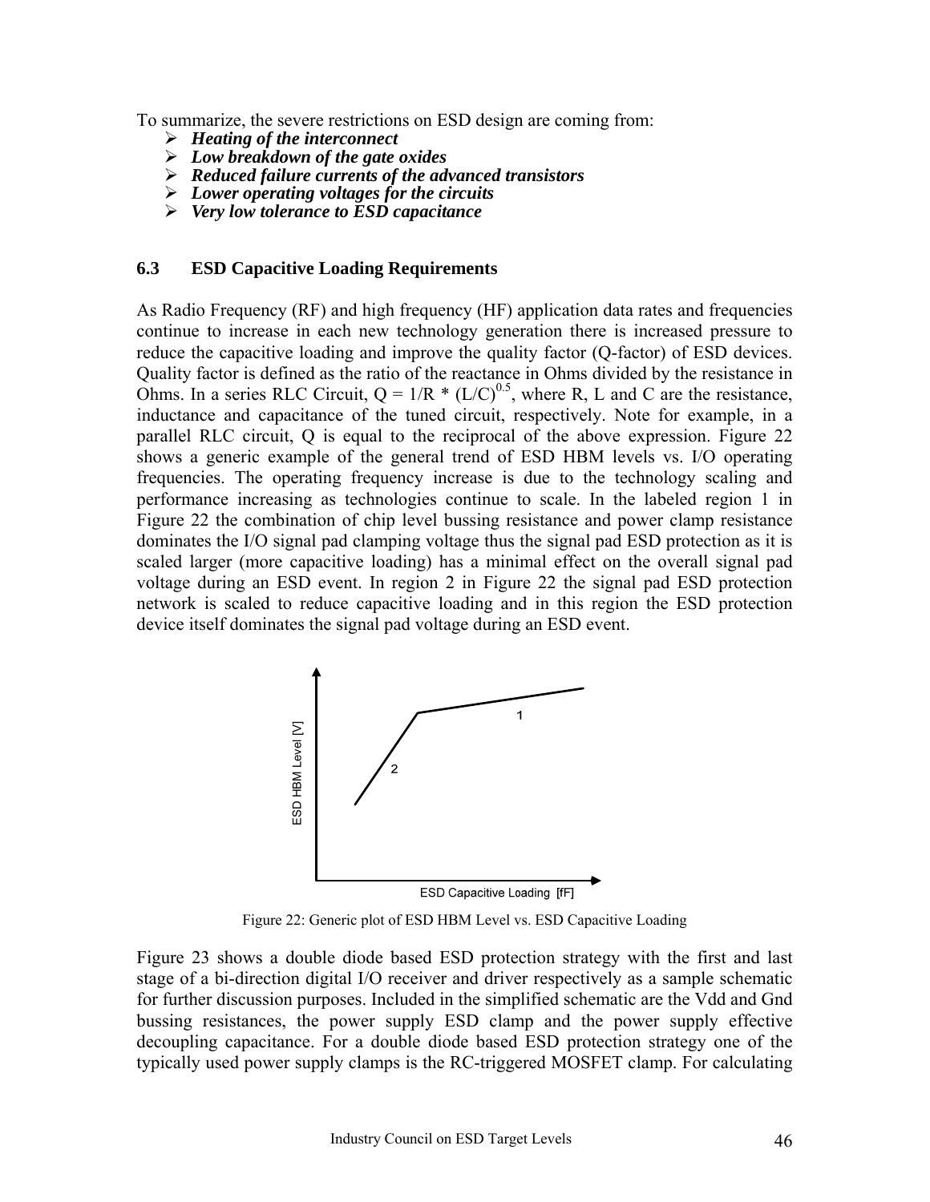To summarize, the severe restrictions on ESD design are coming from:

- ***Heating of the interconnect***
- ***Low breakdown of the gate oxides***
- ***Reduced failure currents of the advanced transistors***
- ***Lower operating voltages for the circuits***
- ***Very low tolerance to ESD capacitance***

### 6.3 ESD Capacitive Loading Requirements

As Radio Frequency (RF) and high frequency (HF) application data rates and frequencies continue to increase in each new technology generation there is increased pressure to reduce the capacitive loading and improve the quality factor (Q-factor) of ESD devices. Quality factor is defined as the ratio of the reactance in Ohms divided by the resistance in Ohms. In a series RLC Circuit, $Q = 1/R * (L/C)^{0.5}$, where R, L and C are the resistance, inductance and capacitance of the tuned circuit, respectively. Note for example, in a parallel RLC circuit, Q is equal to the reciprocal of the above expression. Figure 22 shows a generic example of the general trend of ESD HBM levels vs. I/O operating frequencies. The operating frequency increase is due to the technology scaling and performance increasing as technologies continue to scale. In the labeled region 1 in Figure 22 the combination of chip level bussing resistance and power clamp resistance dominates the I/O signal pad clamping voltage thus the signal pad ESD protection as it is scaled larger (more capacitive loading) has a minimal effect on the overall signal pad voltage during an ESD event. In region 2 in Figure 22 the signal pad ESD protection network is scaled to reduce capacitive loading and in this region the ESD protection device itself dominates the signal pad voltage during an ESD event.

Figure 22: Generic plot of ESD HBM Level vs. ESD Capacitive Loading

Figure 23 shows a double diode based ESD protection strategy with the first and last stage of a bi-direction digital I/O receiver and driver respectively as a sample schematic for further discussion purposes. Included in the simplified schematic are the Vdd and Gnd bussing resistances, the power supply ESD clamp and the power supply effective decoupling capacitance. For a double diode based ESD protection strategy one of the typically used power supply clamps is the RC-triggered MOSFET clamp. For calculating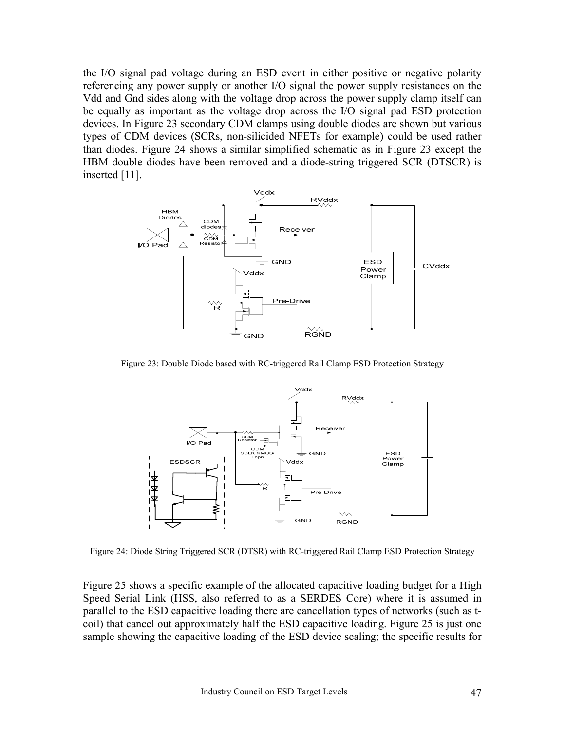the I/O signal pad voltage during an ESD event in either positive or negative polarity referencing any power supply or another I/O signal the power supply resistances on the Vdd and Gnd sides along with the voltage drop across the power supply clamp itself can be equally as important as the voltage drop across the I/O signal pad ESD protection devices. In Figure 23 secondary CDM clamps using double diodes are shown but various types of CDM devices (SCRs, non-silicided NFETs for example) could be used rather than diodes. Figure 24 shows a similar simplified schematic as in Figure 23 except the HBM double diodes have been removed and a diode-string triggered SCR (DTSCR) is inserted [11].

Figure 23: Double Diode based with RC-triggered Rail Clamp ESD Protection Strategy

Figure 24: Diode String Triggered SCR (DTSR) with RC-triggered Rail Clamp ESD Protection Strategy

Figure 25 shows a specific example of the allocated capacitive loading budget for a High Speed Serial Link (HSS, also referred to as a SERDES Core) where it is assumed in parallel to the ESD capacitive loading there are cancellation types of networks (such as t-coil) that cancel out approximately half the ESD capacitive loading. Figure 25 is just one sample showing the capacitive loading of the ESD device scaling; the specific results for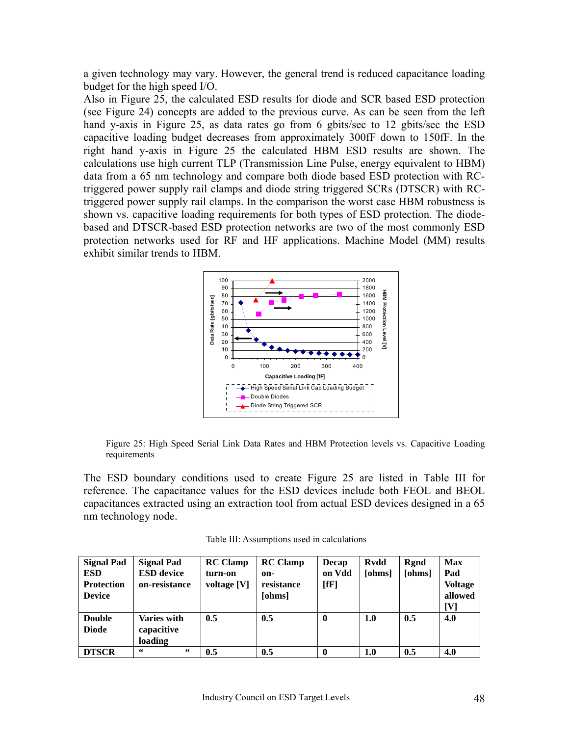a given technology may vary. However, the general trend is reduced capacitance loading budget for the high speed I/O.

Also in Figure 25, the calculated ESD results for diode and SCR based ESD protection (see Figure 24) concepts are added to the previous curve. As can be seen from the left hand y-axis in Figure 25, as data rates go from 6 gbits/sec to 12 gbits/sec the ESD capacitive loading budget decreases from approximately 300fF down to 150fF. In the right hand y-axis in Figure 25 the calculated HBM ESD results are shown. The calculations use high current TLP (Transmission Line Pulse, energy equivalent to HBM) data from a 65 nm technology and compare both diode based ESD protection with RC-triggered power supply rail clamps and diode string triggered SCRs (DTSCR) with RC-triggered power supply rail clamps. In the comparison the worst case HBM robustness is shown vs. capacitive loading requirements for both types of ESD protection. The diode-based and DTSCR-based ESD protection networks are two of the most commonly ESD protection networks used for RF and HF applications. Machine Model (MM) results exhibit similar trends to HBM.

Figure 25: High Speed Serial Link Data Rates and HBM Protection levels vs. Capacitive Loading requirements

The ESD boundary conditions used to create Figure 25 are listed in Table III for reference. The capacitance values for the ESD devices include both FEOL and BEOL capacitances extracted using an extraction tool from actual ESD devices designed in a 65 nm technology node.

Table III: Assumptions used in calculations

| Signal Pad ESD Protection Device | Signal Pad ESD device on-resistance | RC Clamp turn-on voltage [V] | RC Clamp on-resistance [ohms] | Decap on Vdd [fF] | Rvdd [ohms] | Rgnd [ohms] | Max Pad Voltage allowed [V] |
|---|---|---|---|---|---|---|---|
| **Double Diode** | **Varies with capacitive loading** | **0.5** | **0.5** | **0** | **1.0** | **0.5** | **4.0** |
| **DTSCR** | **" "** | **0.5** | **0.5** | **0** | **1.0** | **0.5** | **4.0** |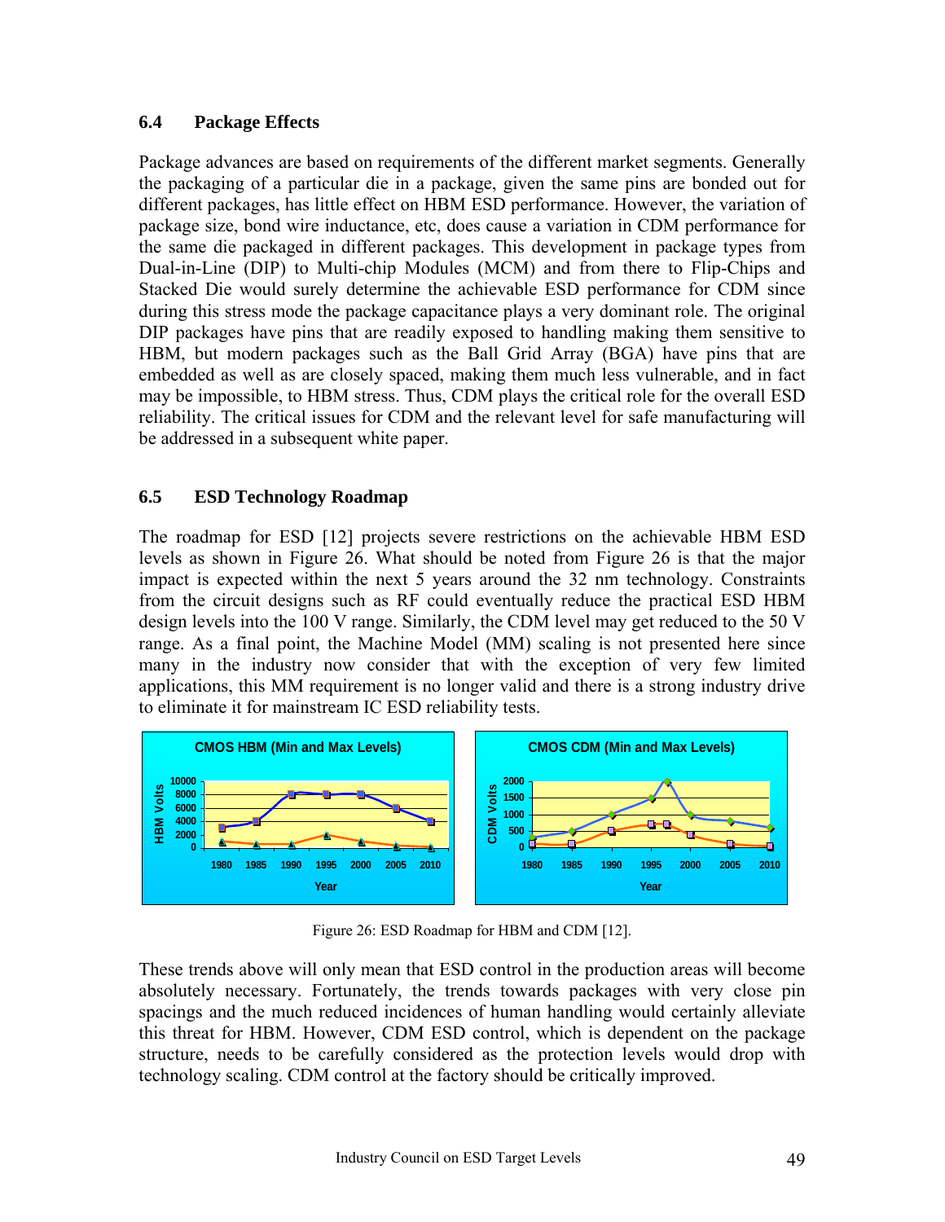### 6.4 Package Effects

Package advances are based on requirements of the different market segments. Generally the packaging of a particular die in a package, given the same pins are bonded out for different packages, has little effect on HBM ESD performance. However, the variation of package size, bond wire inductance, etc, does cause a variation in CDM performance for the same die packaged in different packages. This development in package types from Dual-in-Line (DIP) to Multi-chip Modules (MCM) and from there to Flip-Chips and Stacked Die would surely determine the achievable ESD performance for CDM since during this stress mode the package capacitance plays a very dominant role. The original DIP packages have pins that are readily exposed to handling making them sensitive to HBM, but modern packages such as the Ball Grid Array (BGA) have pins that are embedded as well as are closely spaced, making them much less vulnerable, and in fact may be impossible, to HBM stress. Thus, CDM plays the critical role for the overall ESD reliability. The critical issues for CDM and the relevant level for safe manufacturing will be addressed in a subsequent white paper.

### 6.5 ESD Technology Roadmap

The roadmap for ESD [12] projects severe restrictions on the achievable HBM ESD levels as shown in Figure 26. What should be noted from Figure 26 is that the major impact is expected within the next 5 years around the 32 nm technology. Constraints from the circuit designs such as RF could eventually reduce the practical ESD HBM design levels into the 100 V range. Similarly, the CDM level may get reduced to the 50 V range. As a final point, the Machine Model (MM) scaling is not presented here since many in the industry now consider that with the exception of very few limited applications, this MM requirement is no longer valid and there is a strong industry drive to eliminate it for mainstream IC ESD reliability tests.

Figure 26: ESD Roadmap for HBM and CDM [12].

These trends above will only mean that ESD control in the production areas will become absolutely necessary. Fortunately, the trends towards packages with very close pin spacings and the much reduced incidences of human handling would certainly alleviate this threat for HBM. However, CDM ESD control, which is dependent on the package structure, needs to be carefully considered as the protection levels would drop with technology scaling. CDM control at the factory should be critically improved.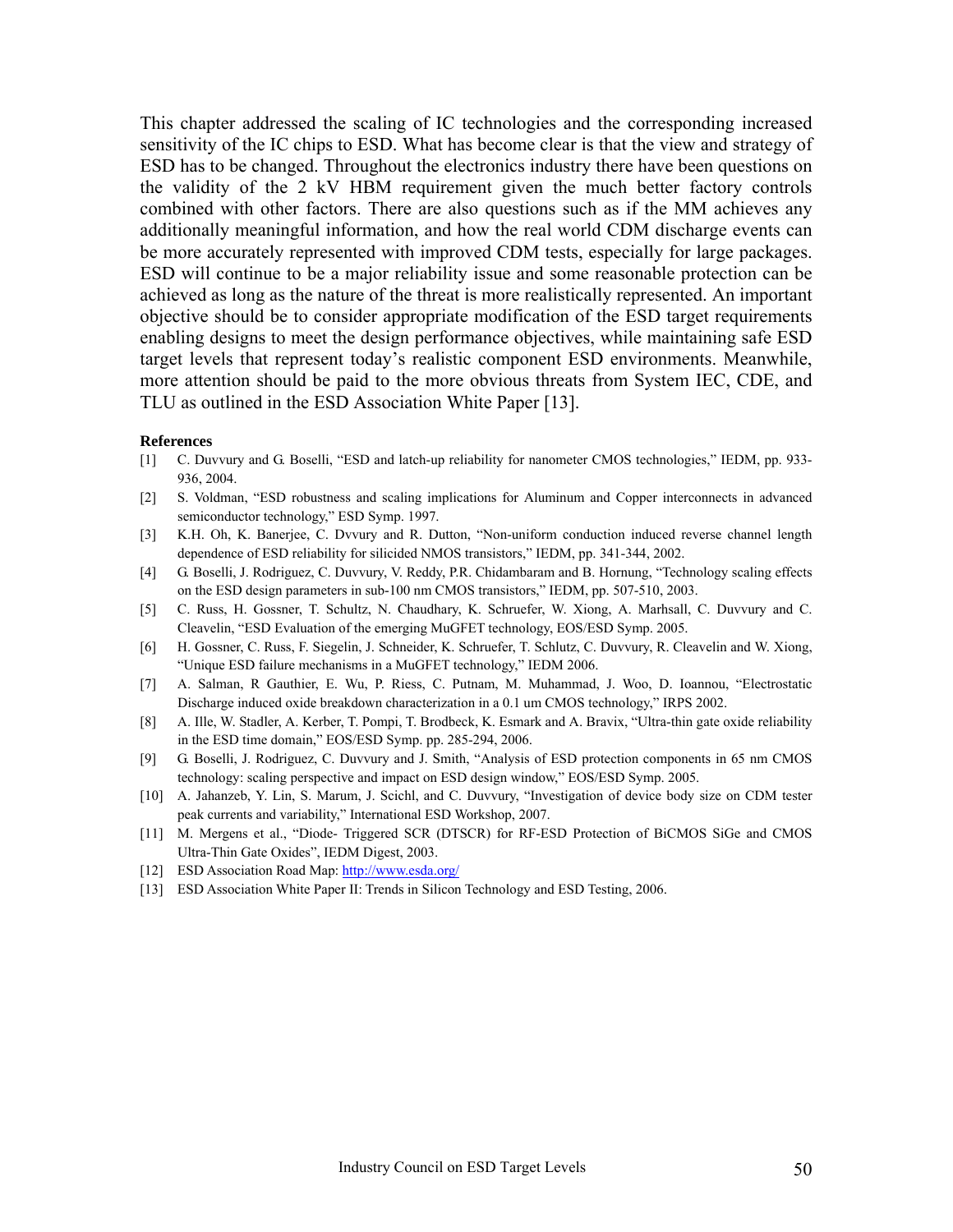This chapter addressed the scaling of IC technologies and the corresponding increased sensitivity of the IC chips to ESD. What has become clear is that the view and strategy of ESD has to be changed. Throughout the electronics industry there have been questions on the validity of the 2 kV HBM requirement given the much better factory controls combined with other factors. There are also questions such as if the MM achieves any additionally meaningful information, and how the real world CDM discharge events can be more accurately represented with improved CDM tests, especially for large packages. ESD will continue to be a major reliability issue and some reasonable protection can be achieved as long as the nature of the threat is more realistically represented. An important objective should be to consider appropriate modification of the ESD target requirements enabling designs to meet the design performance objectives, while maintaining safe ESD target levels that represent today's realistic component ESD environments. Meanwhile, more attention should be paid to the more obvious threats from System IEC, CDE, and TLU as outlined in the ESD Association White Paper [13].

**References**

[1] C. Duvvury and G. Boselli, "ESD and latch-up reliability for nanometer CMOS technologies," IEDM, pp. 933-936, 2004.

[2] S. Voldman, "ESD robustness and scaling implications for Aluminum and Copper interconnects in advanced semiconductor technology," ESD Symp. 1997.

[3] K.H. Oh, K. Banerjee, C. Dvvury and R. Dutton, "Non-uniform conduction induced reverse channel length dependence of ESD reliability for silicided NMOS transistors," IEDM, pp. 341-344, 2002.

[4] G. Boselli, J. Rodriguez, C. Duvvury, V. Reddy, P.R. Chidambaram and B. Hornung, "Technology scaling effects on the ESD design parameters in sub-100 nm CMOS transistors," IEDM, pp. 507-510, 2003.

[5] C. Russ, H. Gossner, T. Schultz, N. Chaudhary, K. Schruefer, W. Xiong, A. Marhsall, C. Duvvury and C. Cleavelin, "ESD Evaluation of the emerging MuGFET technology, EOS/ESD Symp. 2005.

[6] H. Gossner, C. Russ, F. Siegelin, J. Schneider, K. Schruefer, T. Schlutz, C. Duvvury, R. Cleavelin and W. Xiong, "Unique ESD failure mechanisms in a MuGFET technology," IEDM 2006.

[7] A. Salman, R Gauthier, E. Wu, P. Riess, C. Putnam, M. Muhammad, J. Woo, D. Ioannou, "Electrostatic Discharge induced oxide breakdown characterization in a 0.1 um CMOS technology," IRPS 2002.

[8] A. Ille, W. Stadler, A. Kerber, T. Pompi, T. Brodbeck, K. Esmark and A. Bravix, "Ultra-thin gate oxide reliability in the ESD time domain," EOS/ESD Symp. pp. 285-294, 2006.

[9] G. Boselli, J. Rodriguez, C. Duvvury and J. Smith, "Analysis of ESD protection components in 65 nm CMOS technology: scaling perspective and impact on ESD design window," EOS/ESD Symp. 2005.

[10] A. Jahanzeb, Y. Lin, S. Marum, J. Scichl, and C. Duvvury, "Investigation of device body size on CDM tester peak currents and variability," International ESD Workshop, 2007.

[11] M. Mergens et al., "Diode- Triggered SCR (DTSCR) for RF-ESD Protection of BiCMOS SiGe and CMOS Ultra-Thin Gate Oxides", IEDM Digest, 2003.

[12] ESD Association Road Map: http://www.esda.org/

[13] ESD Association White Paper II: Trends in Silicon Technology and ESD Testing, 2006.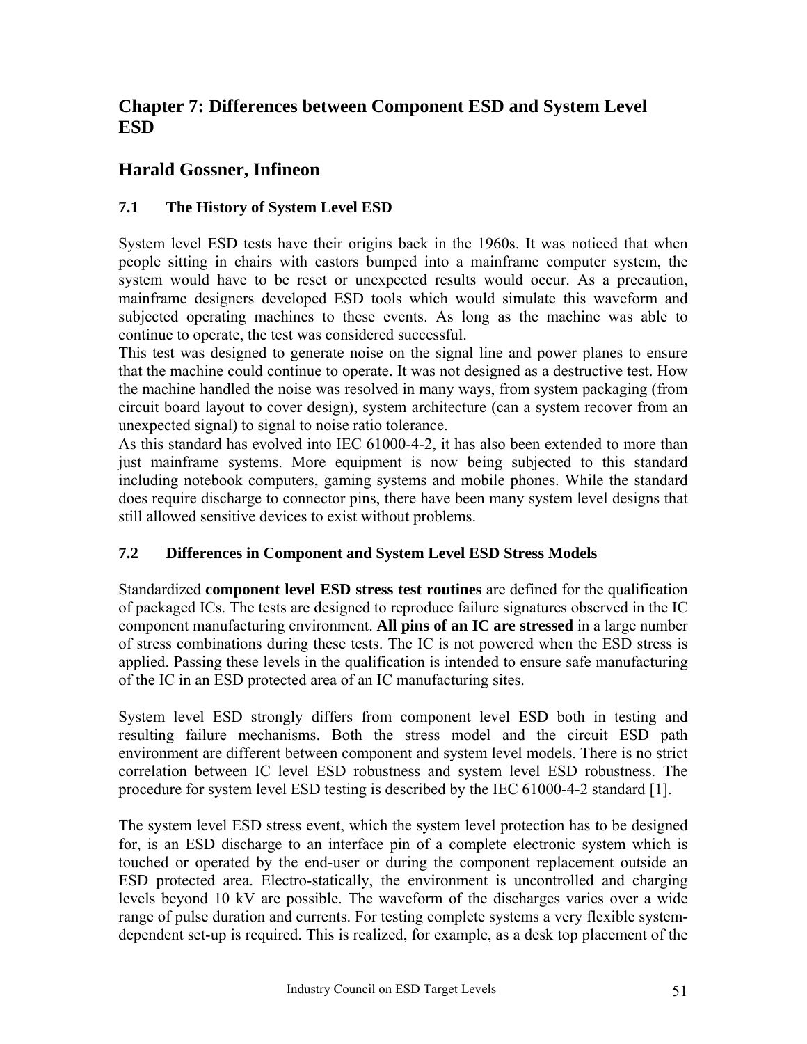# Chapter 7: Differences between Component ESD and System Level ESD

## Harald Gossner, Infineon

### 7.1 The History of System Level ESD

System level ESD tests have their origins back in the 1960s. It was noticed that when people sitting in chairs with castors bumped into a mainframe computer system, the system would have to be reset or unexpected results would occur. As a precaution, mainframe designers developed ESD tools which would simulate this waveform and subjected operating machines to these events. As long as the machine was able to continue to operate, the test was considered successful.
This test was designed to generate noise on the signal line and power planes to ensure that the machine could continue to operate. It was not designed as a destructive test. How the machine handled the noise was resolved in many ways, from system packaging (from circuit board layout to cover design), system architecture (can a system recover from an unexpected signal) to signal to noise ratio tolerance.
As this standard has evolved into IEC 61000-4-2, it has also been extended to more than just mainframe systems. More equipment is now being subjected to this standard including notebook computers, gaming systems and mobile phones. While the standard does require discharge to connector pins, there have been many system level designs that still allowed sensitive devices to exist without problems.

### 7.2 Differences in Component and System Level ESD Stress Models

Standardized **component level ESD stress test routines** are defined for the qualification of packaged ICs. The tests are designed to reproduce failure signatures observed in the IC component manufacturing environment. **All pins of an IC are stressed** in a large number of stress combinations during these tests. The IC is not powered when the ESD stress is applied. Passing these levels in the qualification is intended to ensure safe manufacturing of the IC in an ESD protected area of an IC manufacturing sites.

System level ESD strongly differs from component level ESD both in testing and resulting failure mechanisms. Both the stress model and the circuit ESD path environment are different between component and system level models. There is no strict correlation between IC level ESD robustness and system level ESD robustness. The procedure for system level ESD testing is described by the IEC 61000-4-2 standard [1].

The system level ESD stress event, which the system level protection has to be designed for, is an ESD discharge to an interface pin of a complete electronic system which is touched or operated by the end-user or during the component replacement outside an ESD protected area. Electro-statically, the environment is uncontrolled and charging levels beyond 10 kV are possible. The waveform of the discharges varies over a wide range of pulse duration and currents. For testing complete systems a very flexible system-dependent set-up is required. This is realized, for example, as a desk top placement of the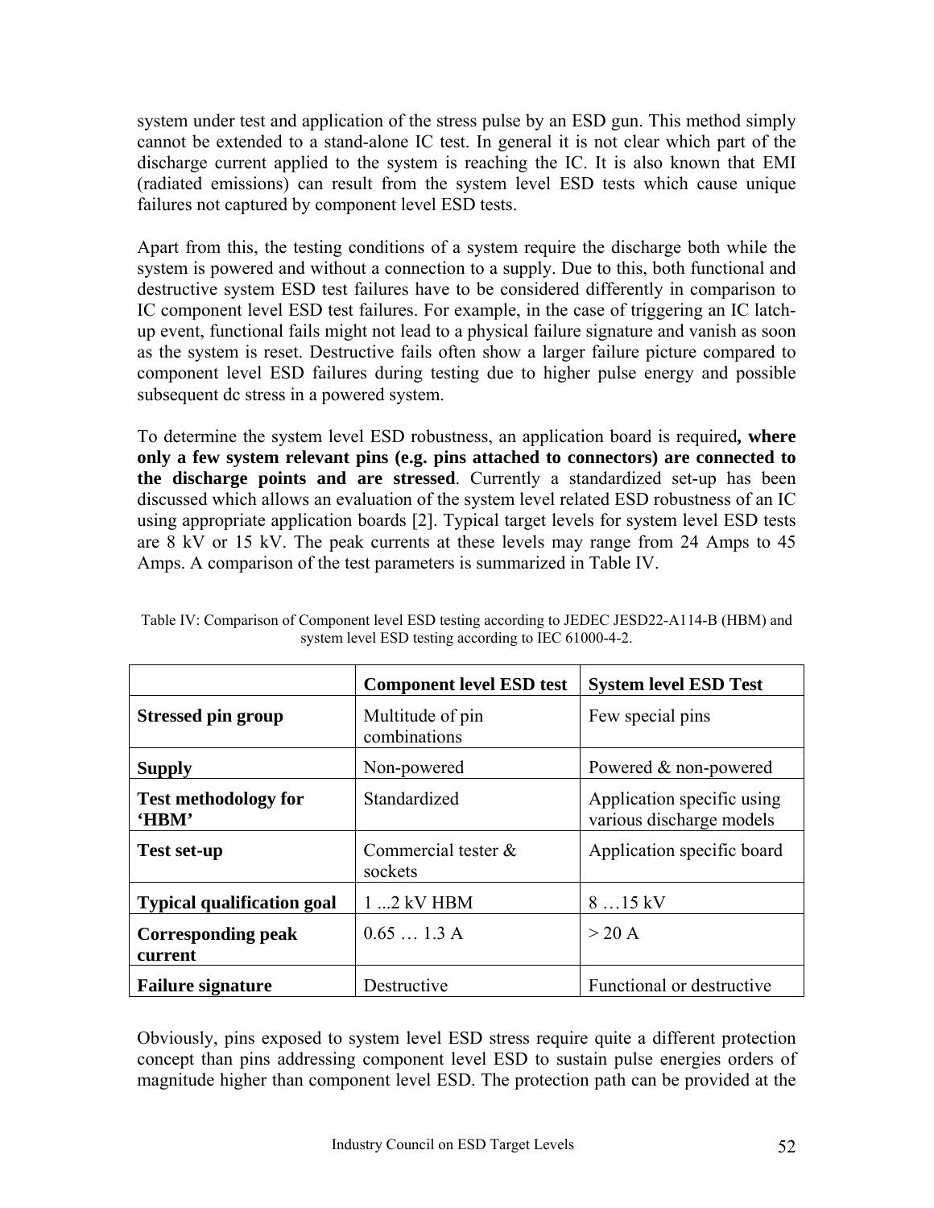system under test and application of the stress pulse by an ESD gun. This method simply cannot be extended to a stand-alone IC test. In general it is not clear which part of the discharge current applied to the system is reaching the IC. It is also known that EMI (radiated emissions) can result from the system level ESD tests which cause unique failures not captured by component level ESD tests.

Apart from this, the testing conditions of a system require the discharge both while the system is powered and without a connection to a supply. Due to this, both functional and destructive system ESD test failures have to be considered differently in comparison to IC component level ESD test failures. For example, in the case of triggering an IC latch-up event, functional fails might not lead to a physical failure signature and vanish as soon as the system is reset. Destructive fails often show a larger failure picture compared to component level ESD failures during testing due to higher pulse energy and possible subsequent dc stress in a powered system.

To determine the system level ESD robustness, an application board is required**, where only a few system relevant pins (e.g. pins attached to connectors) are connected to the discharge points and are stressed**. Currently a standardized set-up has been discussed which allows an evaluation of the system level related ESD robustness of an IC using appropriate application boards [2]. Typical target levels for system level ESD tests are 8 kV or 15 kV. The peak currents at these levels may range from 24 Amps to 45 Amps. A comparison of the test parameters is summarized in Table IV.

Table IV: Comparison of Component level ESD testing according to JEDEC JESD22-A114-B (HBM) and system level ESD testing according to IEC 61000-4-2.

| | **Component level ESD test** | **System level ESD Test** |
|---|---|---|
| **Stressed pin group** | Multitude of pin combinations | Few special pins |
| **Supply** | Non-powered | Powered & non-powered |
| **Test methodology for ‘HBM’** | Standardized | Application specific using various discharge models |
| **Test set-up** | Commercial tester & sockets | Application specific board |
| **Typical qualification goal** | 1 ...2 kV HBM | 8 …15 kV |
| **Corresponding peak current** | 0.65 … 1.3 A | > 20 A |
| **Failure signature** | Destructive | Functional or destructive |

Obviously, pins exposed to system level ESD stress require quite a different protection concept than pins addressing component level ESD to sustain pulse energies orders of magnitude higher than component level ESD. The protection path can be provided at the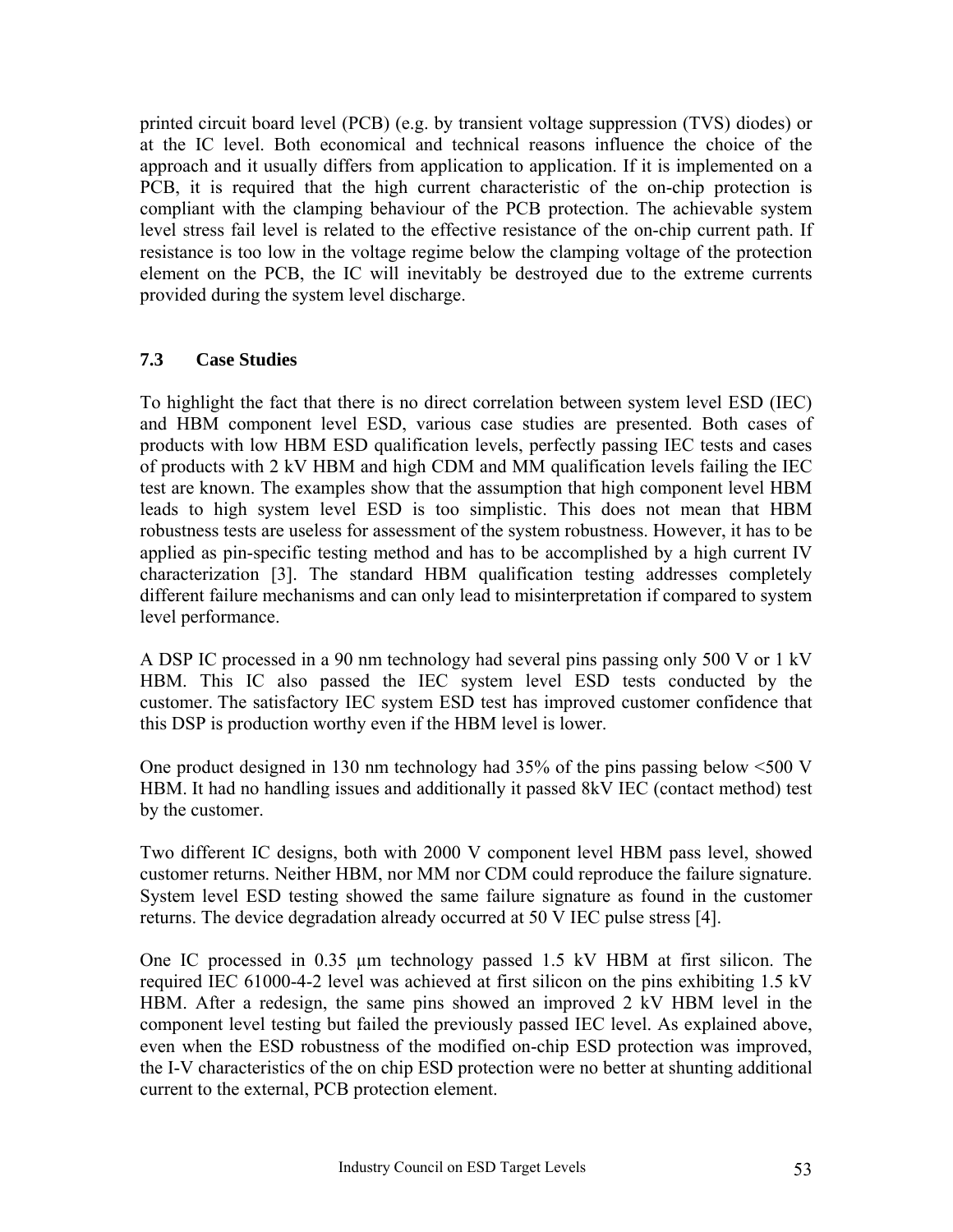printed circuit board level (PCB) (e.g. by transient voltage suppression (TVS) diodes) or at the IC level. Both economical and technical reasons influence the choice of the approach and it usually differs from application to application. If it is implemented on a PCB, it is required that the high current characteristic of the on-chip protection is compliant with the clamping behaviour of the PCB protection. The achievable system level stress fail level is related to the effective resistance of the on-chip current path. If resistance is too low in the voltage regime below the clamping voltage of the protection element on the PCB, the IC will inevitably be destroyed due to the extreme currents provided during the system level discharge.

### 7.3 Case Studies

To highlight the fact that there is no direct correlation between system level ESD (IEC) and HBM component level ESD, various case studies are presented. Both cases of products with low HBM ESD qualification levels, perfectly passing IEC tests and cases of products with 2 kV HBM and high CDM and MM qualification levels failing the IEC test are known. The examples show that the assumption that high component level HBM leads to high system level ESD is too simplistic. This does not mean that HBM robustness tests are useless for assessment of the system robustness. However, it has to be applied as pin-specific testing method and has to be accomplished by a high current IV characterization [3]. The standard HBM qualification testing addresses completely different failure mechanisms and can only lead to misinterpretation if compared to system level performance.

A DSP IC processed in a 90 nm technology had several pins passing only 500 V or 1 kV HBM. This IC also passed the IEC system level ESD tests conducted by the customer. The satisfactory IEC system ESD test has improved customer confidence that this DSP is production worthy even if the HBM level is lower.

One product designed in 130 nm technology had 35% of the pins passing below <500 V HBM. It had no handling issues and additionally it passed 8kV IEC (contact method) test by the customer.

Two different IC designs, both with 2000 V component level HBM pass level, showed customer returns. Neither HBM, nor MM nor CDM could reproduce the failure signature. System level ESD testing showed the same failure signature as found in the customer returns. The device degradation already occurred at 50 V IEC pulse stress [4].

One IC processed in 0.35 µm technology passed 1.5 kV HBM at first silicon. The required IEC 61000-4-2 level was achieved at first silicon on the pins exhibiting 1.5 kV HBM. After a redesign, the same pins showed an improved 2 kV HBM level in the component level testing but failed the previously passed IEC level. As explained above, even when the ESD robustness of the modified on-chip ESD protection was improved, the I-V characteristics of the on chip ESD protection were no better at shunting additional current to the external, PCB protection element.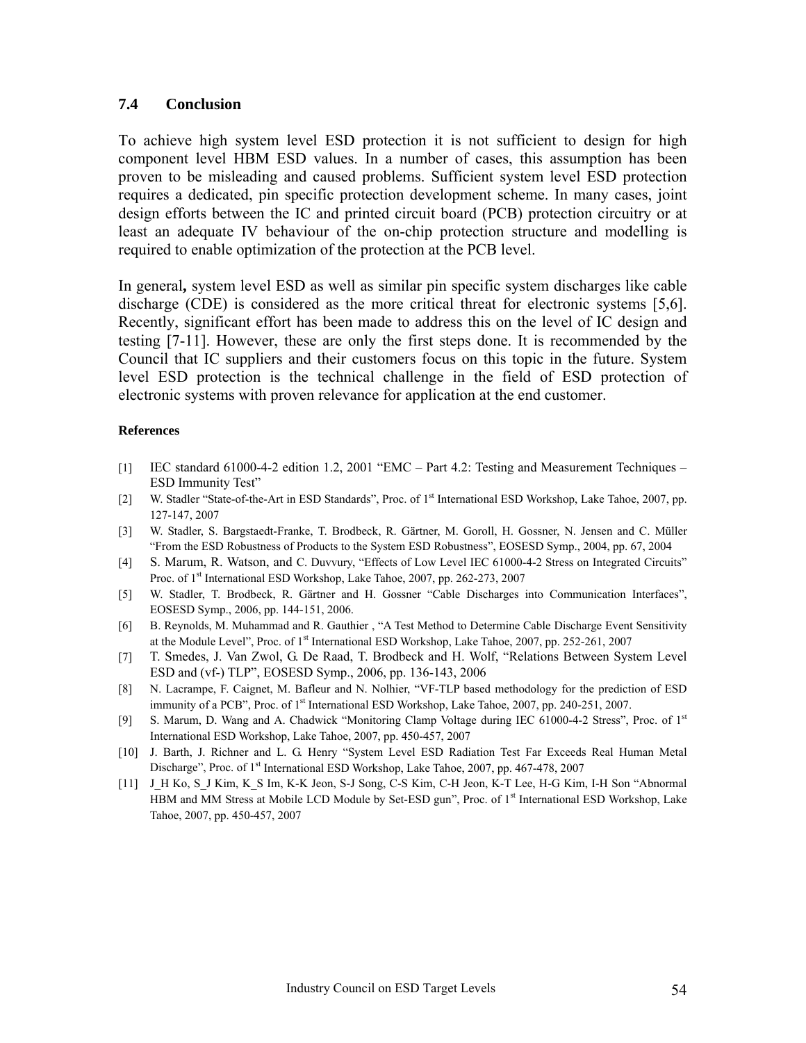### 7.4 Conclusion

To achieve high system level ESD protection it is not sufficient to design for high component level HBM ESD values. In a number of cases, this assumption has been proven to be misleading and caused problems. Sufficient system level ESD protection requires a dedicated, pin specific protection development scheme. In many cases, joint design efforts between the IC and printed circuit board (PCB) protection circuitry or at least an adequate IV behaviour of the on-chip protection structure and modelling is required to enable optimization of the protection at the PCB level.

In general**,** system level ESD as well as similar pin specific system discharges like cable discharge (CDE) is considered as the more critical threat for electronic systems [5,6]. Recently, significant effort has been made to address this on the level of IC design and testing [7-11]. However, these are only the first steps done. It is recommended by the Council that IC suppliers and their customers focus on this topic in the future. System level ESD protection is the technical challenge in the field of ESD protection of electronic systems with proven relevance for application at the end customer.

**References**

[1] IEC standard 61000-4-2 edition 1.2, 2001 "EMC – Part 4.2: Testing and Measurement Techniques – ESD Immunity Test"

[2] W. Stadler "State-of-the-Art in ESD Standards", Proc. of 1st International ESD Workshop, Lake Tahoe, 2007, pp. 127-147, 2007

[3] W. Stadler, S. Bargstaedt-Franke, T. Brodbeck, R. Gärtner, M. Goroll, H. Gossner, N. Jensen and C. Müller "From the ESD Robustness of Products to the System ESD Robustness", EOSESD Symp., 2004, pp. 67, 2004

[4] S. Marum, R. Watson, and C. Duvvury, "Effects of Low Level IEC 61000-4-2 Stress on Integrated Circuits" Proc. of 1st International ESD Workshop, Lake Tahoe, 2007, pp. 262-273, 2007

[5] W. Stadler, T. Brodbeck, R. Gärtner and H. Gossner "Cable Discharges into Communication Interfaces", EOSESD Symp., 2006, pp. 144-151, 2006.

[6] B. Reynolds, M. Muhammad and R. Gauthier , "A Test Method to Determine Cable Discharge Event Sensitivity at the Module Level", Proc. of 1st International ESD Workshop, Lake Tahoe, 2007, pp. 252-261, 2007

[7] T. Smedes, J. Van Zwol, G. De Raad, T. Brodbeck and H. Wolf, "Relations Between System Level ESD and (vf-) TLP", EOSESD Symp., 2006, pp. 136-143, 2006

[8] N. Lacrampe, F. Caignet, M. Bafleur and N. Nolhier, "VF-TLP based methodology for the prediction of ESD immunity of a PCB", Proc. of 1st International ESD Workshop, Lake Tahoe, 2007, pp. 240-251, 2007.

[9] S. Marum, D. Wang and A. Chadwick "Monitoring Clamp Voltage during IEC 61000-4-2 Stress", Proc. of 1st International ESD Workshop, Lake Tahoe, 2007, pp. 450-457, 2007

[10] J. Barth, J. Richner and L. G. Henry "System Level ESD Radiation Test Far Exceeds Real Human Metal Discharge", Proc. of 1st International ESD Workshop, Lake Tahoe, 2007, pp. 467-478, 2007

[11] J_H Ko, S_J Kim, K_S Im, K-K Jeon, S-J Song, C-S Kim, C-H Jeon, K-T Lee, H-G Kim, I-H Son "Abnormal HBM and MM Stress at Mobile LCD Module by Set-ESD gun", Proc. of 1st International ESD Workshop, Lake Tahoe, 2007, pp. 450-457, 2007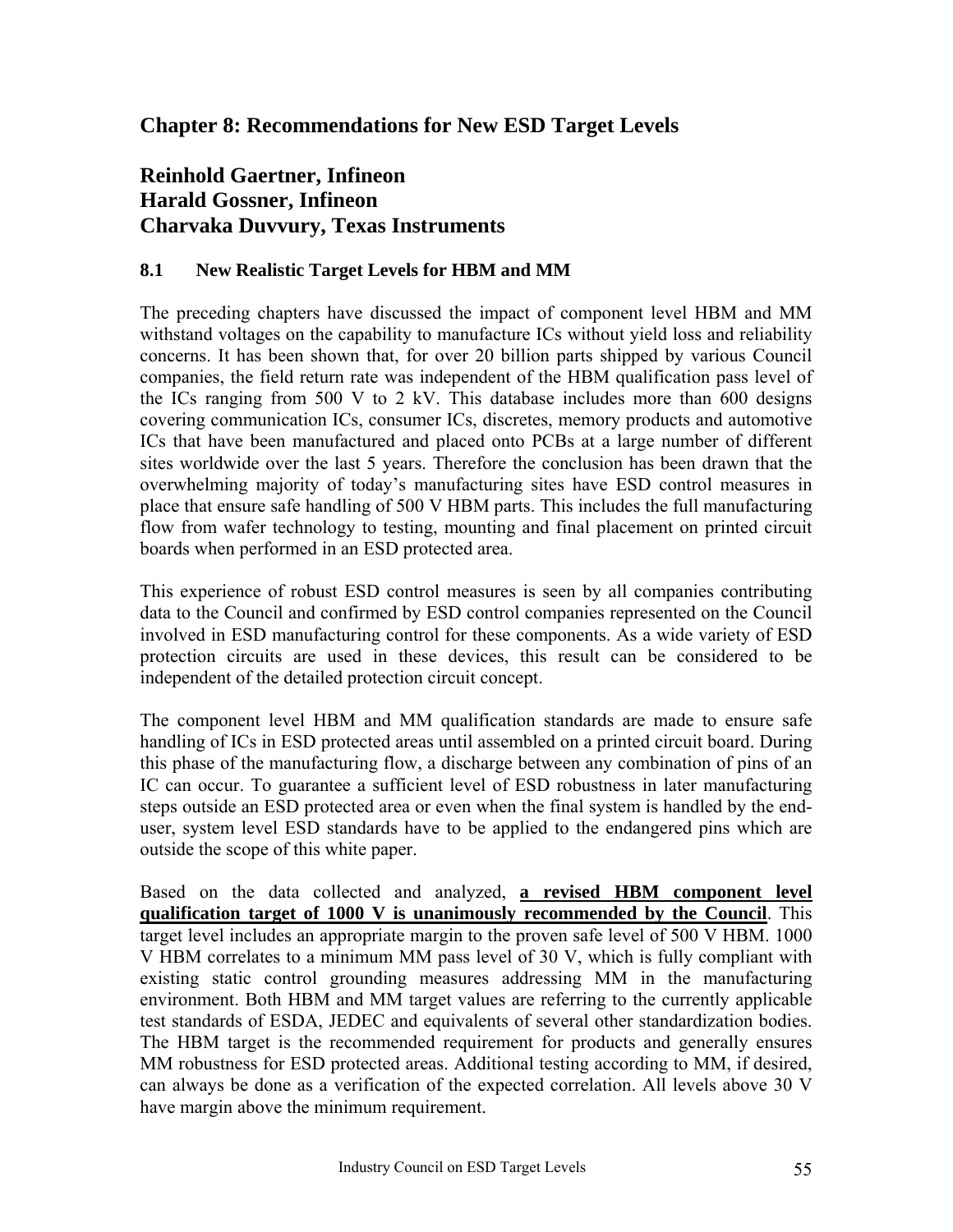# Chapter 8: Recommendations for New ESD Target Levels

## Reinhold Gaertner, Infineon
## Harald Gossner, Infineon
## Charvaka Duvvury, Texas Instruments

### 8.1 New Realistic Target Levels for HBM and MM

The preceding chapters have discussed the impact of component level HBM and MM withstand voltages on the capability to manufacture ICs without yield loss and reliability concerns. It has been shown that, for over 20 billion parts shipped by various Council companies, the field return rate was independent of the HBM qualification pass level of the ICs ranging from 500 V to 2 kV. This database includes more than 600 designs covering communication ICs, consumer ICs, discretes, memory products and automotive ICs that have been manufactured and placed onto PCBs at a large number of different sites worldwide over the last 5 years. Therefore the conclusion has been drawn that the overwhelming majority of today's manufacturing sites have ESD control measures in place that ensure safe handling of 500 V HBM parts. This includes the full manufacturing flow from wafer technology to testing, mounting and final placement on printed circuit boards when performed in an ESD protected area.

This experience of robust ESD control measures is seen by all companies contributing data to the Council and confirmed by ESD control companies represented on the Council involved in ESD manufacturing control for these components. As a wide variety of ESD protection circuits are used in these devices, this result can be considered to be independent of the detailed protection circuit concept.

The component level HBM and MM qualification standards are made to ensure safe handling of ICs in ESD protected areas until assembled on a printed circuit board. During this phase of the manufacturing flow, a discharge between any combination of pins of an IC can occur. To guarantee a sufficient level of ESD robustness in later manufacturing steps outside an ESD protected area or even when the final system is handled by the end-user, system level ESD standards have to be applied to the endangered pins which are outside the scope of this white paper.

Based on the data collected and analyzed, **a revised HBM component level qualification target of 1000 V is unanimously recommended by the Council**. This target level includes an appropriate margin to the proven safe level of 500 V HBM. 1000 V HBM correlates to a minimum MM pass level of 30 V, which is fully compliant with existing static control grounding measures addressing MM in the manufacturing environment. Both HBM and MM target values are referring to the currently applicable test standards of ESDA, JEDEC and equivalents of several other standardization bodies. The HBM target is the recommended requirement for products and generally ensures MM robustness for ESD protected areas. Additional testing according to MM, if desired, can always be done as a verification of the expected correlation. All levels above 30 V have margin above the minimum requirement.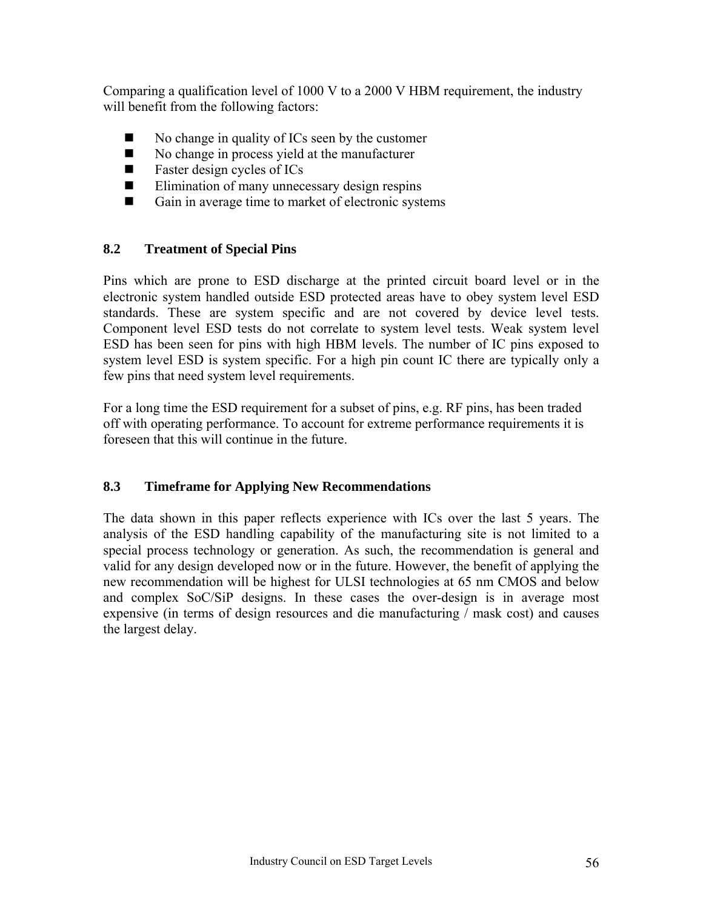Comparing a qualification level of 1000 V to a 2000 V HBM requirement, the industry will benefit from the following factors:

- No change in quality of ICs seen by the customer
- No change in process yield at the manufacturer
- Faster design cycles of ICs
- Elimination of many unnecessary design respins
- Gain in average time to market of electronic systems

### 8.2 Treatment of Special Pins

Pins which are prone to ESD discharge at the printed circuit board level or in the electronic system handled outside ESD protected areas have to obey system level ESD standards. These are system specific and are not covered by device level tests. Component level ESD tests do not correlate to system level tests. Weak system level ESD has been seen for pins with high HBM levels. The number of IC pins exposed to system level ESD is system specific. For a high pin count IC there are typically only a few pins that need system level requirements.

For a long time the ESD requirement for a subset of pins, e.g. RF pins, has been traded off with operating performance. To account for extreme performance requirements it is foreseen that this will continue in the future.

### 8.3 Timeframe for Applying New Recommendations

The data shown in this paper reflects experience with ICs over the last 5 years. The analysis of the ESD handling capability of the manufacturing site is not limited to a special process technology or generation. As such, the recommendation is general and valid for any design developed now or in the future. However, the benefit of applying the new recommendation will be highest for ULSI technologies at 65 nm CMOS and below and complex SoC/SiP designs. In these cases the over-design is in average most expensive (in terms of design resources and die manufacturing / mask cost) and causes the largest delay.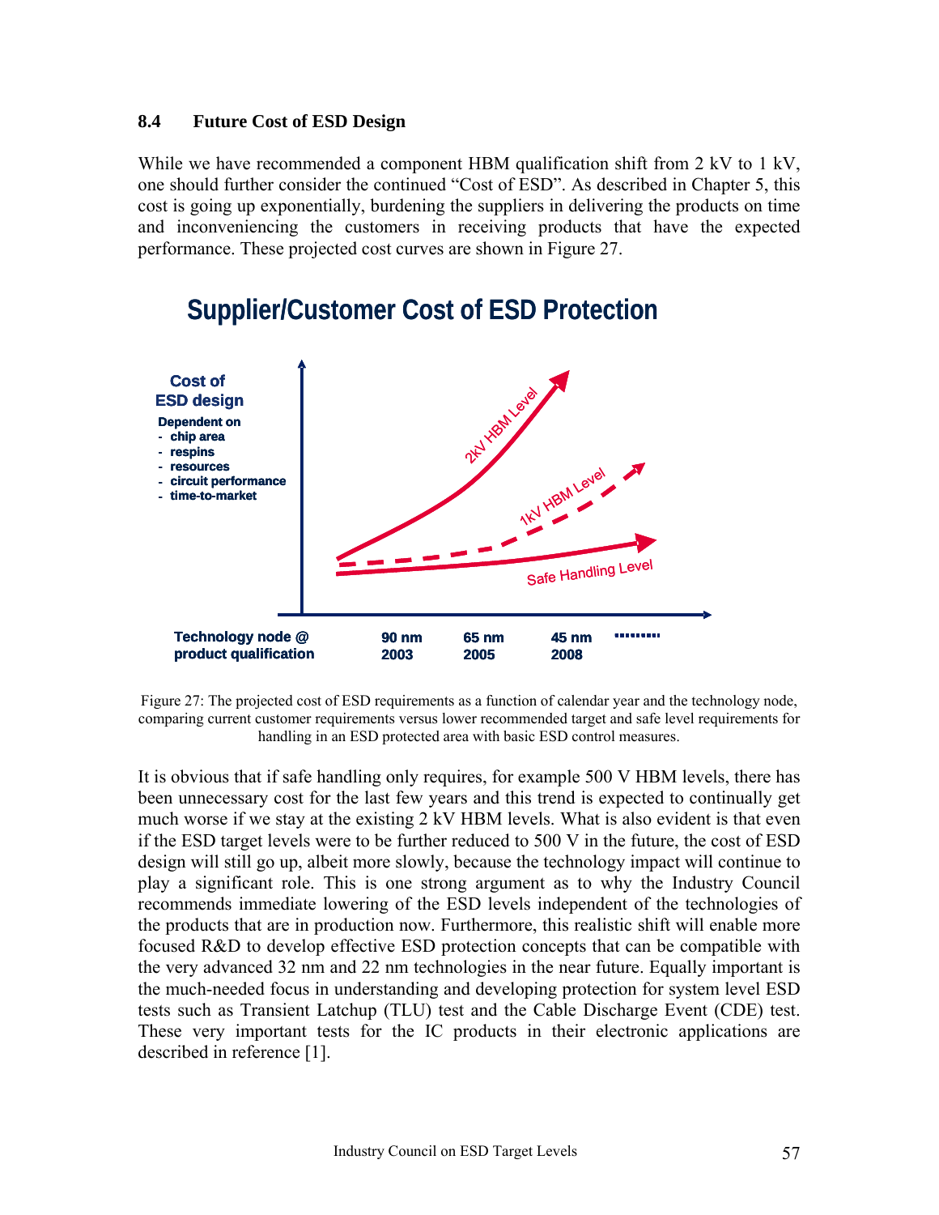## 8.4 Future Cost of ESD Design

While we have recommended a component HBM qualification shift from 2 kV to 1 kV, one should further consider the continued "Cost of ESD". As described in Chapter 5, this cost is going up exponentially, burdening the suppliers in delivering the products on time and inconveniencing the customers in receiving products that have the expected performance. These projected cost curves are shown in Figure 27.

Figure 27: The projected cost of ESD requirements as a function of calendar year and the technology node, comparing current customer requirements versus lower recommended target and safe level requirements for handling in an ESD protected area with basic ESD control measures.

It is obvious that if safe handling only requires, for example 500 V HBM levels, there has been unnecessary cost for the last few years and this trend is expected to continually get much worse if we stay at the existing 2 kV HBM levels. What is also evident is that even if the ESD target levels were to be further reduced to 500 V in the future, the cost of ESD design will still go up, albeit more slowly, because the technology impact will continue to play a significant role. This is one strong argument as to why the Industry Council recommends immediate lowering of the ESD levels independent of the technologies of the products that are in production now. Furthermore, this realistic shift will enable more focused R&D to develop effective ESD protection concepts that can be compatible with the very advanced 32 nm and 22 nm technologies in the near future. Equally important is the much-needed focus in understanding and developing protection for system level ESD tests such as Transient Latchup (TLU) test and the Cable Discharge Event (CDE) test. These very important tests for the IC products in their electronic applications are described in reference [1].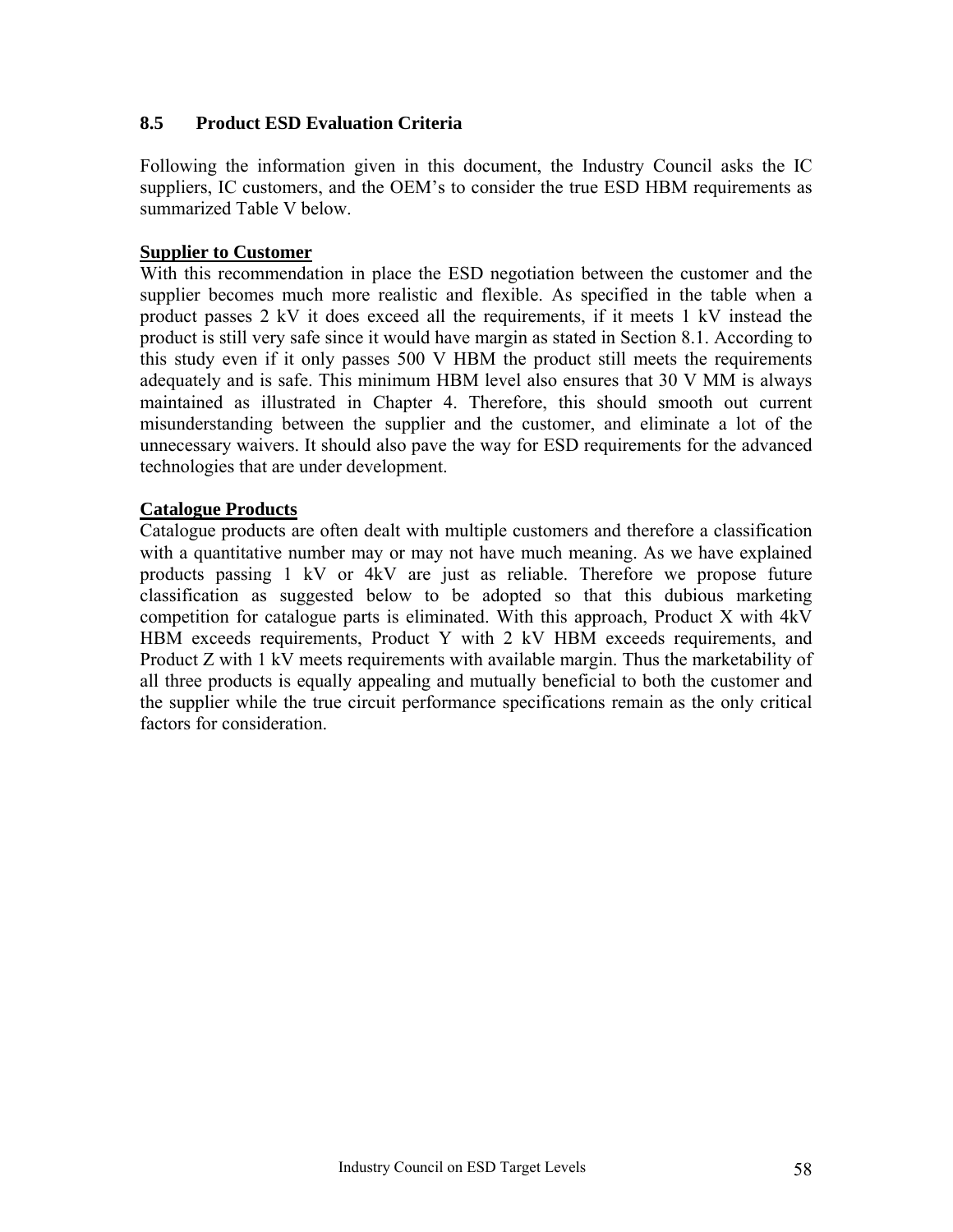### 8.5 Product ESD Evaluation Criteria

Following the information given in this document, the Industry Council asks the IC suppliers, IC customers, and the OEM's to consider the true ESD HBM requirements as summarized Table V below.

**Supplier to Customer**

With this recommendation in place the ESD negotiation between the customer and the supplier becomes much more realistic and flexible. As specified in the table when a product passes 2 kV it does exceed all the requirements, if it meets 1 kV instead the product is still very safe since it would have margin as stated in Section 8.1. According to this study even if it only passes 500 V HBM the product still meets the requirements adequately and is safe. This minimum HBM level also ensures that 30 V MM is always maintained as illustrated in Chapter 4. Therefore, this should smooth out current misunderstanding between the supplier and the customer, and eliminate a lot of the unnecessary waivers. It should also pave the way for ESD requirements for the advanced technologies that are under development.

**Catalogue Products**

Catalogue products are often dealt with multiple customers and therefore a classification with a quantitative number may or may not have much meaning. As we have explained products passing 1 kV or 4kV are just as reliable. Therefore we propose future classification as suggested below to be adopted so that this dubious marketing competition for catalogue parts is eliminated. With this approach, Product X with 4kV HBM exceeds requirements, Product Y with 2 kV HBM exceeds requirements, and Product Z with 1 kV meets requirements with available margin. Thus the marketability of all three products is equally appealing and mutually beneficial to both the customer and the supplier while the true circuit performance specifications remain as the only critical factors for consideration.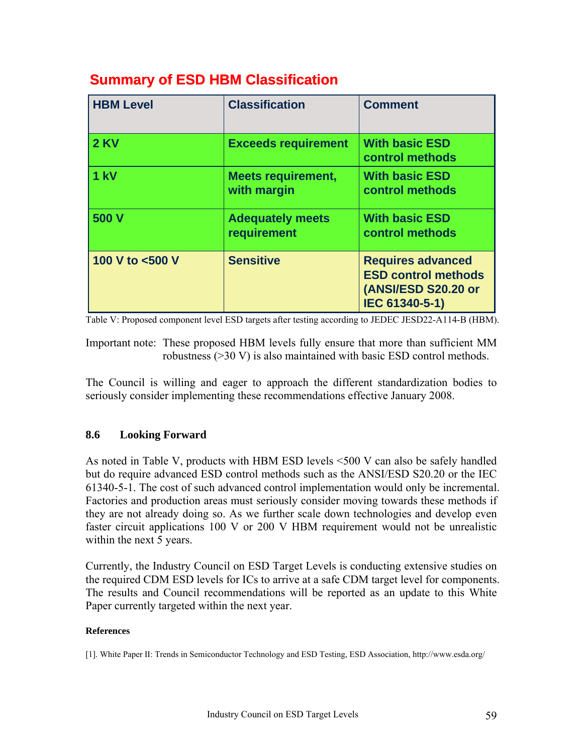## Summary of ESD HBM Classification

| HBM Level | Classification | Comment |
|---|---|---|
| 2 KV | Exceeds requirement | With basic ESD control methods |
| 1 kV | Meets requirement, with margin | With basic ESD control methods |
| 500 V | Adequately meets requirement | With basic ESD control methods |
| 100 V to <500 V | Sensitive | Requires advanced ESD control methods (ANSI/ESD S20.20 or IEC 61340-5-1) |

Table V: Proposed component level ESD targets after testing according to JEDEC JESD22-A114-B (HBM).

Important note: These proposed HBM levels fully ensure that more than sufficient MM robustness (>30 V) is also maintained with basic ESD control methods.

The Council is willing and eager to approach the different standardization bodies to seriously consider implementing these recommendations effective January 2008.

### 8.6 Looking Forward

As noted in Table V, products with HBM ESD levels <500 V can also be safely handled but do require advanced ESD control methods such as the ANSI/ESD S20.20 or the IEC 61340-5-1. The cost of such advanced control implementation would only be incremental. Factories and production areas must seriously consider moving towards these methods if they are not already doing so. As we further scale down technologies and develop even faster circuit applications 100 V or 200 V HBM requirement would not be unrealistic within the next 5 years.

Currently, the Industry Council on ESD Target Levels is conducting extensive studies on the required CDM ESD levels for ICs to arrive at a safe CDM target level for components. The results and Council recommendations will be reported as an update to this White Paper currently targeted within the next year.

**References**

[1]. White Paper II: Trends in Semiconductor Technology and ESD Testing, ESD Association, http://www.esda.org/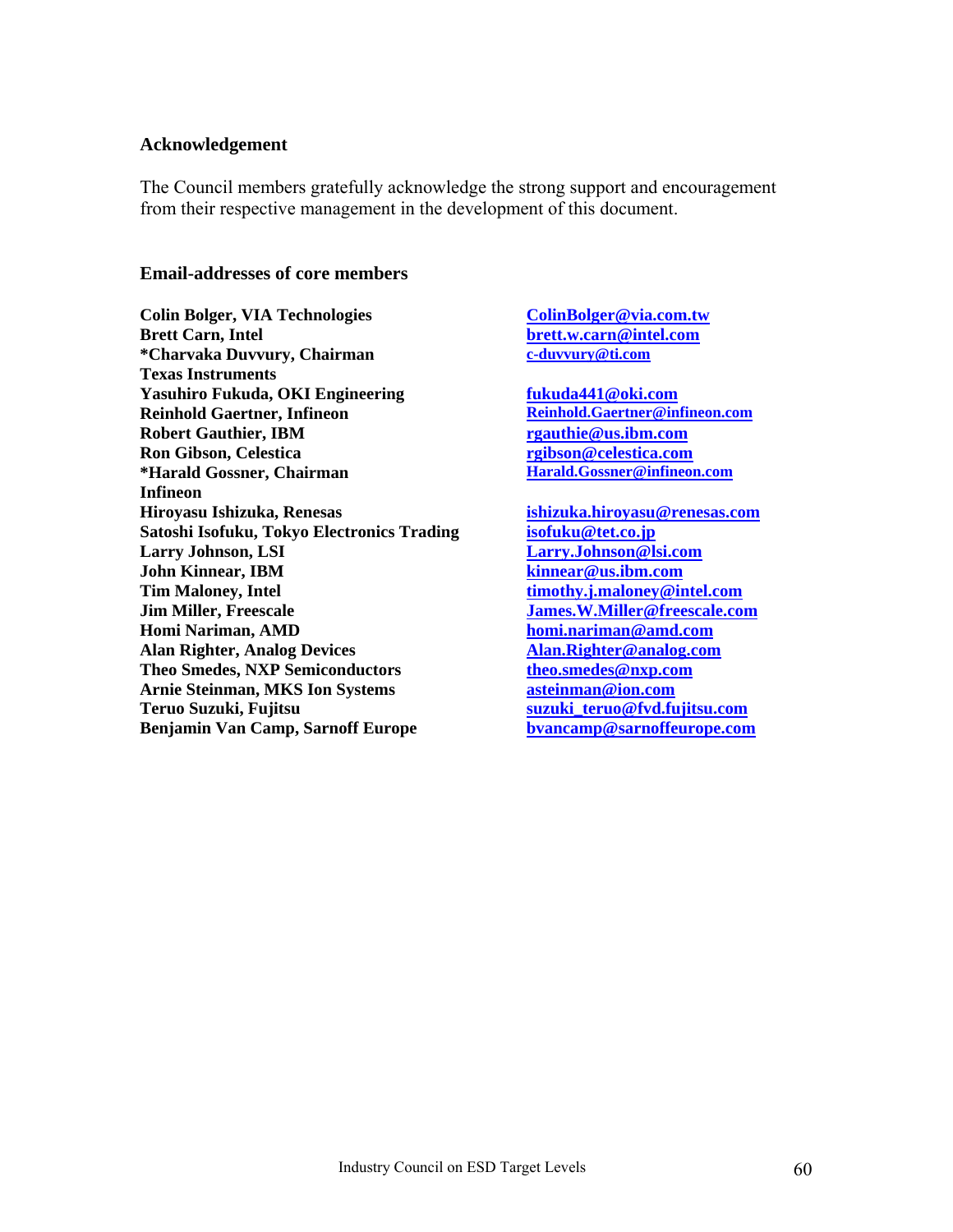### Acknowledgement

The Council members gratefully acknowledge the strong support and encouragement from their respective management in the development of this document.

### Email-addresses of core members

| | |
|---|---|
| **Colin Bolger, VIA Technologies** | ColinBolger@via.com.tw |
| **Brett Carn, Intel** | brett.w.carn@intel.com |
| **\*Charvaka Duvvury, Chairman Texas Instruments** | c-duvvury@ti.com |
| **Yasuhiro Fukuda, OKI Engineering** | fukuda441@oki.com |
| **Reinhold Gaertner, Infineon** | Reinhold.Gaertner@infineon.com |
| **Robert Gauthier, IBM** | rgauthie@us.ibm.com |
| **Ron Gibson, Celestica** | rgibson@celestica.com |
| **\*Harald Gossner, Chairman Infineon** | Harald.Gossner@infineon.com |
| **Hiroyasu Ishizuka, Renesas** | ishizuka.hiroyasu@renesas.com |
| **Satoshi Isofuku, Tokyo Electronics Trading** | isofuku@tet.co.jp |
| **Larry Johnson, LSI** | Larry.Johnson@lsi.com |
| **John Kinnear, IBM** | kinnear@us.ibm.com |
| **Tim Maloney, Intel** | timothy.j.maloney@intel.com |
| **Jim Miller, Freescale** | James.W.Miller@freescale.com |
| **Homi Nariman, AMD** | homi.nariman@amd.com |
| **Alan Righter, Analog Devices** | Alan.Righter@analog.com |
| **Theo Smedes, NXP Semiconductors** | theo.smedes@nxp.com |
| **Arnie Steinman, MKS Ion Systems** | asteinman@ion.com |
| **Teruo Suzuki, Fujitsu** | suzuki_teruo@fvd.fujitsu.com |
| **Benjamin Van Camp, Sarnoff Europe** | bvancamp@sarnoffeurope.com |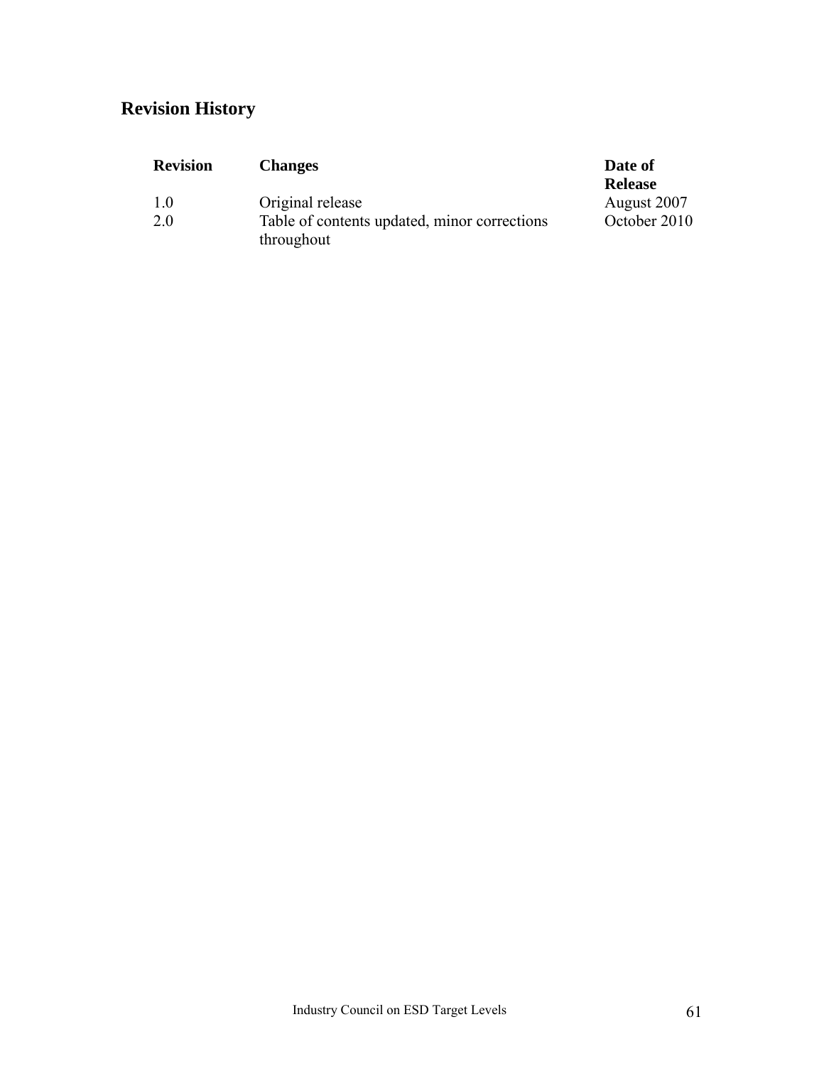## Revision History

| Revision | Changes | Date of Release |
|---|---|---|
| 1.0 | Original release | August 2007 |
| 2.0 | Table of contents updated, minor corrections throughout | October 2010 |